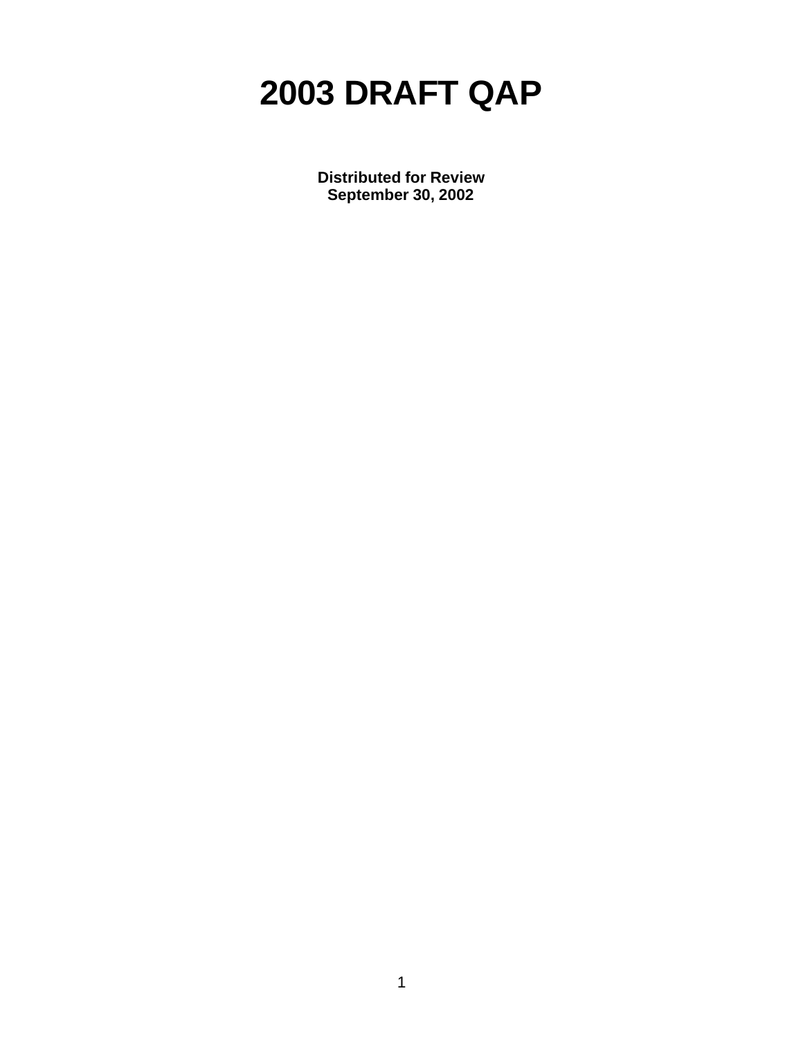# 2003 DRAFT QAP

**Distributed for Review**
**September 30, 2002**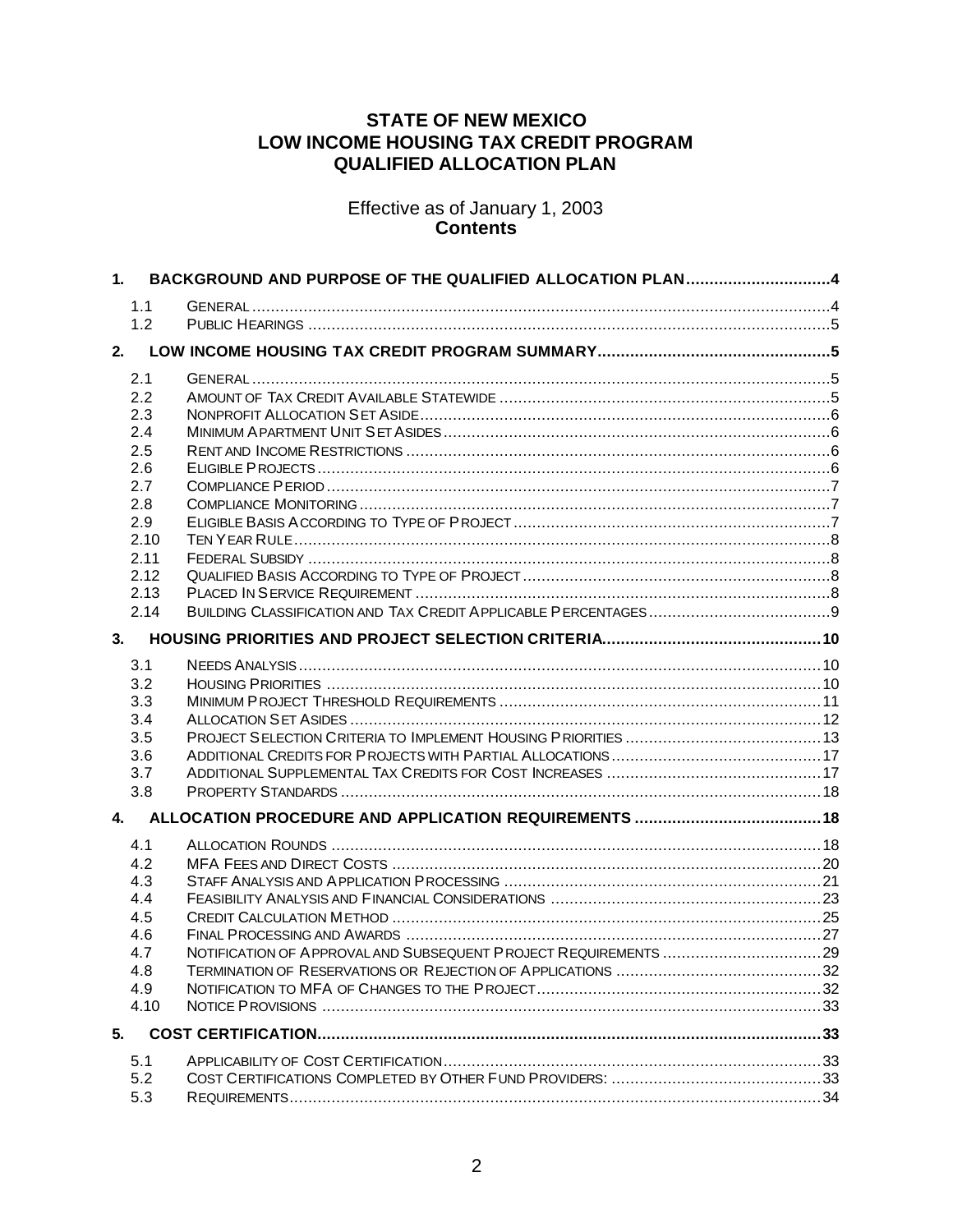# STATE OF NEW MEXICO
# LOW INCOME HOUSING TAX CREDIT PROGRAM
# QUALIFIED ALLOCATION PLAN

Effective as of January 1, 2003

**Contents**

**1. BACKGROUND AND PURPOSE OF THE QUALIFIED ALLOCATION PLAN ....... 4**

- 1.1 GENERAL ....... 4
- 1.2 PUBLIC HEARINGS ....... 5

**2. LOW INCOME HOUSING TAX CREDIT PROGRAM SUMMARY ....... 5**

- 2.1 GENERAL ....... 5
- 2.2 AMOUNT OF TAX CREDIT AVAILABLE STATEWIDE ....... 5
- 2.3 NONPROFIT ALLOCATION SET ASIDE ....... 6
- 2.4 MINIMUM APARTMENT UNIT SET ASIDES ....... 6
- 2.5 RENT AND INCOME RESTRICTIONS ....... 6
- 2.6 ELIGIBLE PROJECTS ....... 6
- 2.7 COMPLIANCE PERIOD ....... 7
- 2.8 COMPLIANCE MONITORING ....... 7
- 2.9 ELIGIBLE BASIS ACCORDING TO TYPE OF PROJECT ....... 7
- 2.10 TEN YEAR RULE ....... 8
- 2.11 FEDERAL SUBSIDY ....... 8
- 2.12 QUALIFIED BASIS ACCORDING TO TYPE OF PROJECT ....... 8
- 2.13 PLACED IN SERVICE REQUIREMENT ....... 8
- 2.14 BUILDING CLASSIFICATION AND TAX CREDIT APPLICABLE PERCENTAGES ....... 9

**3. HOUSING PRIORITIES AND PROJECT SELECTION CRITERIA ....... 10**

- 3.1 NEEDS ANALYSIS ....... 10
- 3.2 HOUSING PRIORITIES ....... 10
- 3.3 MINIMUM PROJECT THRESHOLD REQUIREMENTS ....... 11
- 3.4 ALLOCATION SET ASIDES ....... 12
- 3.5 PROJECT SELECTION CRITERIA TO IMPLEMENT HOUSING PRIORITIES ....... 13
- 3.6 ADDITIONAL CREDITS FOR PROJECTS WITH PARTIAL ALLOCATIONS ....... 17
- 3.7 ADDITIONAL SUPPLEMENTAL TAX CREDITS FOR COST INCREASES ....... 17
- 3.8 PROPERTY STANDARDS ....... 18

**4. ALLOCATION PROCEDURE AND APPLICATION REQUIREMENTS ....... 18**

- 4.1 ALLOCATION ROUNDS ....... 18
- 4.2 MFA FEES AND DIRECT COSTS ....... 20
- 4.3 STAFF ANALYSIS AND APPLICATION PROCESSING ....... 21
- 4.4 FEASIBILITY ANALYSIS AND FINANCIAL CONSIDERATIONS ....... 23
- 4.5 CREDIT CALCULATION METHOD ....... 25
- 4.6 FINAL PROCESSING AND AWARDS ....... 27
- 4.7 NOTIFICATION OF APPROVAL AND SUBSEQUENT PROJECT REQUIREMENTS ....... 29
- 4.8 TERMINATION OF RESERVATIONS OR REJECTION OF APPLICATIONS ....... 32
- 4.9 NOTIFICATION TO MFA OF CHANGES TO THE PROJECT ....... 32
- 4.10 NOTICE PROVISIONS ....... 33

**5. COST CERTIFICATION ....... 33**

- 5.1 APPLICABILITY OF COST CERTIFICATION ....... 33
- 5.2 COST CERTIFICATIONS COMPLETED BY OTHER FUND PROVIDERS: ....... 33
- 5.3 REQUIREMENTS ....... 34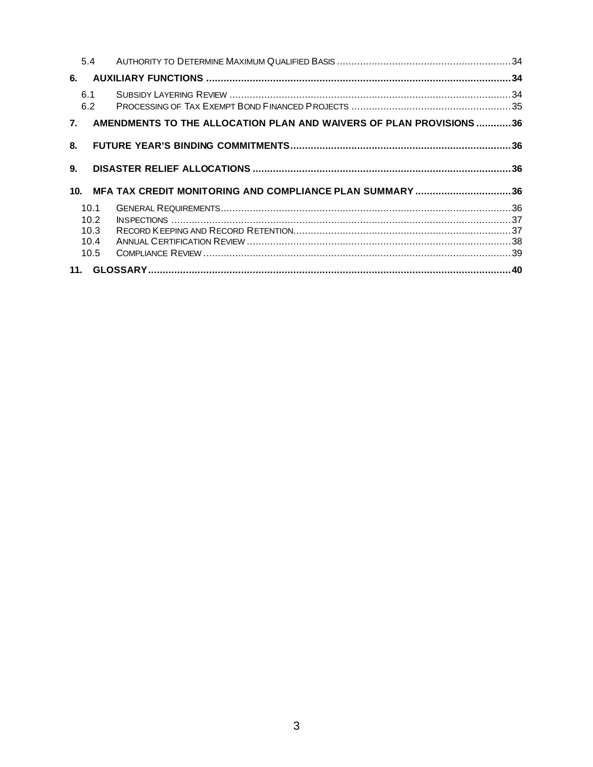5.4 AUTHORITY TO DETERMINE MAXIMUM QUALIFIED BASIS .......... 34

**6. AUXILIARY FUNCTIONS .......... 34**

6.1 SUBSIDY LAYERING REVIEW .......... 34
6.2 PROCESSING OF TAX EXEMPT BOND FINANCED PROJECTS .......... 35

**7. AMENDMENTS TO THE ALLOCATION PLAN AND WAIVERS OF PLAN PROVISIONS .......... 36**

**8. FUTURE YEAR'S BINDING COMMITMENTS .......... 36**

**9. DISASTER RELIEF ALLOCATIONS .......... 36**

**10. MFA TAX CREDIT MONITORING AND COMPLIANCE PLAN SUMMARY .......... 36**

10.1 GENERAL REQUIREMENTS .......... 36
10.2 INSPECTIONS .......... 37
10.3 RECORD KEEPING AND RECORD RETENTION .......... 37
10.4 ANNUAL CERTIFICATION REVIEW .......... 38
10.5 COMPLIANCE REVIEW .......... 39

**11. GLOSSARY .......... 40**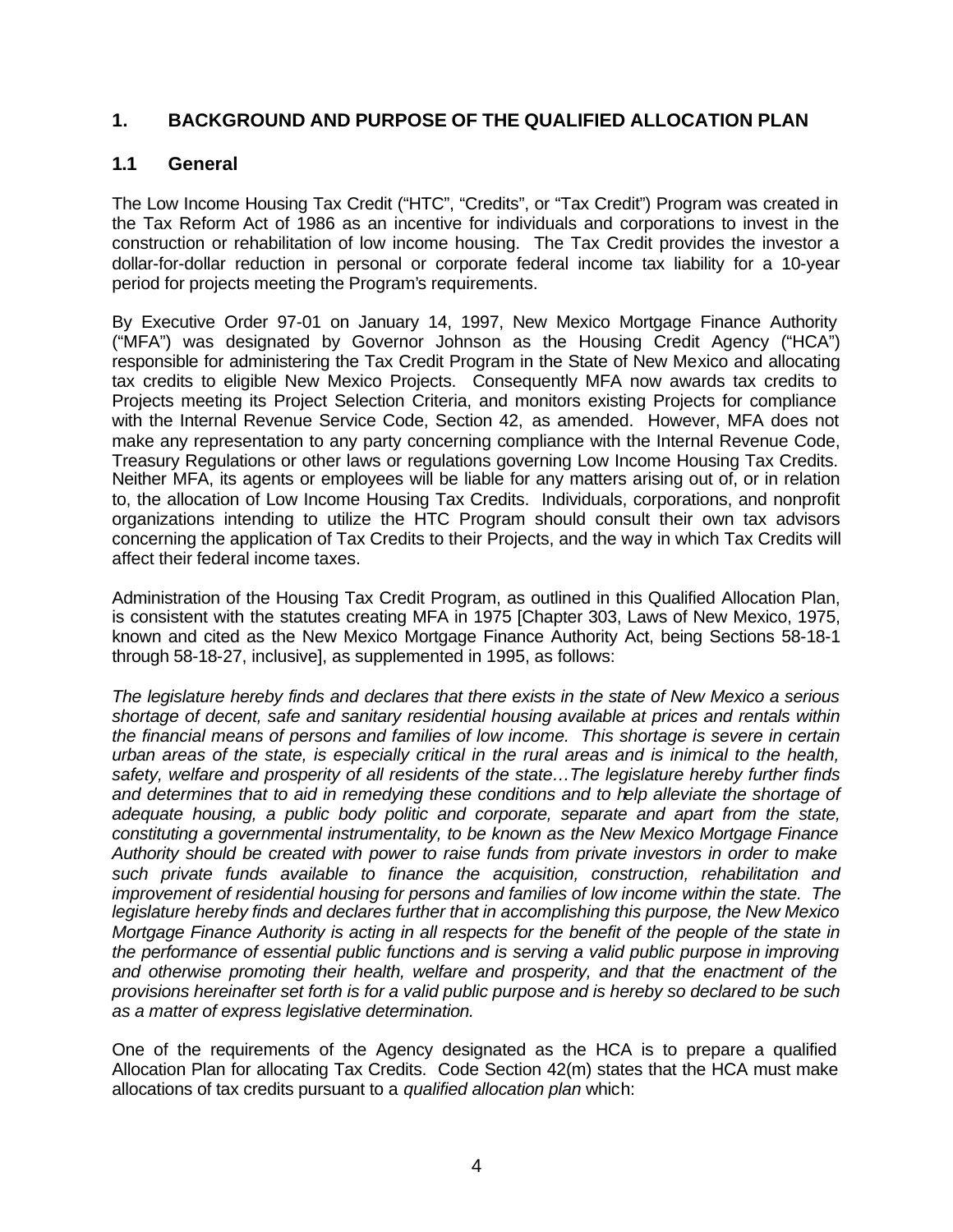## 1. BACKGROUND AND PURPOSE OF THE QUALIFIED ALLOCATION PLAN

### 1.1 General

The Low Income Housing Tax Credit ("HTC", "Credits", or "Tax Credit") Program was created in the Tax Reform Act of 1986 as an incentive for individuals and corporations to invest in the construction or rehabilitation of low income housing. The Tax Credit provides the investor a dollar-for-dollar reduction in personal or corporate federal income tax liability for a 10-year period for projects meeting the Program's requirements.

By Executive Order 97-01 on January 14, 1997, New Mexico Mortgage Finance Authority ("MFA") was designated by Governor Johnson as the Housing Credit Agency ("HCA") responsible for administering the Tax Credit Program in the State of New Mexico and allocating tax credits to eligible New Mexico Projects. Consequently MFA now awards tax credits to Projects meeting its Project Selection Criteria, and monitors existing Projects for compliance with the Internal Revenue Service Code, Section 42, as amended. However, MFA does not make any representation to any party concerning compliance with the Internal Revenue Code, Treasury Regulations or other laws or regulations governing Low Income Housing Tax Credits. Neither MFA, its agents or employees will be liable for any matters arising out of, or in relation to, the allocation of Low Income Housing Tax Credits. Individuals, corporations, and nonprofit organizations intending to utilize the HTC Program should consult their own tax advisors concerning the application of Tax Credits to their Projects, and the way in which Tax Credits will affect their federal income taxes.

Administration of the Housing Tax Credit Program, as outlined in this Qualified Allocation Plan, is consistent with the statutes creating MFA in 1975 [Chapter 303, Laws of New Mexico, 1975, known and cited as the New Mexico Mortgage Finance Authority Act, being Sections 58-18-1 through 58-18-27, inclusive], as supplemented in 1995, as follows:

*The legislature hereby finds and declares that there exists in the state of New Mexico a serious shortage of decent, safe and sanitary residential housing available at prices and rentals within the financial means of persons and families of low income. This shortage is severe in certain urban areas of the state, is especially critical in the rural areas and is inimical to the health, safety, welfare and prosperity of all residents of the state…The legislature hereby further finds and determines that to aid in remedying these conditions and to help alleviate the shortage of adequate housing, a public body politic and corporate, separate and apart from the state, constituting a governmental instrumentality, to be known as the New Mexico Mortgage Finance Authority should be created with power to raise funds from private investors in order to make such private funds available to finance the acquisition, construction, rehabilitation and improvement of residential housing for persons and families of low income within the state. The legislature hereby finds and declares further that in accomplishing this purpose, the New Mexico Mortgage Finance Authority is acting in all respects for the benefit of the people of the state in the performance of essential public functions and is serving a valid public purpose in improving and otherwise promoting their health, welfare and prosperity, and that the enactment of the provisions hereinafter set forth is for a valid public purpose and is hereby so declared to be such as a matter of express legislative determination.*

One of the requirements of the Agency designated as the HCA is to prepare a qualified Allocation Plan for allocating Tax Credits. Code Section 42(m) states that the HCA must make allocations of tax credits pursuant to a *qualified allocation plan* which: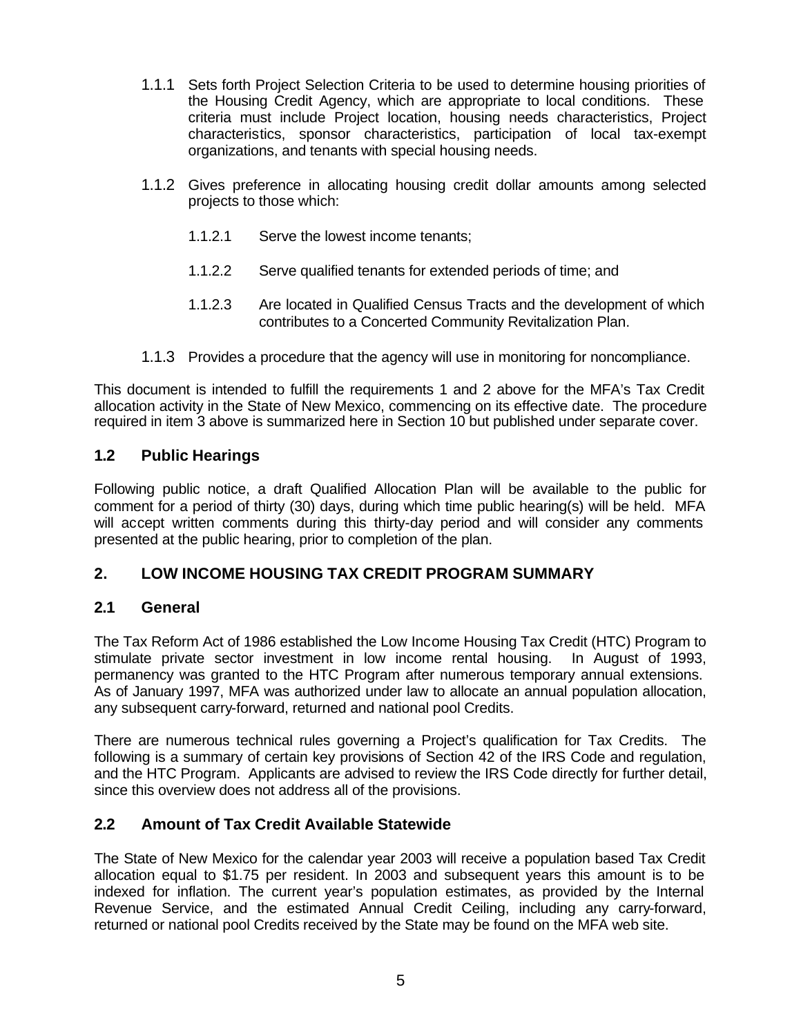1.1.1 Sets forth Project Selection Criteria to be used to determine housing priorities of the Housing Credit Agency, which are appropriate to local conditions. These criteria must include Project location, housing needs characteristics, Project characteristics, sponsor characteristics, participation of local tax-exempt organizations, and tenants with special housing needs.

1.1.2 Gives preference in allocating housing credit dollar amounts among selected projects to those which:

1.1.2.1 Serve the lowest income tenants;

1.1.2.2 Serve qualified tenants for extended periods of time; and

1.1.2.3 Are located in Qualified Census Tracts and the development of which contributes to a Concerted Community Revitalization Plan.

1.1.3 Provides a procedure that the agency will use in monitoring for noncompliance.

This document is intended to fulfill the requirements 1 and 2 above for the MFA's Tax Credit allocation activity in the State of New Mexico, commencing on its effective date. The procedure required in item 3 above is summarized here in Section 10 but published under separate cover.

## 1.2 Public Hearings

Following public notice, a draft Qualified Allocation Plan will be available to the public for comment for a period of thirty (30) days, during which time public hearing(s) will be held. MFA will accept written comments during this thirty-day period and will consider any comments presented at the public hearing, prior to completion of the plan.

## 2. LOW INCOME HOUSING TAX CREDIT PROGRAM SUMMARY

## 2.1 General

The Tax Reform Act of 1986 established the Low Income Housing Tax Credit (HTC) Program to stimulate private sector investment in low income rental housing. In August of 1993, permanency was granted to the HTC Program after numerous temporary annual extensions. As of January 1997, MFA was authorized under law to allocate an annual population allocation, any subsequent carry-forward, returned and national pool Credits.

There are numerous technical rules governing a Project's qualification for Tax Credits. The following is a summary of certain key provisions of Section 42 of the IRS Code and regulation, and the HTC Program. Applicants are advised to review the IRS Code directly for further detail, since this overview does not address all of the provisions.

## 2.2 Amount of Tax Credit Available Statewide

The State of New Mexico for the calendar year 2003 will receive a population based Tax Credit allocation equal to $1.75 per resident. In 2003 and subsequent years this amount is to be indexed for inflation. The current year's population estimates, as provided by the Internal Revenue Service, and the estimated Annual Credit Ceiling, including any carry-forward, returned or national pool Credits received by the State may be found on the MFA web site.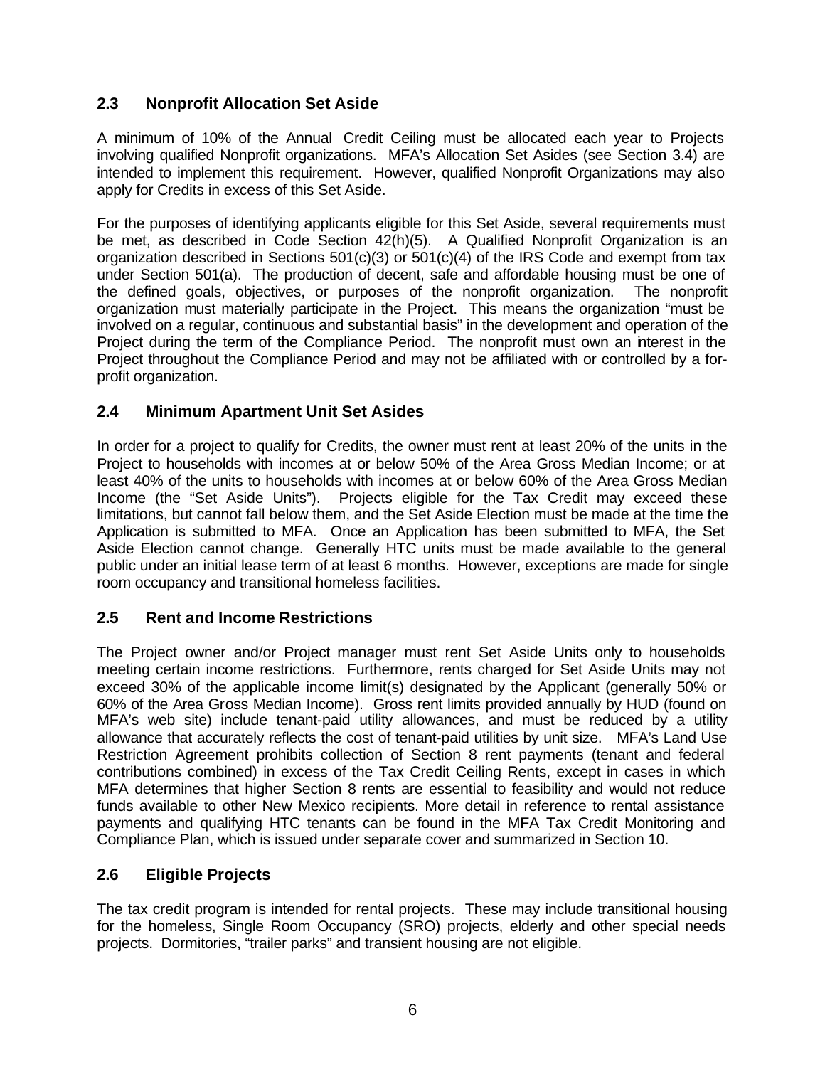## 2.3 Nonprofit Allocation Set Aside

A minimum of 10% of the Annual Credit Ceiling must be allocated each year to Projects involving qualified Nonprofit organizations. MFA's Allocation Set Asides (see Section 3.4) are intended to implement this requirement. However, qualified Nonprofit Organizations may also apply for Credits in excess of this Set Aside.

For the purposes of identifying applicants eligible for this Set Aside, several requirements must be met, as described in Code Section 42(h)(5). A Qualified Nonprofit Organization is an organization described in Sections 501(c)(3) or 501(c)(4) of the IRS Code and exempt from tax under Section 501(a). The production of decent, safe and affordable housing must be one of the defined goals, objectives, or purposes of the nonprofit organization. The nonprofit organization must materially participate in the Project. This means the organization "must be involved on a regular, continuous and substantial basis" in the development and operation of the Project during the term of the Compliance Period. The nonprofit must own an interest in the Project throughout the Compliance Period and may not be affiliated with or controlled by a for-profit organization.

## 2.4 Minimum Apartment Unit Set Asides

In order for a project to qualify for Credits, the owner must rent at least 20% of the units in the Project to households with incomes at or below 50% of the Area Gross Median Income; or at least 40% of the units to households with incomes at or below 60% of the Area Gross Median Income (the "Set Aside Units"). Projects eligible for the Tax Credit may exceed these limitations, but cannot fall below them, and the Set Aside Election must be made at the time the Application is submitted to MFA. Once an Application has been submitted to MFA, the Set Aside Election cannot change. Generally HTC units must be made available to the general public under an initial lease term of at least 6 months. However, exceptions are made for single room occupancy and transitional homeless facilities.

## 2.5 Rent and Income Restrictions

The Project owner and/or Project manager must rent Set–Aside Units only to households meeting certain income restrictions. Furthermore, rents charged for Set Aside Units may not exceed 30% of the applicable income limit(s) designated by the Applicant (generally 50% or 60% of the Area Gross Median Income). Gross rent limits provided annually by HUD (found on MFA's web site) include tenant-paid utility allowances, and must be reduced by a utility allowance that accurately reflects the cost of tenant-paid utilities by unit size. MFA's Land Use Restriction Agreement prohibits collection of Section 8 rent payments (tenant and federal contributions combined) in excess of the Tax Credit Ceiling Rents, except in cases in which MFA determines that higher Section 8 rents are essential to feasibility and would not reduce funds available to other New Mexico recipients. More detail in reference to rental assistance payments and qualifying HTC tenants can be found in the MFA Tax Credit Monitoring and Compliance Plan, which is issued under separate cover and summarized in Section 10.

## 2.6 Eligible Projects

The tax credit program is intended for rental projects. These may include transitional housing for the homeless, Single Room Occupancy (SRO) projects, elderly and other special needs projects. Dormitories, "trailer parks" and transient housing are not eligible.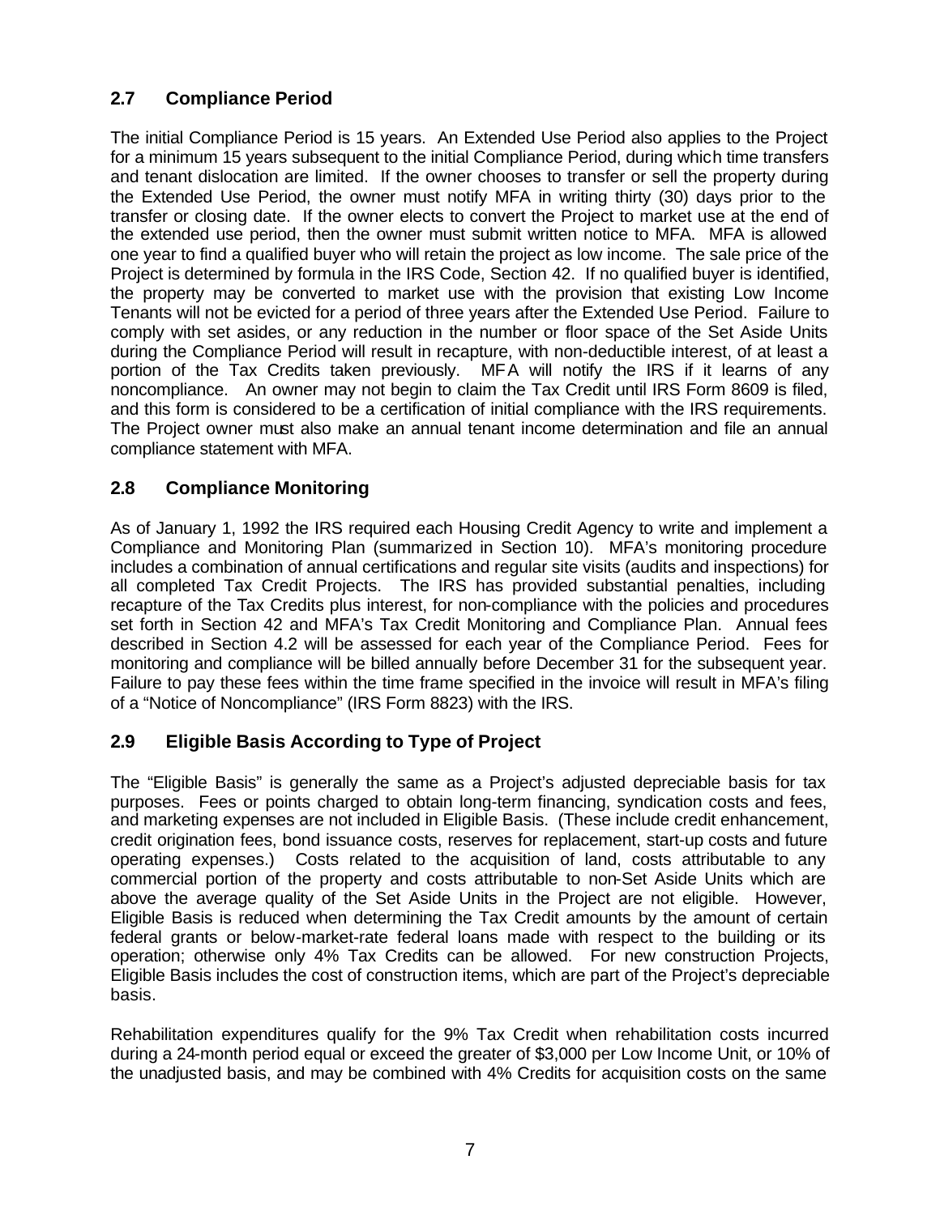## 2.7 Compliance Period

The initial Compliance Period is 15 years. An Extended Use Period also applies to the Project for a minimum 15 years subsequent to the initial Compliance Period, during which time transfers and tenant dislocation are limited. If the owner chooses to transfer or sell the property during the Extended Use Period, the owner must notify MFA in writing thirty (30) days prior to the transfer or closing date. If the owner elects to convert the Project to market use at the end of the extended use period, then the owner must submit written notice to MFA. MFA is allowed one year to find a qualified buyer who will retain the project as low income. The sale price of the Project is determined by formula in the IRS Code, Section 42. If no qualified buyer is identified, the property may be converted to market use with the provision that existing Low Income Tenants will not be evicted for a period of three years after the Extended Use Period. Failure to comply with set asides, or any reduction in the number or floor space of the Set Aside Units during the Compliance Period will result in recapture, with non-deductible interest, of at least a portion of the Tax Credits taken previously. MFA will notify the IRS if it learns of any noncompliance. An owner may not begin to claim the Tax Credit until IRS Form 8609 is filed, and this form is considered to be a certification of initial compliance with the IRS requirements. The Project owner must also make an annual tenant income determination and file an annual compliance statement with MFA.

## 2.8 Compliance Monitoring

As of January 1, 1992 the IRS required each Housing Credit Agency to write and implement a Compliance and Monitoring Plan (summarized in Section 10). MFA's monitoring procedure includes a combination of annual certifications and regular site visits (audits and inspections) for all completed Tax Credit Projects. The IRS has provided substantial penalties, including recapture of the Tax Credits plus interest, for non-compliance with the policies and procedures set forth in Section 42 and MFA's Tax Credit Monitoring and Compliance Plan. Annual fees described in Section 4.2 will be assessed for each year of the Compliance Period. Fees for monitoring and compliance will be billed annually before December 31 for the subsequent year. Failure to pay these fees within the time frame specified in the invoice will result in MFA's filing of a "Notice of Noncompliance" (IRS Form 8823) with the IRS.

## 2.9 Eligible Basis According to Type of Project

The "Eligible Basis" is generally the same as a Project's adjusted depreciable basis for tax purposes. Fees or points charged to obtain long-term financing, syndication costs and fees, and marketing expenses are not included in Eligible Basis. (These include credit enhancement, credit origination fees, bond issuance costs, reserves for replacement, start-up costs and future operating expenses.) Costs related to the acquisition of land, costs attributable to any commercial portion of the property and costs attributable to non-Set Aside Units which are above the average quality of the Set Aside Units in the Project are not eligible. However, Eligible Basis is reduced when determining the Tax Credit amounts by the amount of certain federal grants or below-market-rate federal loans made with respect to the building or its operation; otherwise only 4% Tax Credits can be allowed. For new construction Projects, Eligible Basis includes the cost of construction items, which are part of the Project's depreciable basis.

Rehabilitation expenditures qualify for the 9% Tax Credit when rehabilitation costs incurred during a 24-month period equal or exceed the greater of $3,000 per Low Income Unit, or 10% of the unadjusted basis, and may be combined with 4% Credits for acquisition costs on the same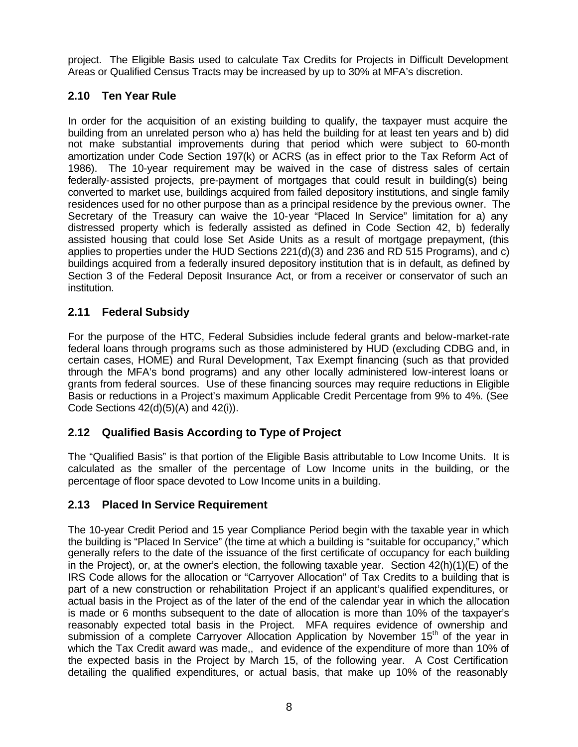project. The Eligible Basis used to calculate Tax Credits for Projects in Difficult Development Areas or Qualified Census Tracts may be increased by up to 30% at MFA's discretion.

## 2.10 Ten Year Rule

In order for the acquisition of an existing building to qualify, the taxpayer must acquire the building from an unrelated person who a) has held the building for at least ten years and b) did not make substantial improvements during that period which were subject to 60-month amortization under Code Section 197(k) or ACRS (as in effect prior to the Tax Reform Act of 1986). The 10-year requirement may be waived in the case of distress sales of certain federally-assisted projects, pre-payment of mortgages that could result in building(s) being converted to market use, buildings acquired from failed depository institutions, and single family residences used for no other purpose than as a principal residence by the previous owner. The Secretary of the Treasury can waive the 10-year "Placed In Service" limitation for a) any distressed property which is federally assisted as defined in Code Section 42, b) federally assisted housing that could lose Set Aside Units as a result of mortgage prepayment, (this applies to properties under the HUD Sections 221(d)(3) and 236 and RD 515 Programs), and c) buildings acquired from a federally insured depository institution that is in default, as defined by Section 3 of the Federal Deposit Insurance Act, or from a receiver or conservator of such an institution.

## 2.11 Federal Subsidy

For the purpose of the HTC, Federal Subsidies include federal grants and below-market-rate federal loans through programs such as those administered by HUD (excluding CDBG and, in certain cases, HOME) and Rural Development, Tax Exempt financing (such as that provided through the MFA's bond programs) and any other locally administered low-interest loans or grants from federal sources. Use of these financing sources may require reductions in Eligible Basis or reductions in a Project's maximum Applicable Credit Percentage from 9% to 4%. (See Code Sections 42(d)(5)(A) and 42(i)).

## 2.12 Qualified Basis According to Type of Project

The "Qualified Basis" is that portion of the Eligible Basis attributable to Low Income Units. It is calculated as the smaller of the percentage of Low Income units in the building, or the percentage of floor space devoted to Low Income units in a building.

## 2.13 Placed In Service Requirement

The 10-year Credit Period and 15 year Compliance Period begin with the taxable year in which the building is "Placed In Service" (the time at which a building is "suitable for occupancy," which generally refers to the date of the issuance of the first certificate of occupancy for each building in the Project), or, at the owner's election, the following taxable year. Section 42(h)(1)(E) of the IRS Code allows for the allocation or "Carryover Allocation" of Tax Credits to a building that is part of a new construction or rehabilitation Project if an applicant's qualified expenditures, or actual basis in the Project as of the later of the end of the calendar year in which the allocation is made or 6 months subsequent to the date of allocation is more than 10% of the taxpayer's reasonably expected total basis in the Project. MFA requires evidence of ownership and submission of a complete Carryover Allocation Application by November 15th of the year in which the Tax Credit award was made,, and evidence of the expenditure of more than 10% of the expected basis in the Project by March 15, of the following year. A Cost Certification detailing the qualified expenditures, or actual basis, that make up 10% of the reasonably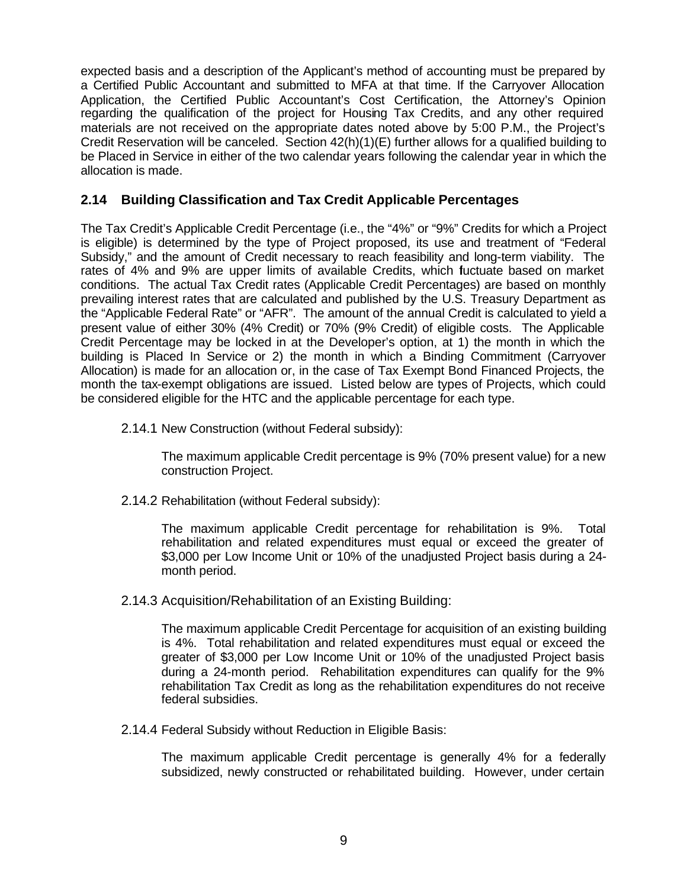expected basis and a description of the Applicant's method of accounting must be prepared by a Certified Public Accountant and submitted to MFA at that time. If the Carryover Allocation Application, the Certified Public Accountant's Cost Certification, the Attorney's Opinion regarding the qualification of the project for Housing Tax Credits, and any other required materials are not received on the appropriate dates noted above by 5:00 P.M., the Project's Credit Reservation will be canceled. Section 42(h)(1)(E) further allows for a qualified building to be Placed in Service in either of the two calendar years following the calendar year in which the allocation is made.

## 2.14 Building Classification and Tax Credit Applicable Percentages

The Tax Credit's Applicable Credit Percentage (i.e., the "4%" or "9%" Credits for which a Project is eligible) is determined by the type of Project proposed, its use and treatment of "Federal Subsidy," and the amount of Credit necessary to reach feasibility and long-term viability. The rates of 4% and 9% are upper limits of available Credits, which fluctuate based on market conditions. The actual Tax Credit rates (Applicable Credit Percentages) are based on monthly prevailing interest rates that are calculated and published by the U.S. Treasury Department as the "Applicable Federal Rate" or "AFR". The amount of the annual Credit is calculated to yield a present value of either 30% (4% Credit) or 70% (9% Credit) of eligible costs. The Applicable Credit Percentage may be locked in at the Developer's option, at 1) the month in which the building is Placed In Service or 2) the month in which a Binding Commitment (Carryover Allocation) is made for an allocation or, in the case of Tax Exempt Bond Financed Projects, the month the tax-exempt obligations are issued. Listed below are types of Projects, which could be considered eligible for the HTC and the applicable percentage for each type.

2.14.1 New Construction (without Federal subsidy):

The maximum applicable Credit percentage is 9% (70% present value) for a new construction Project.

2.14.2 Rehabilitation (without Federal subsidy):

The maximum applicable Credit percentage for rehabilitation is 9%. Total rehabilitation and related expenditures must equal or exceed the greater of $3,000 per Low Income Unit or 10% of the unadjusted Project basis during a 24-month period.

2.14.3 Acquisition/Rehabilitation of an Existing Building:

The maximum applicable Credit Percentage for acquisition of an existing building is 4%. Total rehabilitation and related expenditures must equal or exceed the greater of $3,000 per Low Income Unit or 10% of the unadjusted Project basis during a 24-month period. Rehabilitation expenditures can qualify for the 9% rehabilitation Tax Credit as long as the rehabilitation expenditures do not receive federal subsidies.

2.14.4 Federal Subsidy without Reduction in Eligible Basis:

The maximum applicable Credit percentage is generally 4% for a federally subsidized, newly constructed or rehabilitated building. However, under certain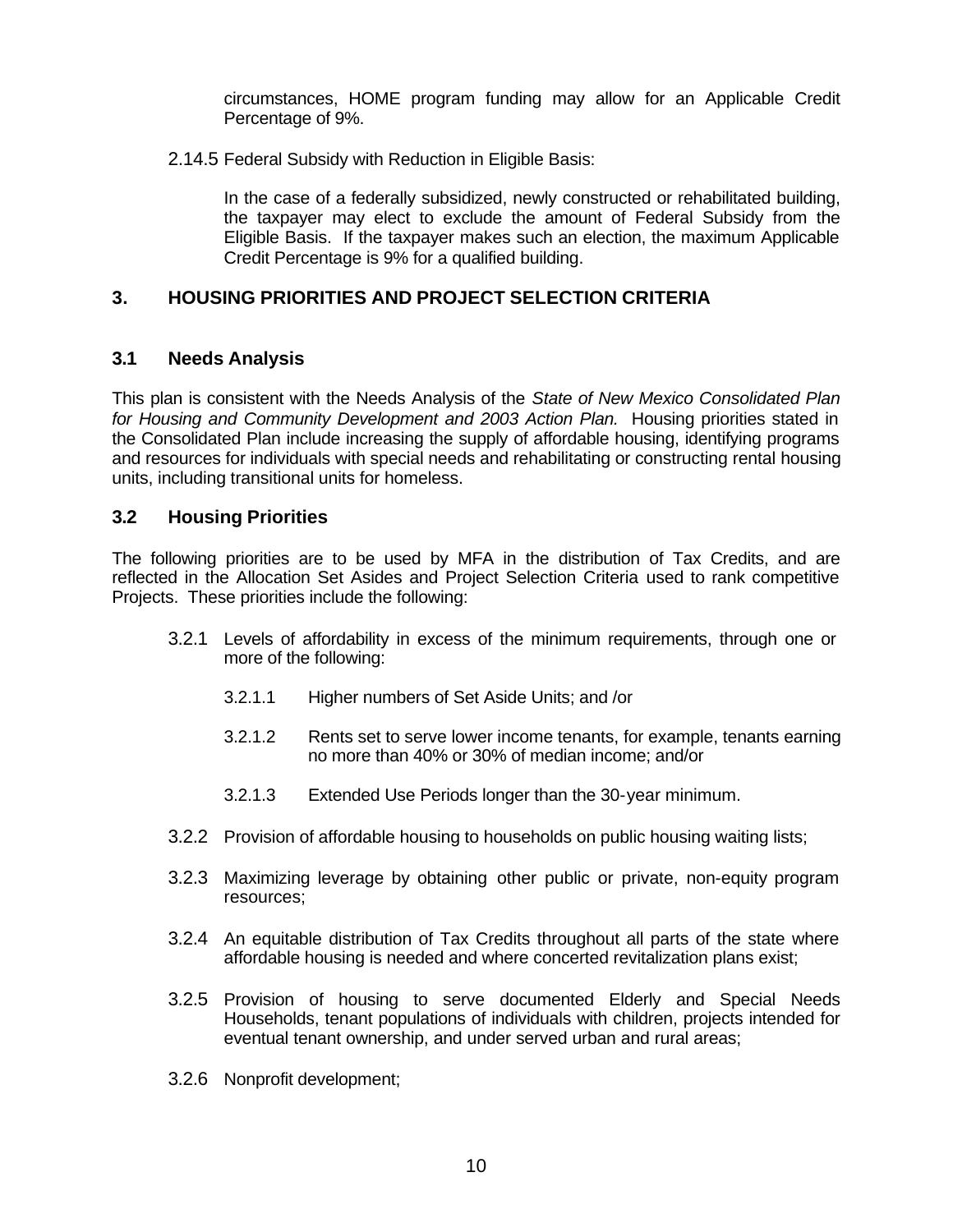circumstances, HOME program funding may allow for an Applicable Credit Percentage of 9%.

2.14.5 Federal Subsidy with Reduction in Eligible Basis:

In the case of a federally subsidized, newly constructed or rehabilitated building, the taxpayer may elect to exclude the amount of Federal Subsidy from the Eligible Basis. If the taxpayer makes such an election, the maximum Applicable Credit Percentage is 9% for a qualified building.

## 3. HOUSING PRIORITIES AND PROJECT SELECTION CRITERIA

### 3.1 Needs Analysis

This plan is consistent with the Needs Analysis of the *State of New Mexico Consolidated Plan for Housing and Community Development and 2003 Action Plan.* Housing priorities stated in the Consolidated Plan include increasing the supply of affordable housing, identifying programs and resources for individuals with special needs and rehabilitating or constructing rental housing units, including transitional units for homeless.

### 3.2 Housing Priorities

The following priorities are to be used by MFA in the distribution of Tax Credits, and are reflected in the Allocation Set Asides and Project Selection Criteria used to rank competitive Projects. These priorities include the following:

3.2.1 Levels of affordability in excess of the minimum requirements, through one or more of the following:

3.2.1.1 Higher numbers of Set Aside Units; and /or

3.2.1.2 Rents set to serve lower income tenants, for example, tenants earning no more than 40% or 30% of median income; and/or

3.2.1.3 Extended Use Periods longer than the 30-year minimum.

3.2.2 Provision of affordable housing to households on public housing waiting lists;

3.2.3 Maximizing leverage by obtaining other public or private, non-equity program resources;

3.2.4 An equitable distribution of Tax Credits throughout all parts of the state where affordable housing is needed and where concerted revitalization plans exist;

3.2.5 Provision of housing to serve documented Elderly and Special Needs Households, tenant populations of individuals with children, projects intended for eventual tenant ownership, and under served urban and rural areas;

3.2.6 Nonprofit development;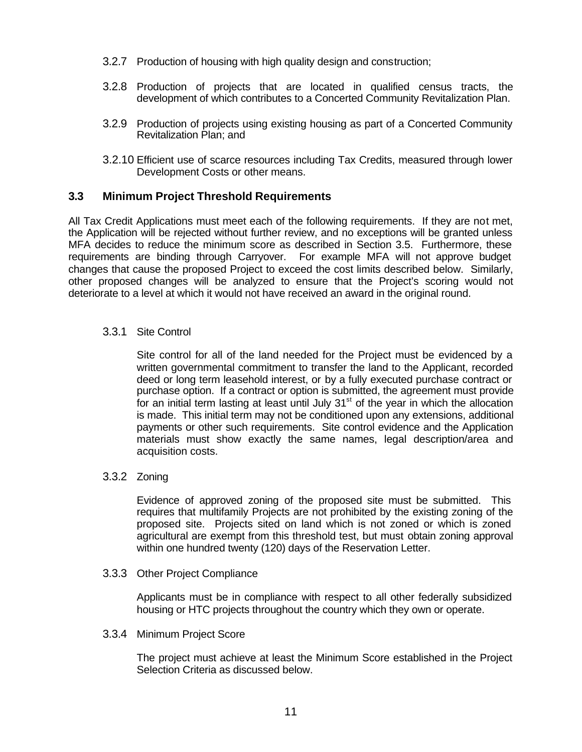3.2.7 Production of housing with high quality design and construction;

3.2.8 Production of projects that are located in qualified census tracts, the development of which contributes to a Concerted Community Revitalization Plan.

3.2.9 Production of projects using existing housing as part of a Concerted Community Revitalization Plan; and

3.2.10 Efficient use of scarce resources including Tax Credits, measured through lower Development Costs or other means.

## 3.3 Minimum Project Threshold Requirements

All Tax Credit Applications must meet each of the following requirements. If they are not met, the Application will be rejected without further review, and no exceptions will be granted unless MFA decides to reduce the minimum score as described in Section 3.5. Furthermore, these requirements are binding through Carryover. For example MFA will not approve budget changes that cause the proposed Project to exceed the cost limits described below. Similarly, other proposed changes will be analyzed to ensure that the Project's scoring would not deteriorate to a level at which it would not have received an award in the original round.

### 3.3.1 Site Control

Site control for all of the land needed for the Project must be evidenced by a written governmental commitment to transfer the land to the Applicant, recorded deed or long term leasehold interest, or by a fully executed purchase contract or purchase option. If a contract or option is submitted, the agreement must provide for an initial term lasting at least until July 31st of the year in which the allocation is made. This initial term may not be conditioned upon any extensions, additional payments or other such requirements. Site control evidence and the Application materials must show exactly the same names, legal description/area and acquisition costs.

### 3.3.2 Zoning

Evidence of approved zoning of the proposed site must be submitted. This requires that multifamily Projects are not prohibited by the existing zoning of the proposed site. Projects sited on land which is not zoned or which is zoned agricultural are exempt from this threshold test, but must obtain zoning approval within one hundred twenty (120) days of the Reservation Letter.

### 3.3.3 Other Project Compliance

Applicants must be in compliance with respect to all other federally subsidized housing or HTC projects throughout the country which they own or operate.

### 3.3.4 Minimum Project Score

The project must achieve at least the Minimum Score established in the Project Selection Criteria as discussed below.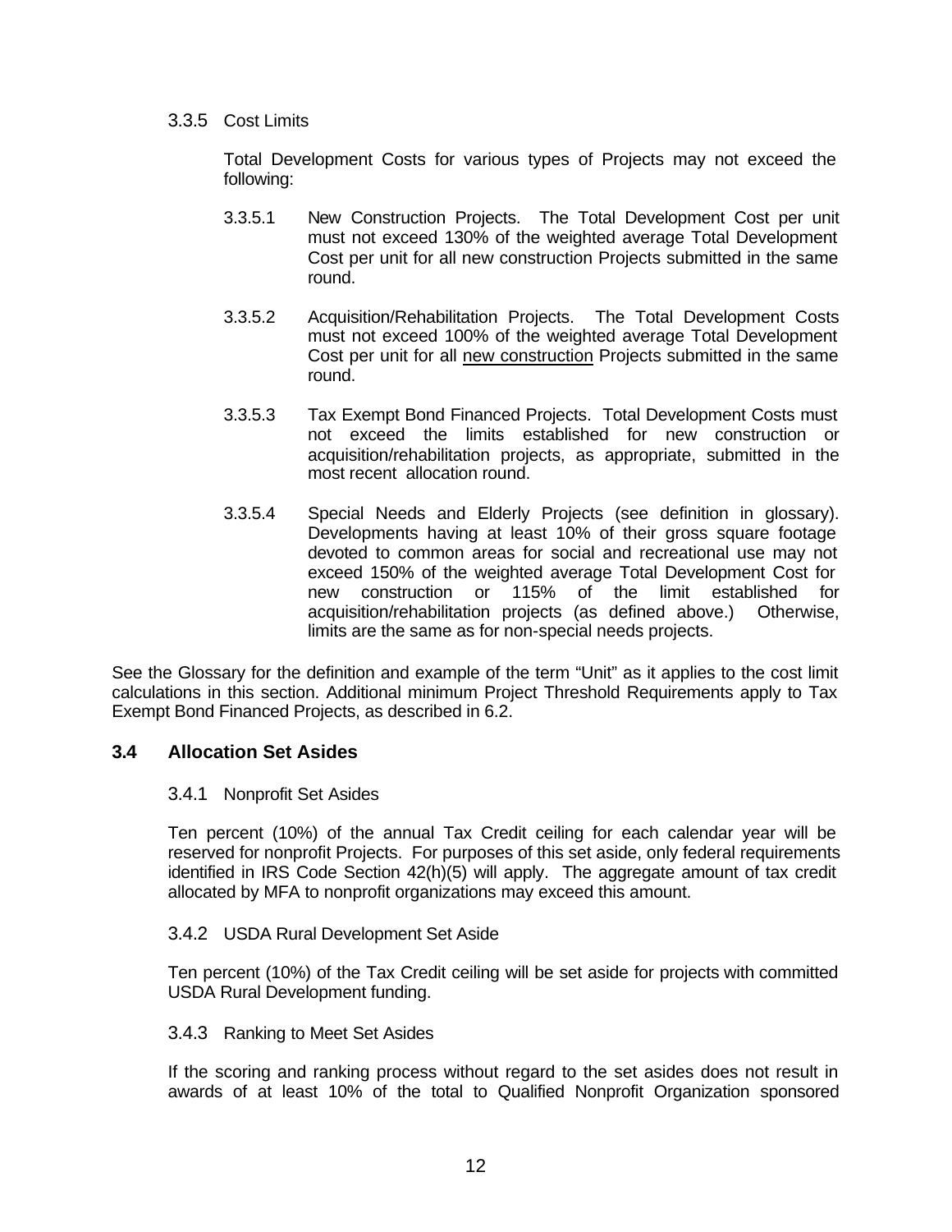### 3.3.5 Cost Limits

Total Development Costs for various types of Projects may not exceed the following:

3.3.5.1 New Construction Projects. The Total Development Cost per unit must not exceed 130% of the weighted average Total Development Cost per unit for all new construction Projects submitted in the same round.

3.3.5.2 Acquisition/Rehabilitation Projects. The Total Development Costs must not exceed 100% of the weighted average Total Development Cost per unit for all <u>new construction</u> Projects submitted in the same round.

3.3.5.3 Tax Exempt Bond Financed Projects. Total Development Costs must not exceed the limits established for new construction or acquisition/rehabilitation projects, as appropriate, submitted in the most recent allocation round.

3.3.5.4 Special Needs and Elderly Projects (see definition in glossary). Developments having at least 10% of their gross square footage devoted to common areas for social and recreational use may not exceed 150% of the weighted average Total Development Cost for new construction or 115% of the limit established for acquisition/rehabilitation projects (as defined above.) Otherwise, limits are the same as for non-special needs projects.

See the Glossary for the definition and example of the term "Unit" as it applies to the cost limit calculations in this section. Additional minimum Project Threshold Requirements apply to Tax Exempt Bond Financed Projects, as described in 6.2.

## 3.4 Allocation Set Asides

### 3.4.1 Nonprofit Set Asides

Ten percent (10%) of the annual Tax Credit ceiling for each calendar year will be reserved for nonprofit Projects. For purposes of this set aside, only federal requirements identified in IRS Code Section 42(h)(5) will apply. The aggregate amount of tax credit allocated by MFA to nonprofit organizations may exceed this amount.

### 3.4.2 USDA Rural Development Set Aside

Ten percent (10%) of the Tax Credit ceiling will be set aside for projects with committed USDA Rural Development funding.

### 3.4.3 Ranking to Meet Set Asides

If the scoring and ranking process without regard to the set asides does not result in awards of at least 10% of the total to Qualified Nonprofit Organization sponsored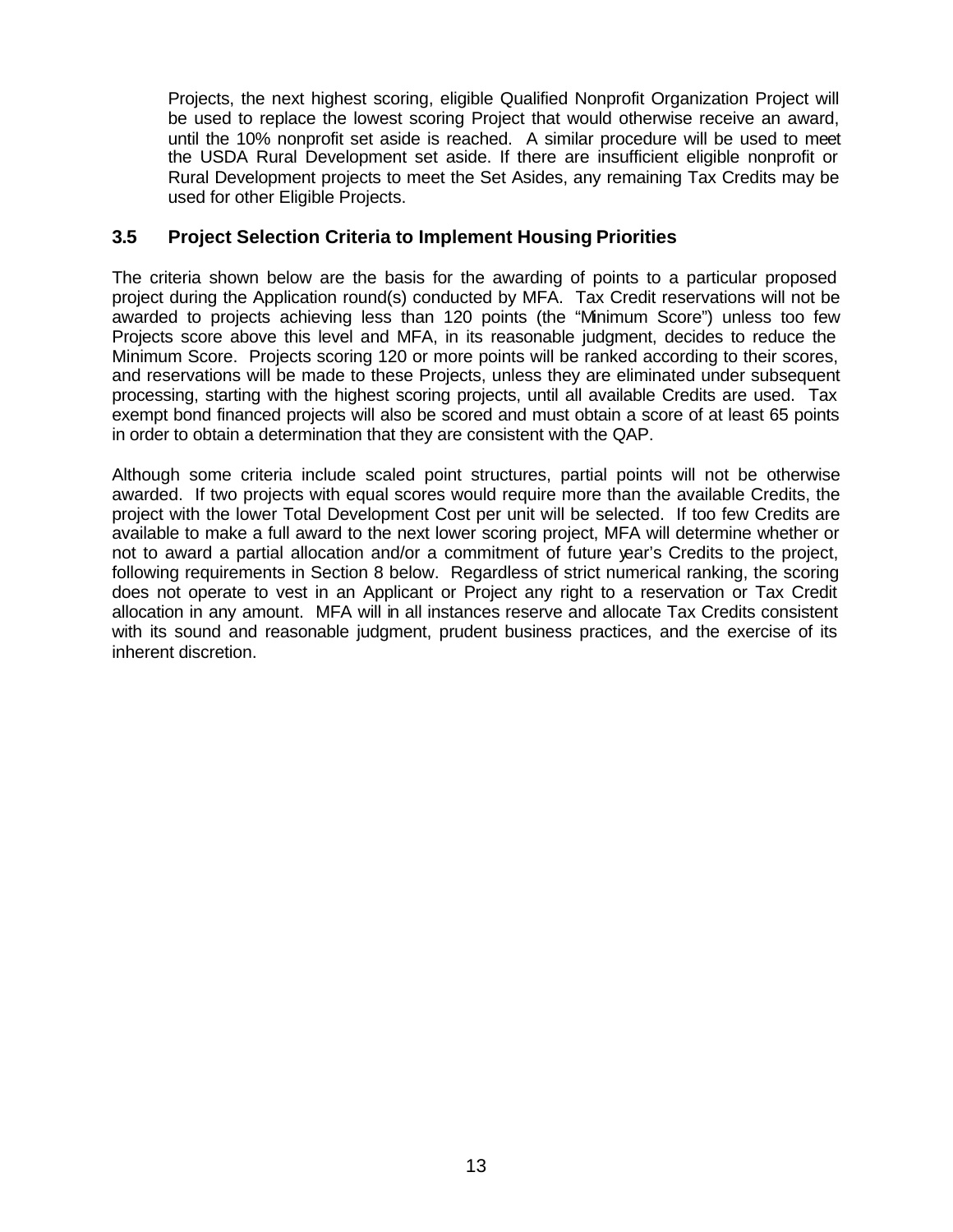Projects, the next highest scoring, eligible Qualified Nonprofit Organization Project will be used to replace the lowest scoring Project that would otherwise receive an award, until the 10% nonprofit set aside is reached. A similar procedure will be used to meet the USDA Rural Development set aside. If there are insufficient eligible nonprofit or Rural Development projects to meet the Set Asides, any remaining Tax Credits may be used for other Eligible Projects.

### 3.5 Project Selection Criteria to Implement Housing Priorities

The criteria shown below are the basis for the awarding of points to a particular proposed project during the Application round(s) conducted by MFA. Tax Credit reservations will not be awarded to projects achieving less than 120 points (the "Minimum Score") unless too few Projects score above this level and MFA, in its reasonable judgment, decides to reduce the Minimum Score. Projects scoring 120 or more points will be ranked according to their scores, and reservations will be made to these Projects, unless they are eliminated under subsequent processing, starting with the highest scoring projects, until all available Credits are used. Tax exempt bond financed projects will also be scored and must obtain a score of at least 65 points in order to obtain a determination that they are consistent with the QAP.

Although some criteria include scaled point structures, partial points will not be otherwise awarded. If two projects with equal scores would require more than the available Credits, the project with the lower Total Development Cost per unit will be selected. If too few Credits are available to make a full award to the next lower scoring project, MFA will determine whether or not to award a partial allocation and/or a commitment of future year's Credits to the project, following requirements in Section 8 below. Regardless of strict numerical ranking, the scoring does not operate to vest in an Applicant or Project any right to a reservation or Tax Credit allocation in any amount. MFA will in all instances reserve and allocate Tax Credits consistent with its sound and reasonable judgment, prudent business practices, and the exercise of its inherent discretion.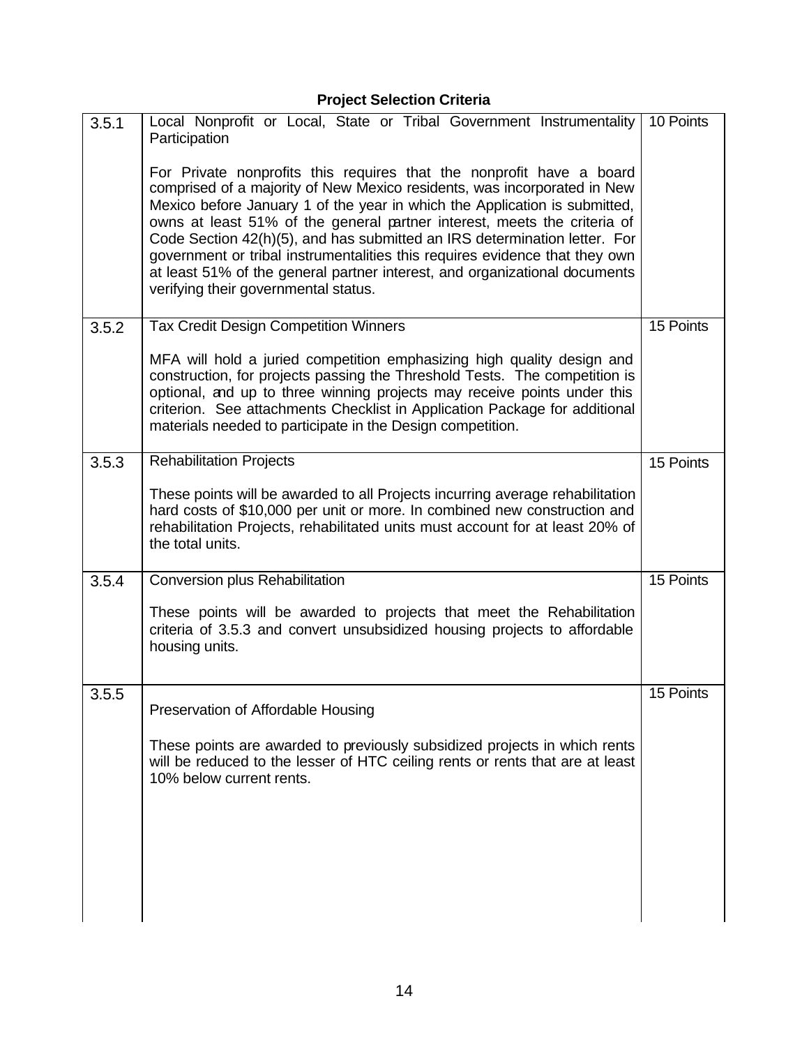**Project Selection Criteria**

| | | |
|---|---|---|
| 3.5.1 | Local Nonprofit or Local, State or Tribal Government Instrumentality Participation<br><br>For Private nonprofits this requires that the nonprofit have a board comprised of a majority of New Mexico residents, was incorporated in New Mexico before January 1 of the year in which the Application is submitted, owns at least 51% of the general partner interest, meets the criteria of Code Section 42(h)(5), and has submitted an IRS determination letter. For government or tribal instrumentalities this requires evidence that they own at least 51% of the general partner interest, and organizational documents verifying their governmental status. | 10 Points |
| 3.5.2 | Tax Credit Design Competition Winners<br><br>MFA will hold a juried competition emphasizing high quality design and construction, for projects passing the Threshold Tests. The competition is optional, and up to three winning projects may receive points under this criterion. See attachments Checklist in Application Package for additional materials needed to participate in the Design competition. | 15 Points |
| 3.5.3 | Rehabilitation Projects<br><br>These points will be awarded to all Projects incurring average rehabilitation hard costs of $10,000 per unit or more. In combined new construction and rehabilitation Projects, rehabilitated units must account for at least 20% of the total units. | 15 Points |
| 3.5.4 | Conversion plus Rehabilitation<br><br>These points will be awarded to projects that meet the Rehabilitation criteria of 3.5.3 and convert unsubsidized housing projects to affordable housing units. | 15 Points |
| 3.5.5 | Preservation of Affordable Housing<br><br>These points are awarded to previously subsidized projects in which rents will be reduced to the lesser of HTC ceiling rents or rents that are at least 10% below current rents. | 15 Points |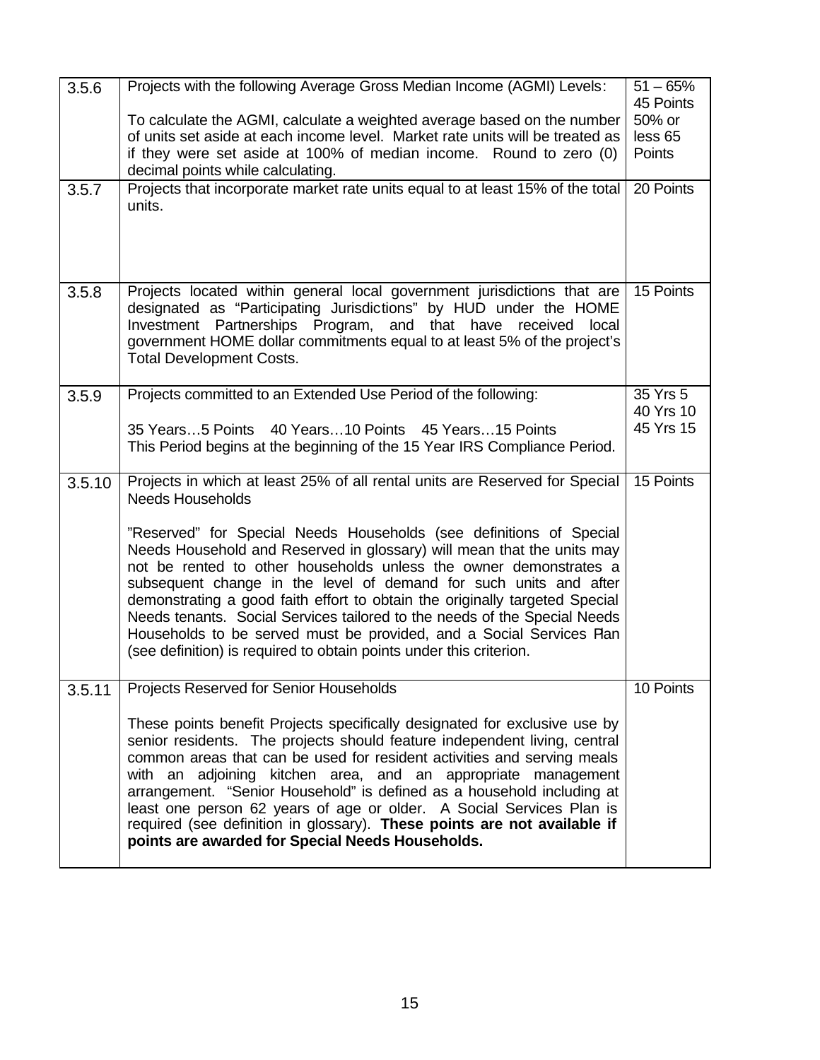| | | |
|---|---|---|
| 3.5.6 | Projects with the following Average Gross Median Income (AGMI) Levels:<br><br>To calculate the AGMI, calculate a weighted average based on the number of units set aside at each income level. Market rate units will be treated as if they were set aside at 100% of median income. Round to zero (0) decimal points while calculating. | 51 – 65% 45 Points<br>50% or less 65 Points |
| 3.5.7 | Projects that incorporate market rate units equal to at least 15% of the total units. | 20 Points |
| 3.5.8 | Projects located within general local government jurisdictions that are designated as "Participating Jurisdictions" by HUD under the HOME Investment Partnerships Program, and that have received local government HOME dollar commitments equal to at least 5% of the project's Total Development Costs. | 15 Points |
| 3.5.9 | Projects committed to an Extended Use Period of the following:<br><br>35 Years…5 Points 40 Years…10 Points 45 Years…15 Points<br>This Period begins at the beginning of the 15 Year IRS Compliance Period. | 35 Yrs 5<br>40 Yrs 10<br>45 Yrs 15 |
| 3.5.10 | Projects in which at least 25% of all rental units are Reserved for Special Needs Households<br><br>"Reserved" for Special Needs Households (see definitions of Special Needs Household and Reserved in glossary) will mean that the units may not be rented to other households unless the owner demonstrates a subsequent change in the level of demand for such units and after demonstrating a good faith effort to obtain the originally targeted Special Needs tenants. Social Services tailored to the needs of the Special Needs Households to be served must be provided, and a Social Services Plan (see definition) is required to obtain points under this criterion. | 15 Points |
| 3.5.11 | Projects Reserved for Senior Households<br><br>These points benefit Projects specifically designated for exclusive use by senior residents. The projects should feature independent living, central common areas that can be used for resident activities and serving meals with an adjoining kitchen area, and an appropriate management arrangement. "Senior Household" is defined as a household including at least one person 62 years of age or older. A Social Services Plan is required (see definition in glossary). **These points are not available if points are awarded for Special Needs Households.** | 10 Points |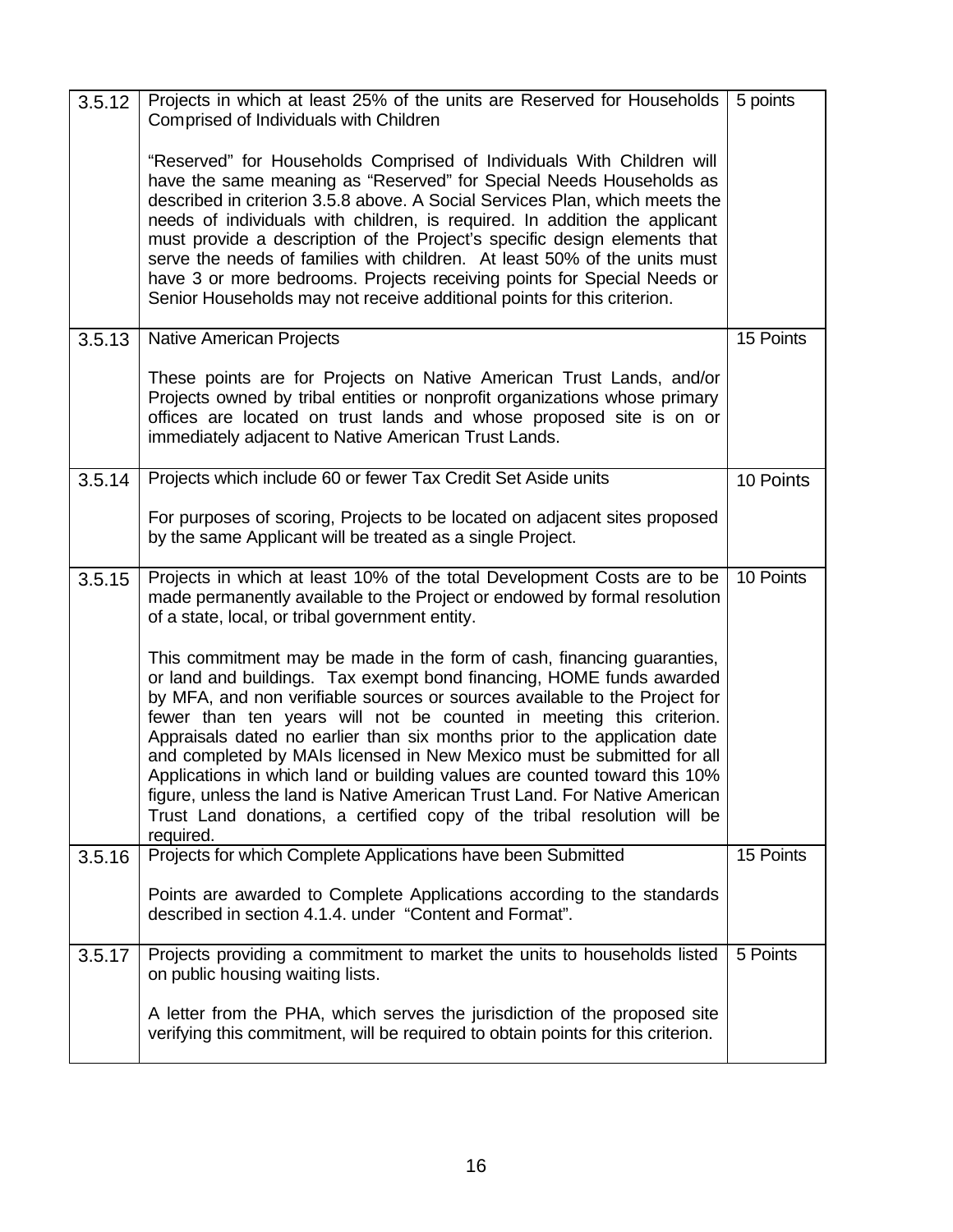| | | |
|---|---|---|
| 3.5.12 | Projects in which at least 25% of the units are Reserved for Households Comprised of Individuals with Children<br><br>“Reserved” for Households Comprised of Individuals With Children will have the same meaning as “Reserved” for Special Needs Households as described in criterion 3.5.8 above. A Social Services Plan, which meets the needs of individuals with children, is required. In addition the applicant must provide a description of the Project’s specific design elements that serve the needs of families with children. At least 50% of the units must have 3 or more bedrooms. Projects receiving points for Special Needs or Senior Households may not receive additional points for this criterion. | 5 points |
| 3.5.13 | Native American Projects<br><br>These points are for Projects on Native American Trust Lands, and/or Projects owned by tribal entities or nonprofit organizations whose primary offices are located on trust lands and whose proposed site is on or immediately adjacent to Native American Trust Lands. | 15 Points |
| 3.5.14 | Projects which include 60 or fewer Tax Credit Set Aside units<br><br>For purposes of scoring, Projects to be located on adjacent sites proposed by the same Applicant will be treated as a single Project. | 10 Points |
| 3.5.15 | Projects in which at least 10% of the total Development Costs are to be made permanently available to the Project or endowed by formal resolution of a state, local, or tribal government entity.<br><br>This commitment may be made in the form of cash, financing guaranties, or land and buildings. Tax exempt bond financing, HOME funds awarded by MFA, and non verifiable sources or sources available to the Project for fewer than ten years will not be counted in meeting this criterion. Appraisals dated no earlier than six months prior to the application date and completed by MAIs licensed in New Mexico must be submitted for all Applications in which land or building values are counted toward this 10% figure, unless the land is Native American Trust Land. For Native American Trust Land donations, a certified copy of the tribal resolution will be required. | 10 Points |
| 3.5.16 | Projects for which Complete Applications have been Submitted<br><br>Points are awarded to Complete Applications according to the standards described in section 4.1.4. under “Content and Format”. | 15 Points |
| 3.5.17 | Projects providing a commitment to market the units to households listed on public housing waiting lists.<br><br>A letter from the PHA, which serves the jurisdiction of the proposed site verifying this commitment, will be required to obtain points for this criterion. | 5 Points |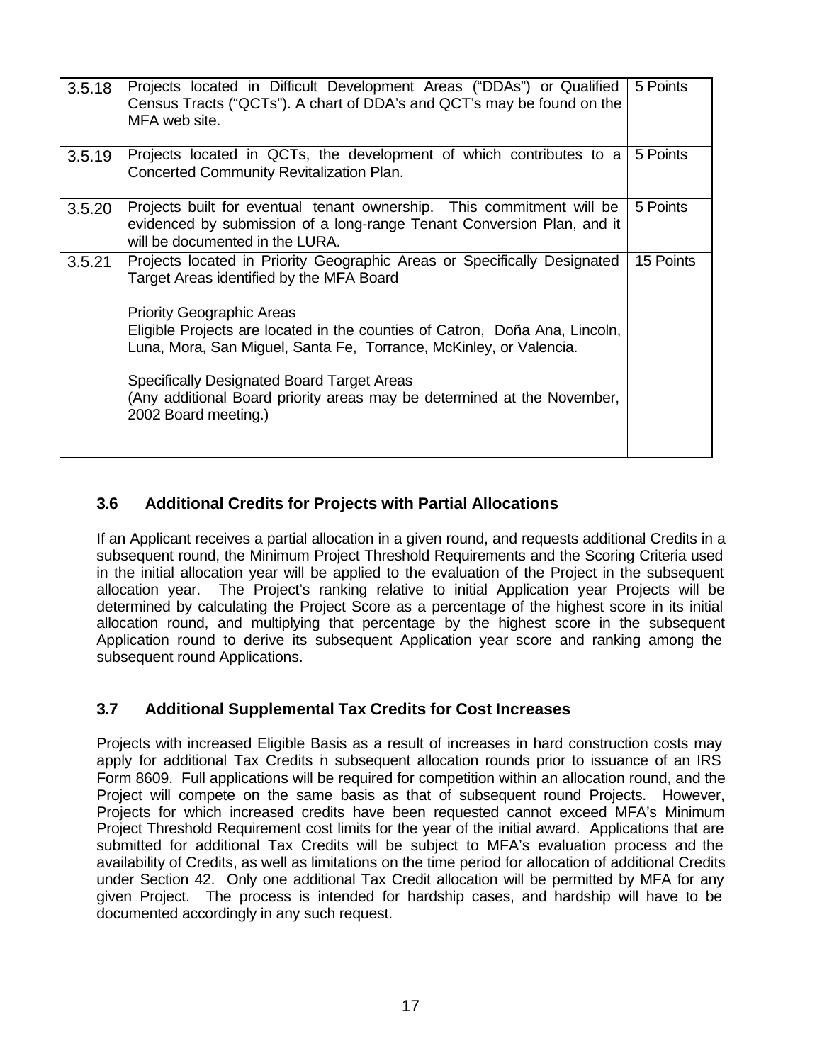| | | |
|---|---|---|
| 3.5.18 | Projects located in Difficult Development Areas ("DDAs") or Qualified Census Tracts ("QCTs"). A chart of DDA's and QCT's may be found on the MFA web site. | 5 Points |
| 3.5.19 | Projects located in QCTs, the development of which contributes to a Concerted Community Revitalization Plan. | 5 Points |
| 3.5.20 | Projects built for eventual tenant ownership. This commitment will be evidenced by submission of a long-range Tenant Conversion Plan, and it will be documented in the LURA. | 5 Points |
| 3.5.21 | Projects located in Priority Geographic Areas or Specifically Designated Target Areas identified by the MFA Board<br><br>Priority Geographic Areas<br>Eligible Projects are located in the counties of Catron, Doña Ana, Lincoln, Luna, Mora, San Miguel, Santa Fe, Torrance, McKinley, or Valencia.<br><br>Specifically Designated Board Target Areas<br>(Any additional Board priority areas may be determined at the November, 2002 Board meeting.) | 15 Points |

## 3.6 Additional Credits for Projects with Partial Allocations

If an Applicant receives a partial allocation in a given round, and requests additional Credits in a subsequent round, the Minimum Project Threshold Requirements and the Scoring Criteria used in the initial allocation year will be applied to the evaluation of the Project in the subsequent allocation year. The Project's ranking relative to initial Application year Projects will be determined by calculating the Project Score as a percentage of the highest score in its initial allocation round, and multiplying that percentage by the highest score in the subsequent Application round to derive its subsequent Application year score and ranking among the subsequent round Applications.

## 3.7 Additional Supplemental Tax Credits for Cost Increases

Projects with increased Eligible Basis as a result of increases in hard construction costs may apply for additional Tax Credits in subsequent allocation rounds prior to issuance of an IRS Form 8609. Full applications will be required for competition within an allocation round, and the Project will compete on the same basis as that of subsequent round Projects. However, Projects for which increased credits have been requested cannot exceed MFA's Minimum Project Threshold Requirement cost limits for the year of the initial award. Applications that are submitted for additional Tax Credits will be subject to MFA's evaluation process and the availability of Credits, as well as limitations on the time period for allocation of additional Credits under Section 42. Only one additional Tax Credit allocation will be permitted by MFA for any given Project. The process is intended for hardship cases, and hardship will have to be documented accordingly in any such request.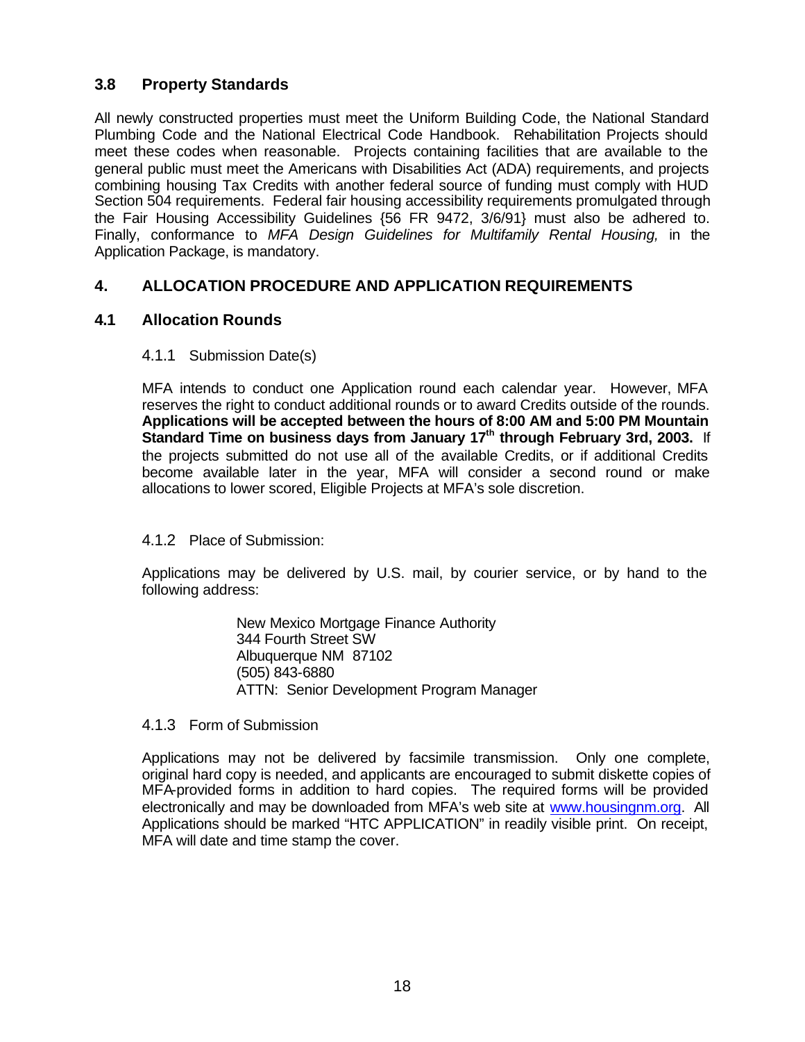### 3.8 Property Standards

All newly constructed properties must meet the Uniform Building Code, the National Standard Plumbing Code and the National Electrical Code Handbook. Rehabilitation Projects should meet these codes when reasonable. Projects containing facilities that are available to the general public must meet the Americans with Disabilities Act (ADA) requirements, and projects combining housing Tax Credits with another federal source of funding must comply with HUD Section 504 requirements. Federal fair housing accessibility requirements promulgated through the Fair Housing Accessibility Guidelines {56 FR 9472, 3/6/91} must also be adhered to. Finally, conformance to *MFA Design Guidelines for Multifamily Rental Housing,* in the Application Package, is mandatory.

## 4. ALLOCATION PROCEDURE AND APPLICATION REQUIREMENTS

### 4.1 Allocation Rounds

#### 4.1.1 Submission Date(s)

MFA intends to conduct one Application round each calendar year. However, MFA reserves the right to conduct additional rounds or to award Credits outside of the rounds. **Applications will be accepted between the hours of 8:00 AM and 5:00 PM Mountain Standard Time on business days from January 17th through February 3rd, 2003.** If the projects submitted do not use all of the available Credits, or if additional Credits become available later in the year, MFA will consider a second round or make allocations to lower scored, Eligible Projects at MFA's sole discretion.

#### 4.1.2 Place of Submission:

Applications may be delivered by U.S. mail, by courier service, or by hand to the following address:

New Mexico Mortgage Finance Authority
344 Fourth Street SW
Albuquerque NM 87102
(505) 843-6880
ATTN: Senior Development Program Manager

#### 4.1.3 Form of Submission

Applications may not be delivered by facsimile transmission. Only one complete, original hard copy is needed, and applicants are encouraged to submit diskette copies of MFA-provided forms in addition to hard copies. The required forms will be provided electronically and may be downloaded from MFA's web site at www.housingnm.org. All Applications should be marked "HTC APPLICATION" in readily visible print. On receipt, MFA will date and time stamp the cover.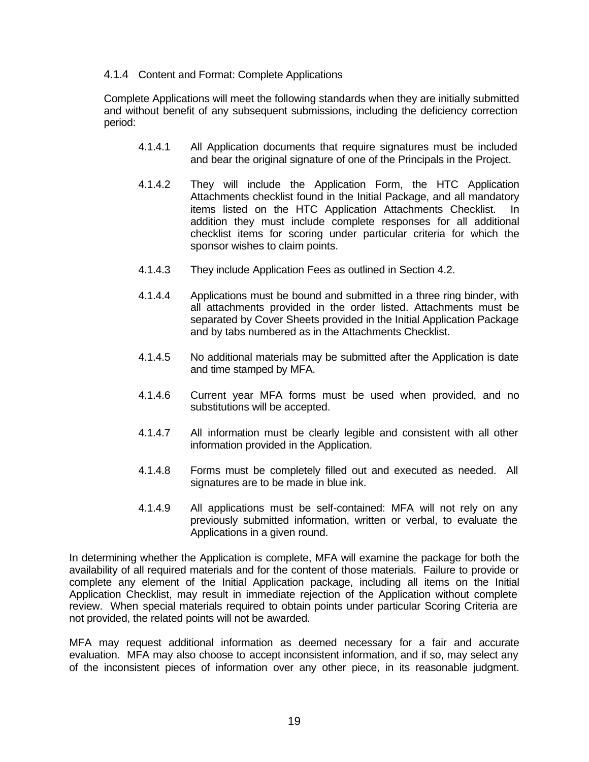### 4.1.4 Content and Format: Complete Applications

Complete Applications will meet the following standards when they are initially submitted and without benefit of any subsequent submissions, including the deficiency correction period:

4.1.4.1 All Application documents that require signatures must be included and bear the original signature of one of the Principals in the Project.

4.1.4.2 They will include the Application Form, the HTC Application Attachments checklist found in the Initial Package, and all mandatory items listed on the HTC Application Attachments Checklist. In addition they must include complete responses for all additional checklist items for scoring under particular criteria for which the sponsor wishes to claim points.

4.1.4.3 They include Application Fees as outlined in Section 4.2.

4.1.4.4 Applications must be bound and submitted in a three ring binder, with all attachments provided in the order listed. Attachments must be separated by Cover Sheets provided in the Initial Application Package and by tabs numbered as in the Attachments Checklist.

4.1.4.5 No additional materials may be submitted after the Application is date and time stamped by MFA.

4.1.4.6 Current year MFA forms must be used when provided, and no substitutions will be accepted.

4.1.4.7 All information must be clearly legible and consistent with all other information provided in the Application.

4.1.4.8 Forms must be completely filled out and executed as needed. All signatures are to be made in blue ink.

4.1.4.9 All applications must be self-contained: MFA will not rely on any previously submitted information, written or verbal, to evaluate the Applications in a given round.

In determining whether the Application is complete, MFA will examine the package for both the availability of all required materials and for the content of those materials. Failure to provide or complete any element of the Initial Application package, including all items on the Initial Application Checklist, may result in immediate rejection of the Application without complete review. When special materials required to obtain points under particular Scoring Criteria are not provided, the related points will not be awarded.

MFA may request additional information as deemed necessary for a fair and accurate evaluation. MFA may also choose to accept inconsistent information, and if so, may select any of the inconsistent pieces of information over any other piece, in its reasonable judgment.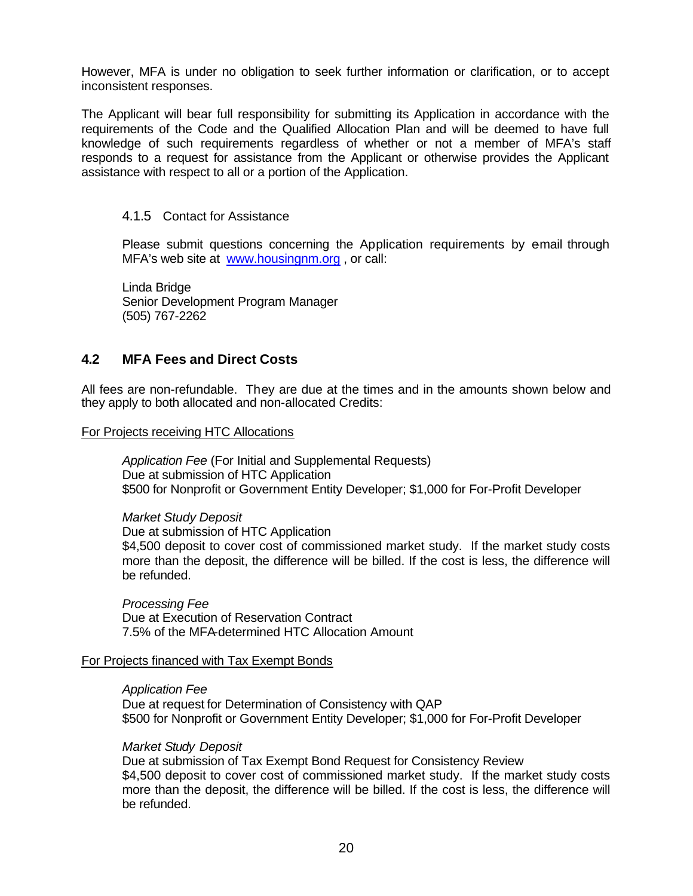However, MFA is under no obligation to seek further information or clarification, or to accept inconsistent responses.

The Applicant will bear full responsibility for submitting its Application in accordance with the requirements of the Code and the Qualified Allocation Plan and will be deemed to have full knowledge of such requirements regardless of whether or not a member of MFA's staff responds to a request for assistance from the Applicant or otherwise provides the Applicant assistance with respect to all or a portion of the Application.

#### 4.1.5 Contact for Assistance

Please submit questions concerning the Application requirements by e-mail through MFA's web site at [www.housingnm.org](www.housingnm.org) , or call:

Linda Bridge
Senior Development Program Manager
(505) 767-2262

## 4.2 MFA Fees and Direct Costs

All fees are non-refundable. They are due at the times and in the amounts shown below and they apply to both allocated and non-allocated Credits:

<u>For Projects receiving HTC Allocations</u>

*Application Fee* (For Initial and Supplemental Requests)
Due at submission of HTC Application
$500 for Nonprofit or Government Entity Developer; $1,000 for For-Profit Developer

*Market Study Deposit*
Due at submission of HTC Application
$4,500 deposit to cover cost of commissioned market study. If the market study costs more than the deposit, the difference will be billed. If the cost is less, the difference will be refunded.

*Processing Fee*
Due at Execution of Reservation Contract
7.5% of the MFA-determined HTC Allocation Amount

<u>For Projects financed with Tax Exempt Bonds</u>

*Application Fee*
Due at request for Determination of Consistency with QAP
$500 for Nonprofit or Government Entity Developer; $1,000 for For-Profit Developer

*Market Study Deposit*
Due at submission of Tax Exempt Bond Request for Consistency Review
$4,500 deposit to cover cost of commissioned market study. If the market study costs more than the deposit, the difference will be billed. If the cost is less, the difference will be refunded.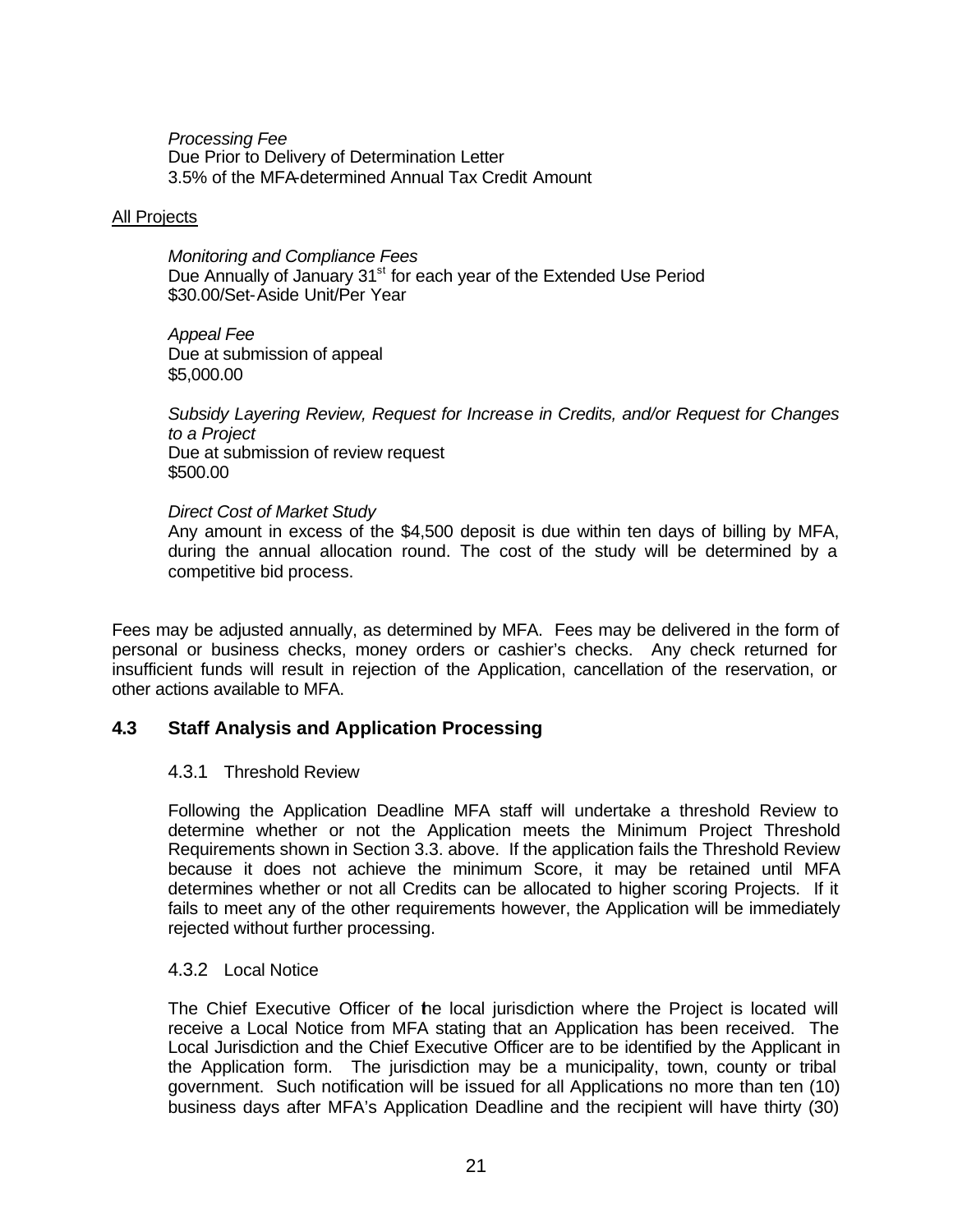*Processing Fee*
Due Prior to Delivery of Determination Letter
3.5% of the MFA-determined Annual Tax Credit Amount

<u>All Projects</u>

*Monitoring and Compliance Fees*
Due Annually of January 31st for each year of the Extended Use Period
$30.00/Set-Aside Unit/Per Year

*Appeal Fee*
Due at submission of appeal
$5,000.00

*Subsidy Layering Review, Request for Increase in Credits, and/or Request for Changes to a Project*
Due at submission of review request
$500.00

*Direct Cost of Market Study*
Any amount in excess of the $4,500 deposit is due within ten days of billing by MFA, during the annual allocation round. The cost of the study will be determined by a competitive bid process.

Fees may be adjusted annually, as determined by MFA. Fees may be delivered in the form of personal or business checks, money orders or cashier's checks. Any check returned for insufficient funds will result in rejection of the Application, cancellation of the reservation, or other actions available to MFA.

## 4.3 Staff Analysis and Application Processing

### 4.3.1 Threshold Review

Following the Application Deadline MFA staff will undertake a threshold Review to determine whether or not the Application meets the Minimum Project Threshold Requirements shown in Section 3.3. above. If the application fails the Threshold Review because it does not achieve the minimum Score, it may be retained until MFA determines whether or not all Credits can be allocated to higher scoring Projects. If it fails to meet any of the other requirements however, the Application will be immediately rejected without further processing.

### 4.3.2 Local Notice

The Chief Executive Officer of the local jurisdiction where the Project is located will receive a Local Notice from MFA stating that an Application has been received. The Local Jurisdiction and the Chief Executive Officer are to be identified by the Applicant in the Application form. The jurisdiction may be a municipality, town, county or tribal government. Such notification will be issued for all Applications no more than ten (10) business days after MFA's Application Deadline and the recipient will have thirty (30)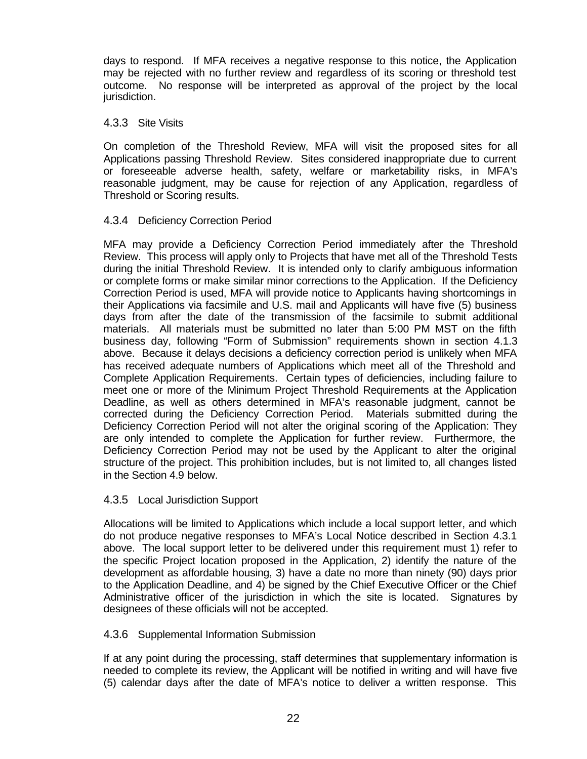days to respond. If MFA receives a negative response to this notice, the Application may be rejected with no further review and regardless of its scoring or threshold test outcome. No response will be interpreted as approval of the project by the local jurisdiction.

### 4.3.3 Site Visits

On completion of the Threshold Review, MFA will visit the proposed sites for all Applications passing Threshold Review. Sites considered inappropriate due to current or foreseeable adverse health, safety, welfare or marketability risks, in MFA's reasonable judgment, may be cause for rejection of any Application, regardless of Threshold or Scoring results.

### 4.3.4 Deficiency Correction Period

MFA may provide a Deficiency Correction Period immediately after the Threshold Review. This process will apply only to Projects that have met all of the Threshold Tests during the initial Threshold Review. It is intended only to clarify ambiguous information or complete forms or make similar minor corrections to the Application. If the Deficiency Correction Period is used, MFA will provide notice to Applicants having shortcomings in their Applications via facsimile and U.S. mail and Applicants will have five (5) business days from after the date of the transmission of the facsimile to submit additional materials. All materials must be submitted no later than 5:00 PM MST on the fifth business day, following "Form of Submission" requirements shown in section 4.1.3 above. Because it delays decisions a deficiency correction period is unlikely when MFA has received adequate numbers of Applications which meet all of the Threshold and Complete Application Requirements. Certain types of deficiencies, including failure to meet one or more of the Minimum Project Threshold Requirements at the Application Deadline, as well as others determined in MFA's reasonable judgment, cannot be corrected during the Deficiency Correction Period. Materials submitted during the Deficiency Correction Period will not alter the original scoring of the Application: They are only intended to complete the Application for further review. Furthermore, the Deficiency Correction Period may not be used by the Applicant to alter the original structure of the project. This prohibition includes, but is not limited to, all changes listed in the Section 4.9 below.

### 4.3.5 Local Jurisdiction Support

Allocations will be limited to Applications which include a local support letter, and which do not produce negative responses to MFA's Local Notice described in Section 4.3.1 above. The local support letter to be delivered under this requirement must 1) refer to the specific Project location proposed in the Application, 2) identify the nature of the development as affordable housing, 3) have a date no more than ninety (90) days prior to the Application Deadline, and 4) be signed by the Chief Executive Officer or the Chief Administrative officer of the jurisdiction in which the site is located. Signatures by designees of these officials will not be accepted.

### 4.3.6 Supplemental Information Submission

If at any point during the processing, staff determines that supplementary information is needed to complete its review, the Applicant will be notified in writing and will have five (5) calendar days after the date of MFA's notice to deliver a written response. This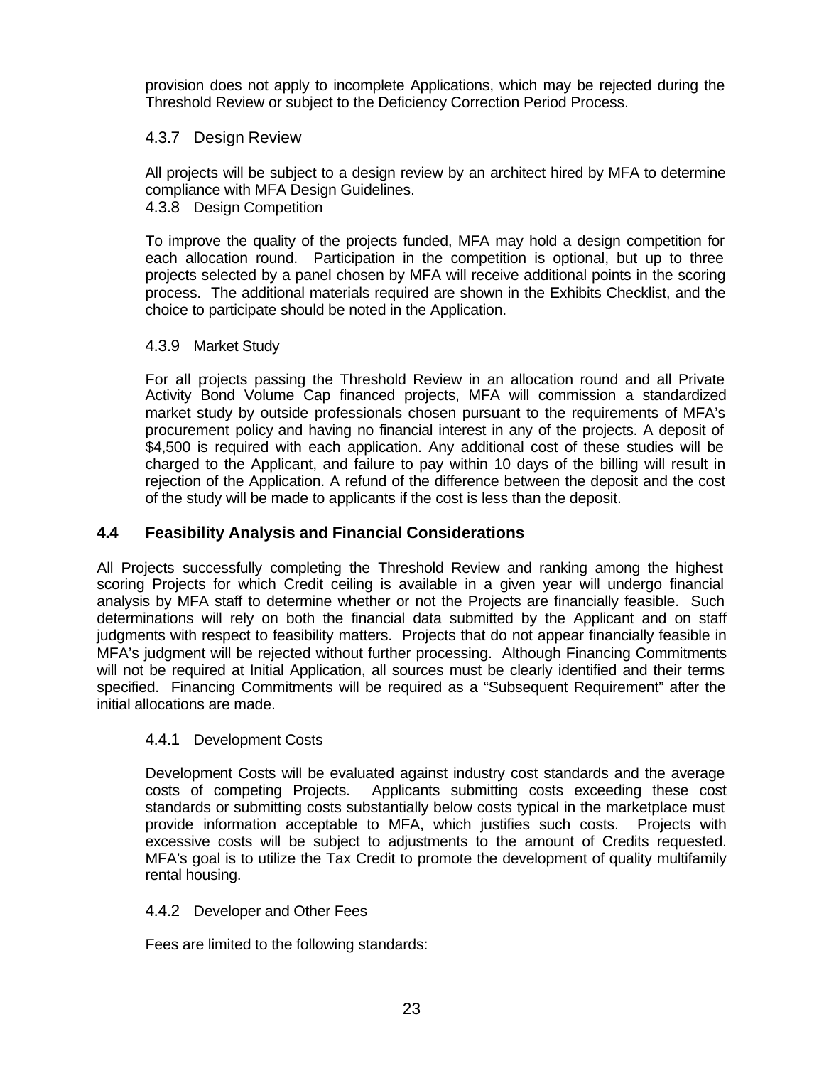provision does not apply to incomplete Applications, which may be rejected during the Threshold Review or subject to the Deficiency Correction Period Process.

#### 4.3.7 Design Review

All projects will be subject to a design review by an architect hired by MFA to determine compliance with MFA Design Guidelines.

#### 4.3.8 Design Competition

To improve the quality of the projects funded, MFA may hold a design competition for each allocation round. Participation in the competition is optional, but up to three projects selected by a panel chosen by MFA will receive additional points in the scoring process. The additional materials required are shown in the Exhibits Checklist, and the choice to participate should be noted in the Application.

#### 4.3.9 Market Study

For all projects passing the Threshold Review in an allocation round and all Private Activity Bond Volume Cap financed projects, MFA will commission a standardized market study by outside professionals chosen pursuant to the requirements of MFA's procurement policy and having no financial interest in any of the projects. A deposit of $4,500 is required with each application. Any additional cost of these studies will be charged to the Applicant, and failure to pay within 10 days of the billing will result in rejection of the Application. A refund of the difference between the deposit and the cost of the study will be made to applicants if the cost is less than the deposit.

### 4.4 Feasibility Analysis and Financial Considerations

All Projects successfully completing the Threshold Review and ranking among the highest scoring Projects for which Credit ceiling is available in a given year will undergo financial analysis by MFA staff to determine whether or not the Projects are financially feasible. Such determinations will rely on both the financial data submitted by the Applicant and on staff judgments with respect to feasibility matters. Projects that do not appear financially feasible in MFA's judgment will be rejected without further processing. Although Financing Commitments will not be required at Initial Application, all sources must be clearly identified and their terms specified. Financing Commitments will be required as a "Subsequent Requirement" after the initial allocations are made.

#### 4.4.1 Development Costs

Development Costs will be evaluated against industry cost standards and the average costs of competing Projects. Applicants submitting costs exceeding these cost standards or submitting costs substantially below costs typical in the marketplace must provide information acceptable to MFA, which justifies such costs. Projects with excessive costs will be subject to adjustments to the amount of Credits requested. MFA's goal is to utilize the Tax Credit to promote the development of quality multifamily rental housing.

#### 4.4.2 Developer and Other Fees

Fees are limited to the following standards: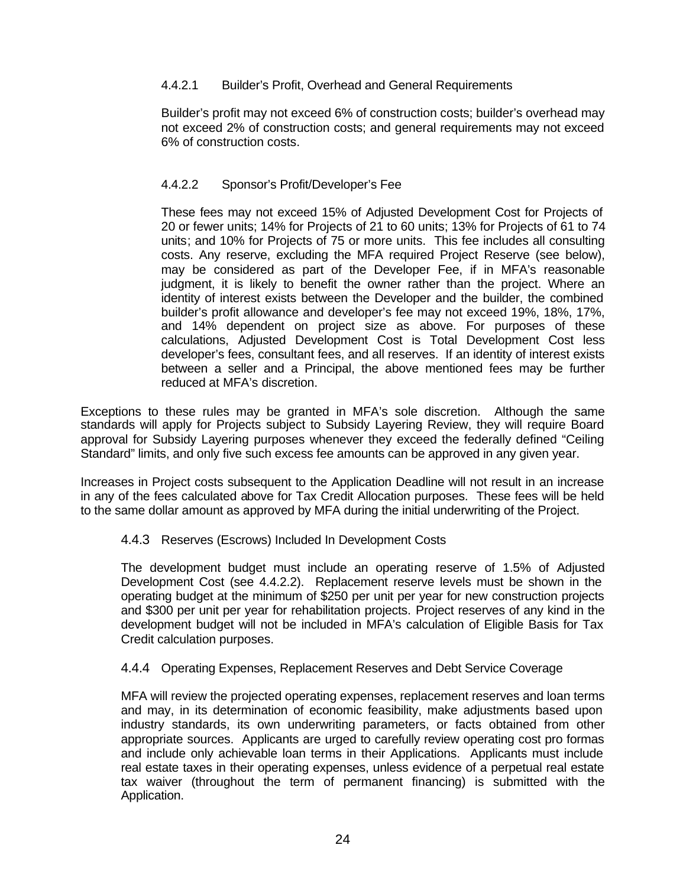#### 4.4.2.1 Builder's Profit, Overhead and General Requirements

Builder's profit may not exceed 6% of construction costs; builder's overhead may not exceed 2% of construction costs; and general requirements may not exceed 6% of construction costs.

#### 4.4.2.2 Sponsor's Profit/Developer's Fee

These fees may not exceed 15% of Adjusted Development Cost for Projects of 20 or fewer units; 14% for Projects of 21 to 60 units; 13% for Projects of 61 to 74 units; and 10% for Projects of 75 or more units. This fee includes all consulting costs. Any reserve, excluding the MFA required Project Reserve (see below), may be considered as part of the Developer Fee, if in MFA's reasonable judgment, it is likely to benefit the owner rather than the project. Where an identity of interest exists between the Developer and the builder, the combined builder's profit allowance and developer's fee may not exceed 19%, 18%, 17%, and 14% dependent on project size as above. For purposes of these calculations, Adjusted Development Cost is Total Development Cost less developer's fees, consultant fees, and all reserves. If an identity of interest exists between a seller and a Principal, the above mentioned fees may be further reduced at MFA's discretion.

Exceptions to these rules may be granted in MFA's sole discretion. Although the same standards will apply for Projects subject to Subsidy Layering Review, they will require Board approval for Subsidy Layering purposes whenever they exceed the federally defined "Ceiling Standard" limits, and only five such excess fee amounts can be approved in any given year.

Increases in Project costs subsequent to the Application Deadline will not result in an increase in any of the fees calculated above for Tax Credit Allocation purposes. These fees will be held to the same dollar amount as approved by MFA during the initial underwriting of the Project.

### 4.4.3 Reserves (Escrows) Included In Development Costs

The development budget must include an operating reserve of 1.5% of Adjusted Development Cost (see 4.4.2.2). Replacement reserve levels must be shown in the operating budget at the minimum of $250 per unit per year for new construction projects and $300 per unit per year for rehabilitation projects. Project reserves of any kind in the development budget will not be included in MFA's calculation of Eligible Basis for Tax Credit calculation purposes.

### 4.4.4 Operating Expenses, Replacement Reserves and Debt Service Coverage

MFA will review the projected operating expenses, replacement reserves and loan terms and may, in its determination of economic feasibility, make adjustments based upon industry standards, its own underwriting parameters, or facts obtained from other appropriate sources. Applicants are urged to carefully review operating cost pro formas and include only achievable loan terms in their Applications. Applicants must include real estate taxes in their operating expenses, unless evidence of a perpetual real estate tax waiver (throughout the term of permanent financing) is submitted with the Application.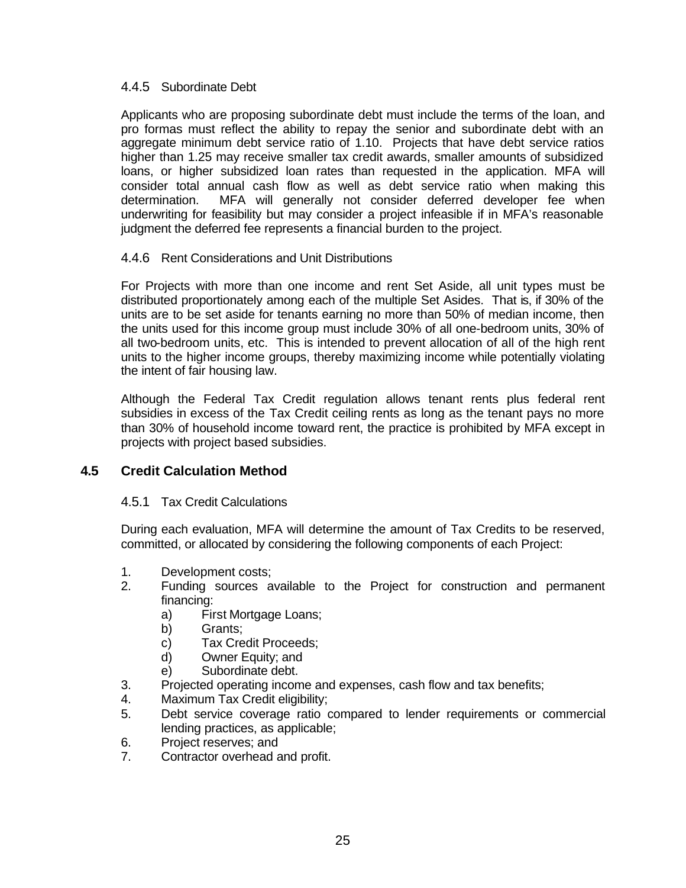#### 4.4.5 Subordinate Debt

Applicants who are proposing subordinate debt must include the terms of the loan, and pro formas must reflect the ability to repay the senior and subordinate debt with an aggregate minimum debt service ratio of 1.10. Projects that have debt service ratios higher than 1.25 may receive smaller tax credit awards, smaller amounts of subsidized loans, or higher subsidized loan rates than requested in the application. MFA will consider total annual cash flow as well as debt service ratio when making this determination. MFA will generally not consider deferred developer fee when underwriting for feasibility but may consider a project infeasible if in MFA's reasonable judgment the deferred fee represents a financial burden to the project.

#### 4.4.6 Rent Considerations and Unit Distributions

For Projects with more than one income and rent Set Aside, all unit types must be distributed proportionately among each of the multiple Set Asides. That is, if 30% of the units are to be set aside for tenants earning no more than 50% of median income, then the units used for this income group must include 30% of all one-bedroom units, 30% of all two-bedroom units, etc. This is intended to prevent allocation of all of the high rent units to the higher income groups, thereby maximizing income while potentially violating the intent of fair housing law.

Although the Federal Tax Credit regulation allows tenant rents plus federal rent subsidies in excess of the Tax Credit ceiling rents as long as the tenant pays no more than 30% of household income toward rent, the practice is prohibited by MFA except in projects with project based subsidies.

### 4.5 Credit Calculation Method

#### 4.5.1 Tax Credit Calculations

During each evaluation, MFA will determine the amount of Tax Credits to be reserved, committed, or allocated by considering the following components of each Project:

1. Development costs;
2. Funding sources available to the Project for construction and permanent financing:
   a) First Mortgage Loans;
   b) Grants;
   c) Tax Credit Proceeds;
   d) Owner Equity; and
   e) Subordinate debt.
3. Projected operating income and expenses, cash flow and tax benefits;
4. Maximum Tax Credit eligibility;
5. Debt service coverage ratio compared to lender requirements or commercial lending practices, as applicable;
6. Project reserves; and
7. Contractor overhead and profit.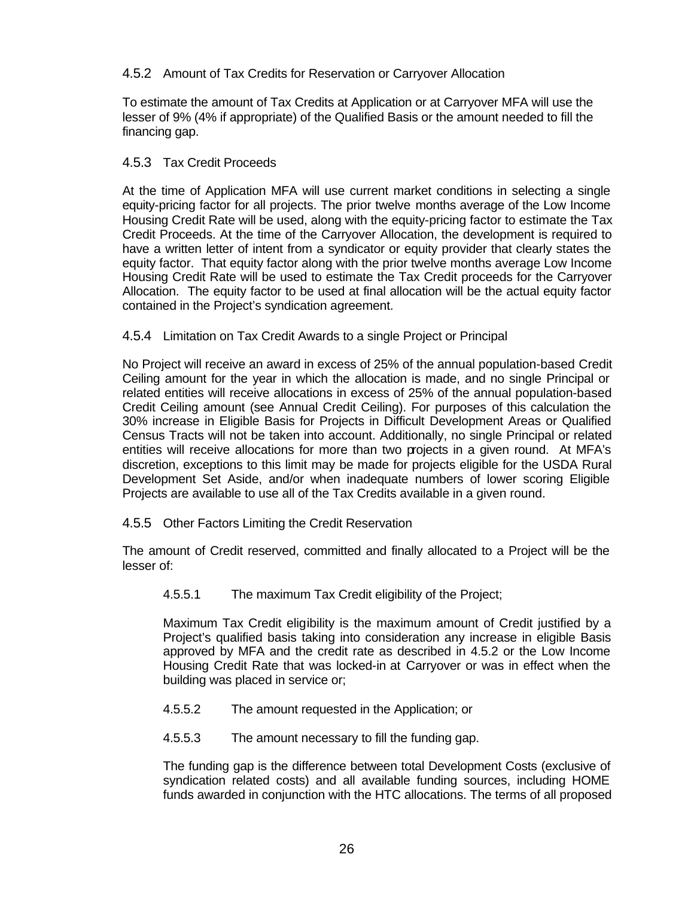#### 4.5.2 Amount of Tax Credits for Reservation or Carryover Allocation

To estimate the amount of Tax Credits at Application or at Carryover MFA will use the lesser of 9% (4% if appropriate) of the Qualified Basis or the amount needed to fill the financing gap.

#### 4.5.3 Tax Credit Proceeds

At the time of Application MFA will use current market conditions in selecting a single equity-pricing factor for all projects. The prior twelve months average of the Low Income Housing Credit Rate will be used, along with the equity-pricing factor to estimate the Tax Credit Proceeds. At the time of the Carryover Allocation, the development is required to have a written letter of intent from a syndicator or equity provider that clearly states the equity factor. That equity factor along with the prior twelve months average Low Income Housing Credit Rate will be used to estimate the Tax Credit proceeds for the Carryover Allocation. The equity factor to be used at final allocation will be the actual equity factor contained in the Project's syndication agreement.

#### 4.5.4 Limitation on Tax Credit Awards to a single Project or Principal

No Project will receive an award in excess of 25% of the annual population-based Credit Ceiling amount for the year in which the allocation is made, and no single Principal or related entities will receive allocations in excess of 25% of the annual population-based Credit Ceiling amount (see Annual Credit Ceiling). For purposes of this calculation the 30% increase in Eligible Basis for Projects in Difficult Development Areas or Qualified Census Tracts will not be taken into account. Additionally, no single Principal or related entities will receive allocations for more than two projects in a given round. At MFA's discretion, exceptions to this limit may be made for projects eligible for the USDA Rural Development Set Aside, and/or when inadequate numbers of lower scoring Eligible Projects are available to use all of the Tax Credits available in a given round.

#### 4.5.5 Other Factors Limiting the Credit Reservation

The amount of Credit reserved, committed and finally allocated to a Project will be the lesser of:

4.5.5.1 The maximum Tax Credit eligibility of the Project;

Maximum Tax Credit eligibility is the maximum amount of Credit justified by a Project's qualified basis taking into consideration any increase in eligible Basis approved by MFA and the credit rate as described in 4.5.2 or the Low Income Housing Credit Rate that was locked-in at Carryover or was in effect when the building was placed in service or;

4.5.5.2 The amount requested in the Application; or

4.5.5.3 The amount necessary to fill the funding gap.

The funding gap is the difference between total Development Costs (exclusive of syndication related costs) and all available funding sources, including HOME funds awarded in conjunction with the HTC allocations. The terms of all proposed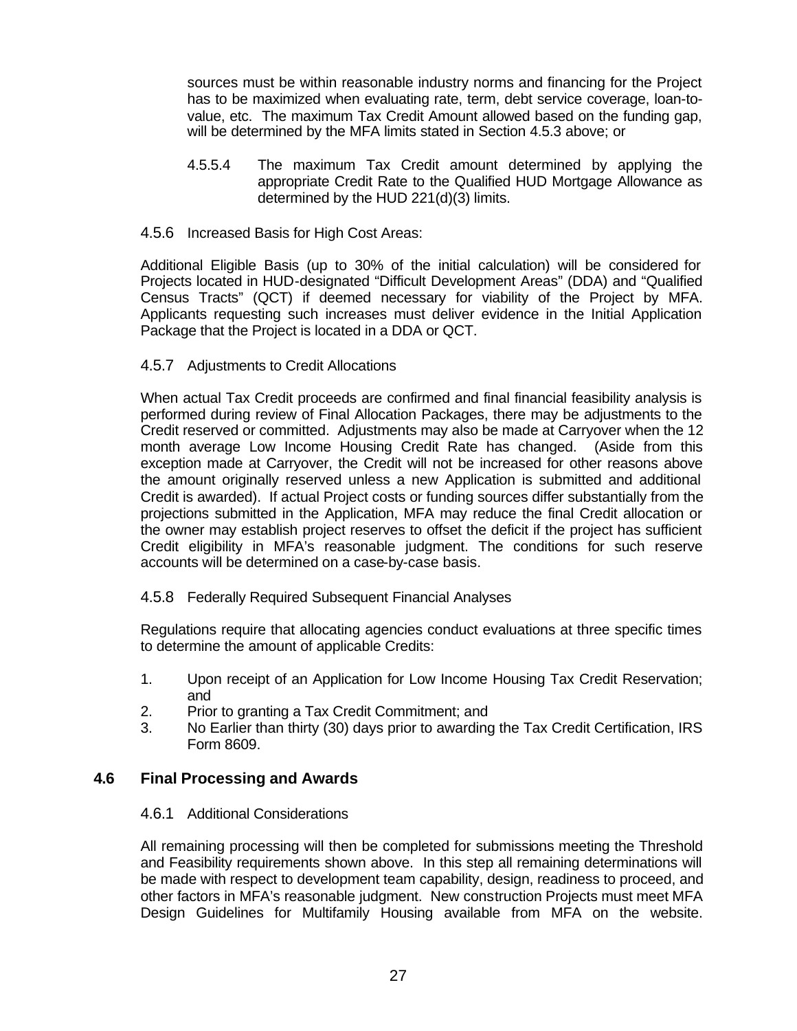sources must be within reasonable industry norms and financing for the Project has to be maximized when evaluating rate, term, debt service coverage, loan-to-value, etc. The maximum Tax Credit Amount allowed based on the funding gap, will be determined by the MFA limits stated in Section 4.5.3 above; or

4.5.5.4 The maximum Tax Credit amount determined by applying the appropriate Credit Rate to the Qualified HUD Mortgage Allowance as determined by the HUD 221(d)(3) limits.

### 4.5.6 Increased Basis for High Cost Areas:

Additional Eligible Basis (up to 30% of the initial calculation) will be considered for Projects located in HUD-designated "Difficult Development Areas" (DDA) and "Qualified Census Tracts" (QCT) if deemed necessary for viability of the Project by MFA. Applicants requesting such increases must deliver evidence in the Initial Application Package that the Project is located in a DDA or QCT.

### 4.5.7 Adjustments to Credit Allocations

When actual Tax Credit proceeds are confirmed and final financial feasibility analysis is performed during review of Final Allocation Packages, there may be adjustments to the Credit reserved or committed. Adjustments may also be made at Carryover when the 12 month average Low Income Housing Credit Rate has changed. (Aside from this exception made at Carryover, the Credit will not be increased for other reasons above the amount originally reserved unless a new Application is submitted and additional Credit is awarded). If actual Project costs or funding sources differ substantially from the projections submitted in the Application, MFA may reduce the final Credit allocation or the owner may establish project reserves to offset the deficit if the project has sufficient Credit eligibility in MFA's reasonable judgment. The conditions for such reserve accounts will be determined on a case-by-case basis.

### 4.5.8 Federally Required Subsequent Financial Analyses

Regulations require that allocating agencies conduct evaluations at three specific times to determine the amount of applicable Credits:

1. Upon receipt of an Application for Low Income Housing Tax Credit Reservation; and
2. Prior to granting a Tax Credit Commitment; and
3. No Earlier than thirty (30) days prior to awarding the Tax Credit Certification, IRS Form 8609.

## 4.6 Final Processing and Awards

### 4.6.1 Additional Considerations

All remaining processing will then be completed for submissions meeting the Threshold and Feasibility requirements shown above. In this step all remaining determinations will be made with respect to development team capability, design, readiness to proceed, and other factors in MFA's reasonable judgment. New construction Projects must meet MFA Design Guidelines for Multifamily Housing available from MFA on the website.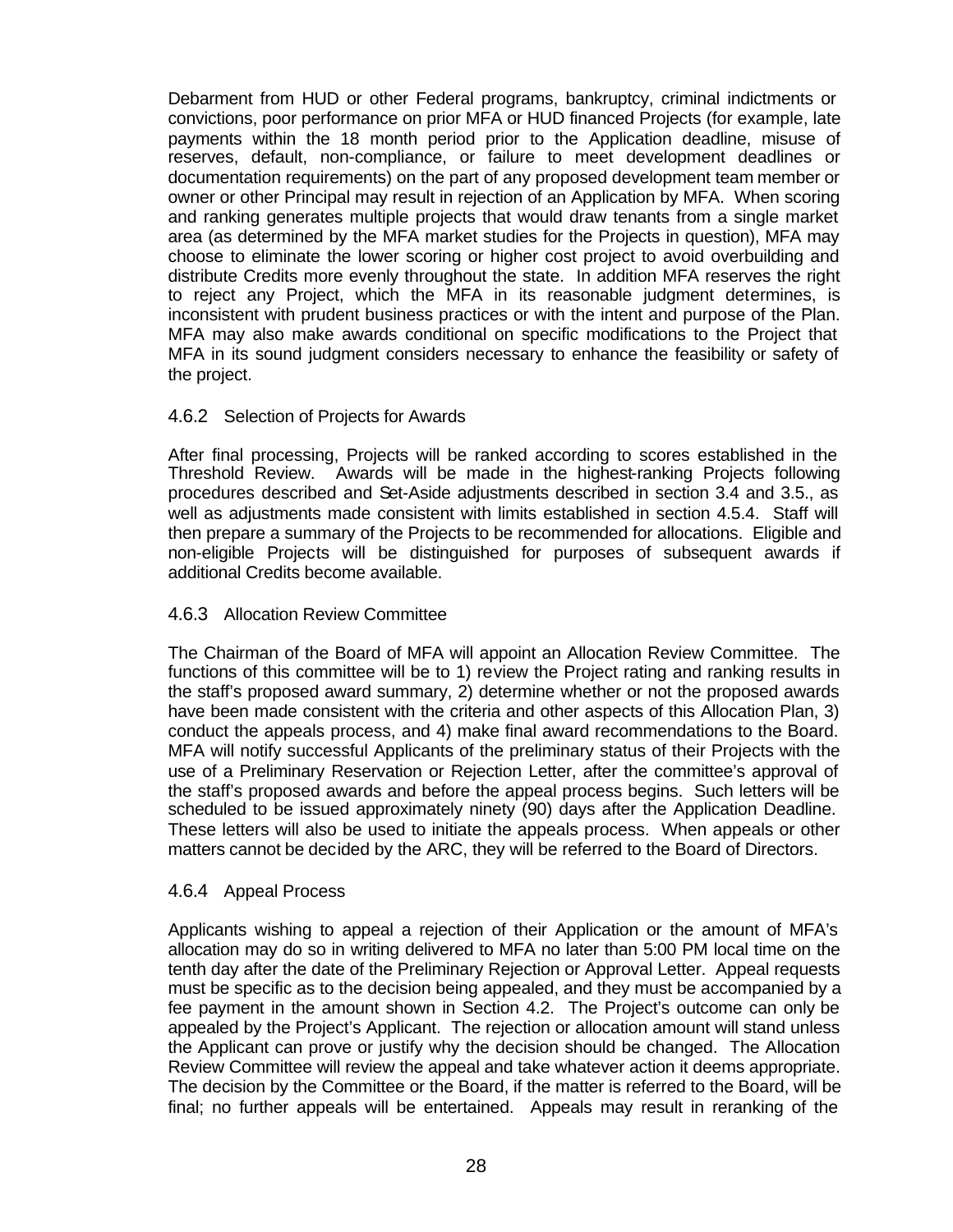Debarment from HUD or other Federal programs, bankruptcy, criminal indictments or convictions, poor performance on prior MFA or HUD financed Projects (for example, late payments within the 18 month period prior to the Application deadline, misuse of reserves, default, non-compliance, or failure to meet development deadlines or documentation requirements) on the part of any proposed development team member or owner or other Principal may result in rejection of an Application by MFA. When scoring and ranking generates multiple projects that would draw tenants from a single market area (as determined by the MFA market studies for the Projects in question), MFA may choose to eliminate the lower scoring or higher cost project to avoid overbuilding and distribute Credits more evenly throughout the state. In addition MFA reserves the right to reject any Project, which the MFA in its reasonable judgment determines, is inconsistent with prudent business practices or with the intent and purpose of the Plan. MFA may also make awards conditional on specific modifications to the Project that MFA in its sound judgment considers necessary to enhance the feasibility or safety of the project.

### 4.6.2 Selection of Projects for Awards

After final processing, Projects will be ranked according to scores established in the Threshold Review. Awards will be made in the highest-ranking Projects following procedures described and Set-Aside adjustments described in section 3.4 and 3.5., as well as adjustments made consistent with limits established in section 4.5.4. Staff will then prepare a summary of the Projects to be recommended for allocations. Eligible and non-eligible Projects will be distinguished for purposes of subsequent awards if additional Credits become available.

### 4.6.3 Allocation Review Committee

The Chairman of the Board of MFA will appoint an Allocation Review Committee. The functions of this committee will be to 1) review the Project rating and ranking results in the staff's proposed award summary, 2) determine whether or not the proposed awards have been made consistent with the criteria and other aspects of this Allocation Plan, 3) conduct the appeals process, and 4) make final award recommendations to the Board. MFA will notify successful Applicants of the preliminary status of their Projects with the use of a Preliminary Reservation or Rejection Letter, after the committee's approval of the staff's proposed awards and before the appeal process begins. Such letters will be scheduled to be issued approximately ninety (90) days after the Application Deadline. These letters will also be used to initiate the appeals process. When appeals or other matters cannot be decided by the ARC, they will be referred to the Board of Directors.

### 4.6.4 Appeal Process

Applicants wishing to appeal a rejection of their Application or the amount of MFA's allocation may do so in writing delivered to MFA no later than 5:00 PM local time on the tenth day after the date of the Preliminary Rejection or Approval Letter. Appeal requests must be specific as to the decision being appealed, and they must be accompanied by a fee payment in the amount shown in Section 4.2. The Project's outcome can only be appealed by the Project's Applicant. The rejection or allocation amount will stand unless the Applicant can prove or justify why the decision should be changed. The Allocation Review Committee will review the appeal and take whatever action it deems appropriate. The decision by the Committee or the Board, if the matter is referred to the Board, will be final; no further appeals will be entertained. Appeals may result in reranking of the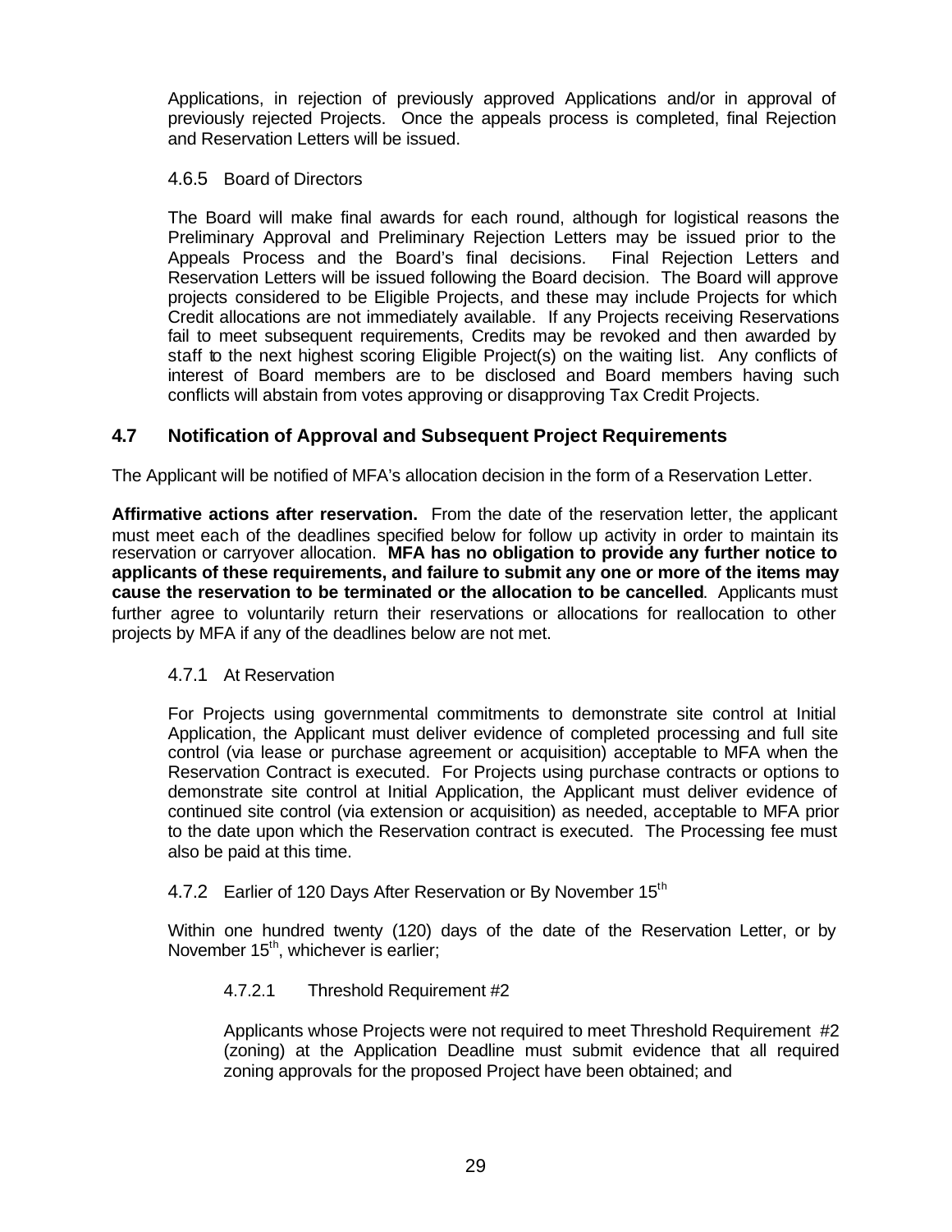Applications, in rejection of previously approved Applications and/or in approval of previously rejected Projects. Once the appeals process is completed, final Rejection and Reservation Letters will be issued.

#### 4.6.5 Board of Directors

The Board will make final awards for each round, although for logistical reasons the Preliminary Approval and Preliminary Rejection Letters may be issued prior to the Appeals Process and the Board's final decisions. Final Rejection Letters and Reservation Letters will be issued following the Board decision. The Board will approve projects considered to be Eligible Projects, and these may include Projects for which Credit allocations are not immediately available. If any Projects receiving Reservations fail to meet subsequent requirements, Credits may be revoked and then awarded by staff to the next highest scoring Eligible Project(s) on the waiting list. Any conflicts of interest of Board members are to be disclosed and Board members having such conflicts will abstain from votes approving or disapproving Tax Credit Projects.

## 4.7 Notification of Approval and Subsequent Project Requirements

The Applicant will be notified of MFA's allocation decision in the form of a Reservation Letter.

**Affirmative actions after reservation.** From the date of the reservation letter, the applicant must meet each of the deadlines specified below for follow up activity in order to maintain its reservation or carryover allocation. **MFA has no obligation to provide any further notice to applicants of these requirements, and failure to submit any one or more of the items may cause the reservation to be terminated or the allocation to be cancelled**. Applicants must further agree to voluntarily return their reservations or allocations for reallocation to other projects by MFA if any of the deadlines below are not met.

#### 4.7.1 At Reservation

For Projects using governmental commitments to demonstrate site control at Initial Application, the Applicant must deliver evidence of completed processing and full site control (via lease or purchase agreement or acquisition) acceptable to MFA when the Reservation Contract is executed. For Projects using purchase contracts or options to demonstrate site control at Initial Application, the Applicant must deliver evidence of continued site control (via extension or acquisition) as needed, acceptable to MFA prior to the date upon which the Reservation contract is executed. The Processing fee must also be paid at this time.

#### 4.7.2 Earlier of 120 Days After Reservation or By November 15th

Within one hundred twenty (120) days of the date of the Reservation Letter, or by November 15th, whichever is earlier;

##### 4.7.2.1 Threshold Requirement #2

Applicants whose Projects were not required to meet Threshold Requirement #2 (zoning) at the Application Deadline must submit evidence that all required zoning approvals for the proposed Project have been obtained; and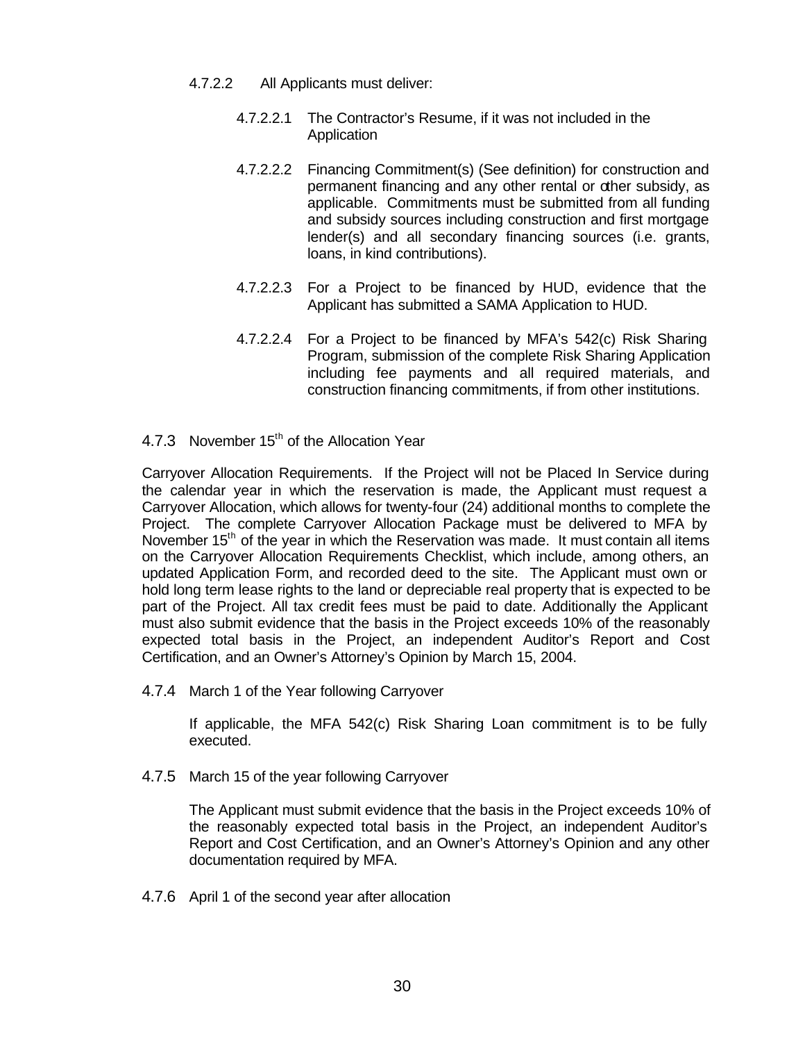4.7.2.2 All Applicants must deliver:

4.7.2.2.1 The Contractor's Resume, if it was not included in the Application

4.7.2.2.2 Financing Commitment(s) (See definition) for construction and permanent financing and any other rental or other subsidy, as applicable. Commitments must be submitted from all funding and subsidy sources including construction and first mortgage lender(s) and all secondary financing sources (i.e. grants, loans, in kind contributions).

4.7.2.2.3 For a Project to be financed by HUD, evidence that the Applicant has submitted a SAMA Application to HUD.

4.7.2.2.4 For a Project to be financed by MFA's 542(c) Risk Sharing Program, submission of the complete Risk Sharing Application including fee payments and all required materials, and construction financing commitments, if from other institutions.

4.7.3 November 15th of the Allocation Year

Carryover Allocation Requirements. If the Project will not be Placed In Service during the calendar year in which the reservation is made, the Applicant must request a Carryover Allocation, which allows for twenty-four (24) additional months to complete the Project. The complete Carryover Allocation Package must be delivered to MFA by November 15th of the year in which the Reservation was made. It must contain all items on the Carryover Allocation Requirements Checklist, which include, among others, an updated Application Form, and recorded deed to the site. The Applicant must own or hold long term lease rights to the land or depreciable real property that is expected to be part of the Project. All tax credit fees must be paid to date. Additionally the Applicant must also submit evidence that the basis in the Project exceeds 10% of the reasonably expected total basis in the Project, an independent Auditor's Report and Cost Certification, and an Owner's Attorney's Opinion by March 15, 2004.

4.7.4 March 1 of the Year following Carryover

If applicable, the MFA 542(c) Risk Sharing Loan commitment is to be fully executed.

4.7.5 March 15 of the year following Carryover

The Applicant must submit evidence that the basis in the Project exceeds 10% of the reasonably expected total basis in the Project, an independent Auditor's Report and Cost Certification, and an Owner's Attorney's Opinion and any other documentation required by MFA.

4.7.6 April 1 of the second year after allocation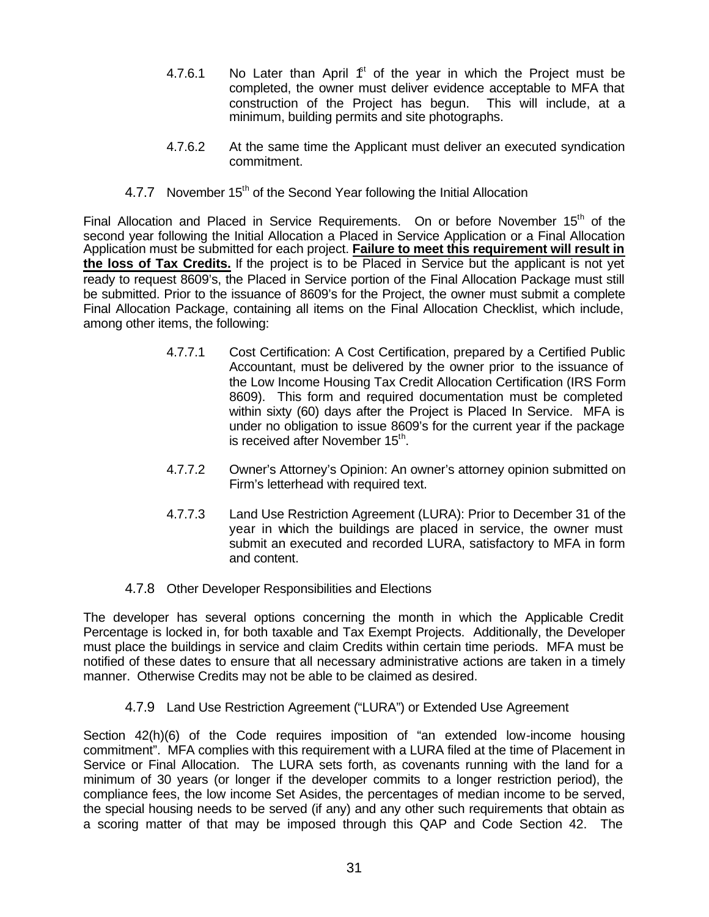4.7.6.1 No Later than April 1st of the year in which the Project must be completed, the owner must deliver evidence acceptable to MFA that construction of the Project has begun. This will include, at a minimum, building permits and site photographs.

4.7.6.2 At the same time the Applicant must deliver an executed syndication commitment.

4.7.7 November 15th of the Second Year following the Initial Allocation

Final Allocation and Placed in Service Requirements. On or before November 15th of the second year following the Initial Allocation a Placed in Service Application or a Final Allocation Application must be submitted for each project. **Failure to meet this requirement will result in the loss of Tax Credits.** If the project is to be Placed in Service but the applicant is not yet ready to request 8609's, the Placed in Service portion of the Final Allocation Package must still be submitted. Prior to the issuance of 8609's for the Project, the owner must submit a complete Final Allocation Package, containing all items on the Final Allocation Checklist, which include, among other items, the following:

4.7.7.1 Cost Certification: A Cost Certification, prepared by a Certified Public Accountant, must be delivered by the owner prior to the issuance of the Low Income Housing Tax Credit Allocation Certification (IRS Form 8609). This form and required documentation must be completed within sixty (60) days after the Project is Placed In Service. MFA is under no obligation to issue 8609's for the current year if the package is received after November 15th.

4.7.7.2 Owner's Attorney's Opinion: An owner's attorney opinion submitted on Firm's letterhead with required text.

4.7.7.3 Land Use Restriction Agreement (LURA): Prior to December 31 of the year in which the buildings are placed in service, the owner must submit an executed and recorded LURA, satisfactory to MFA in form and content.

4.7.8 Other Developer Responsibilities and Elections

The developer has several options concerning the month in which the Applicable Credit Percentage is locked in, for both taxable and Tax Exempt Projects. Additionally, the Developer must place the buildings in service and claim Credits within certain time periods. MFA must be notified of these dates to ensure that all necessary administrative actions are taken in a timely manner. Otherwise Credits may not be able to be claimed as desired.

4.7.9 Land Use Restriction Agreement ("LURA") or Extended Use Agreement

Section 42(h)(6) of the Code requires imposition of "an extended low-income housing commitment". MFA complies with this requirement with a LURA filed at the time of Placement in Service or Final Allocation. The LURA sets forth, as covenants running with the land for a minimum of 30 years (or longer if the developer commits to a longer restriction period), the compliance fees, the low income Set Asides, the percentages of median income to be served, the special housing needs to be served (if any) and any other such requirements that obtain as a scoring matter of that may be imposed through this QAP and Code Section 42. The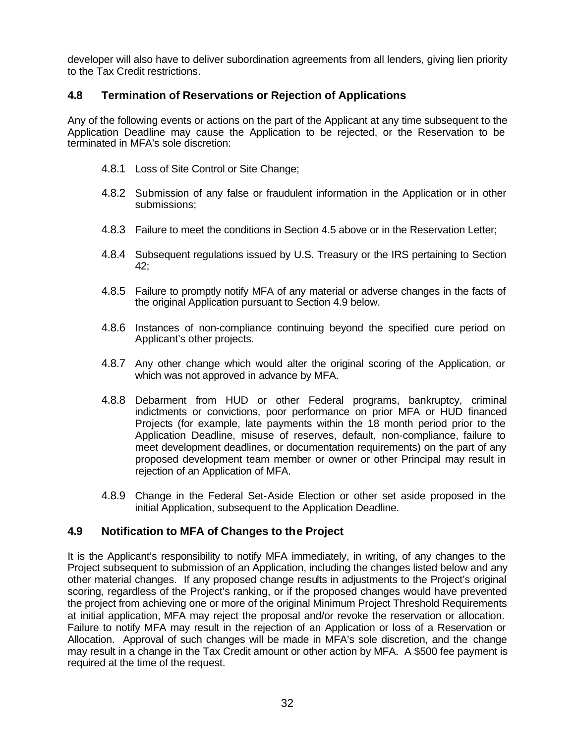developer will also have to deliver subordination agreements from all lenders, giving lien priority to the Tax Credit restrictions.

### 4.8 Termination of Reservations or Rejection of Applications

Any of the following events or actions on the part of the Applicant at any time subsequent to the Application Deadline may cause the Application to be rejected, or the Reservation to be terminated in MFA's sole discretion:

4.8.1 Loss of Site Control or Site Change;

4.8.2 Submission of any false or fraudulent information in the Application or in other submissions;

4.8.3 Failure to meet the conditions in Section 4.5 above or in the Reservation Letter;

4.8.4 Subsequent regulations issued by U.S. Treasury or the IRS pertaining to Section 42;

4.8.5 Failure to promptly notify MFA of any material or adverse changes in the facts of the original Application pursuant to Section 4.9 below.

4.8.6 Instances of non-compliance continuing beyond the specified cure period on Applicant's other projects.

4.8.7 Any other change which would alter the original scoring of the Application, or which was not approved in advance by MFA.

4.8.8 Debarment from HUD or other Federal programs, bankruptcy, criminal indictments or convictions, poor performance on prior MFA or HUD financed Projects (for example, late payments within the 18 month period prior to the Application Deadline, misuse of reserves, default, non-compliance, failure to meet development deadlines, or documentation requirements) on the part of any proposed development team member or owner or other Principal may result in rejection of an Application of MFA.

4.8.9 Change in the Federal Set-Aside Election or other set aside proposed in the initial Application, subsequent to the Application Deadline.

### 4.9 Notification to MFA of Changes to the Project

It is the Applicant's responsibility to notify MFA immediately, in writing, of any changes to the Project subsequent to submission of an Application, including the changes listed below and any other material changes. If any proposed change results in adjustments to the Project's original scoring, regardless of the Project's ranking, or if the proposed changes would have prevented the project from achieving one or more of the original Minimum Project Threshold Requirements at initial application, MFA may reject the proposal and/or revoke the reservation or allocation. Failure to notify MFA may result in the rejection of an Application or loss of a Reservation or Allocation. Approval of such changes will be made in MFA's sole discretion, and the change may result in a change in the Tax Credit amount or other action by MFA. A $500 fee payment is required at the time of the request.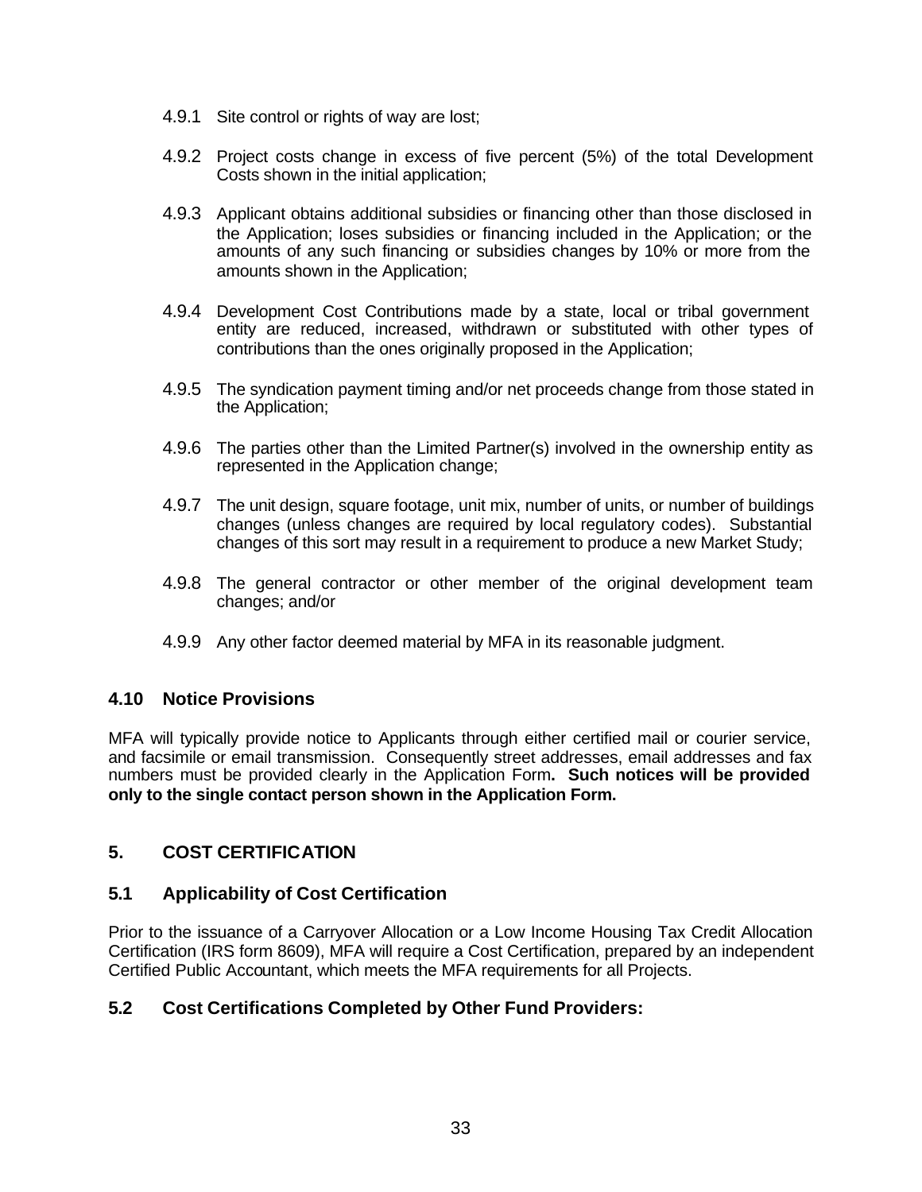4.9.1 Site control or rights of way are lost;

4.9.2 Project costs change in excess of five percent (5%) of the total Development Costs shown in the initial application;

4.9.3 Applicant obtains additional subsidies or financing other than those disclosed in the Application; loses subsidies or financing included in the Application; or the amounts of any such financing or subsidies changes by 10% or more from the amounts shown in the Application;

4.9.4 Development Cost Contributions made by a state, local or tribal government entity are reduced, increased, withdrawn or substituted with other types of contributions than the ones originally proposed in the Application;

4.9.5 The syndication payment timing and/or net proceeds change from those stated in the Application;

4.9.6 The parties other than the Limited Partner(s) involved in the ownership entity as represented in the Application change;

4.9.7 The unit design, square footage, unit mix, number of units, or number of buildings changes (unless changes are required by local regulatory codes). Substantial changes of this sort may result in a requirement to produce a new Market Study;

4.9.8 The general contractor or other member of the original development team changes; and/or

4.9.9 Any other factor deemed material by MFA in its reasonable judgment.

### 4.10 Notice Provisions

MFA will typically provide notice to Applicants through either certified mail or courier service, and facsimile or email transmission. Consequently street addresses, email addresses and fax numbers must be provided clearly in the Application Form**. Such notices will be provided only to the single contact person shown in the Application Form.**

## 5. COST CERTIFICATION

### 5.1 Applicability of Cost Certification

Prior to the issuance of a Carryover Allocation or a Low Income Housing Tax Credit Allocation Certification (IRS form 8609), MFA will require a Cost Certification, prepared by an independent Certified Public Accountant, which meets the MFA requirements for all Projects.

### 5.2 Cost Certifications Completed by Other Fund Providers: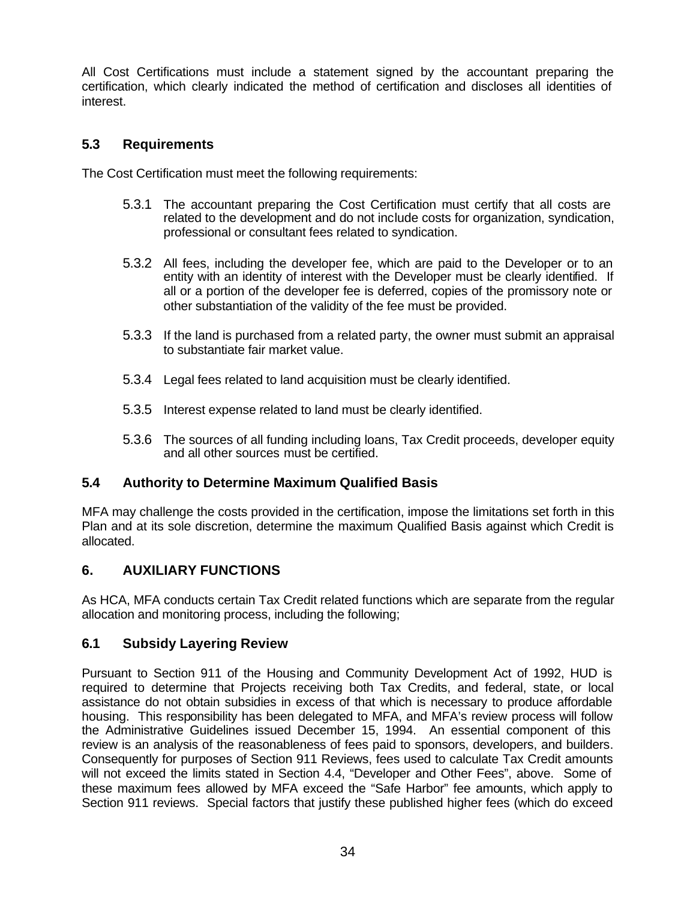All Cost Certifications must include a statement signed by the accountant preparing the certification, which clearly indicated the method of certification and discloses all identities of interest.

## 5.3 Requirements

The Cost Certification must meet the following requirements:

5.3.1 The accountant preparing the Cost Certification must certify that all costs are related to the development and do not include costs for organization, syndication, professional or consultant fees related to syndication.

5.3.2 All fees, including the developer fee, which are paid to the Developer or to an entity with an identity of interest with the Developer must be clearly identified. If all or a portion of the developer fee is deferred, copies of the promissory note or other substantiation of the validity of the fee must be provided.

5.3.3 If the land is purchased from a related party, the owner must submit an appraisal to substantiate fair market value.

5.3.4 Legal fees related to land acquisition must be clearly identified.

5.3.5 Interest expense related to land must be clearly identified.

5.3.6 The sources of all funding including loans, Tax Credit proceeds, developer equity and all other sources must be certified.

## 5.4 Authority to Determine Maximum Qualified Basis

MFA may challenge the costs provided in the certification, impose the limitations set forth in this Plan and at its sole discretion, determine the maximum Qualified Basis against which Credit is allocated.

# 6. AUXILIARY FUNCTIONS

As HCA, MFA conducts certain Tax Credit related functions which are separate from the regular allocation and monitoring process, including the following;

## 6.1 Subsidy Layering Review

Pursuant to Section 911 of the Housing and Community Development Act of 1992, HUD is required to determine that Projects receiving both Tax Credits, and federal, state, or local assistance do not obtain subsidies in excess of that which is necessary to produce affordable housing. This responsibility has been delegated to MFA, and MFA's review process will follow the Administrative Guidelines issued December 15, 1994. An essential component of this review is an analysis of the reasonableness of fees paid to sponsors, developers, and builders. Consequently for purposes of Section 911 Reviews, fees used to calculate Tax Credit amounts will not exceed the limits stated in Section 4.4, "Developer and Other Fees", above. Some of these maximum fees allowed by MFA exceed the "Safe Harbor" fee amounts, which apply to Section 911 reviews. Special factors that justify these published higher fees (which do exceed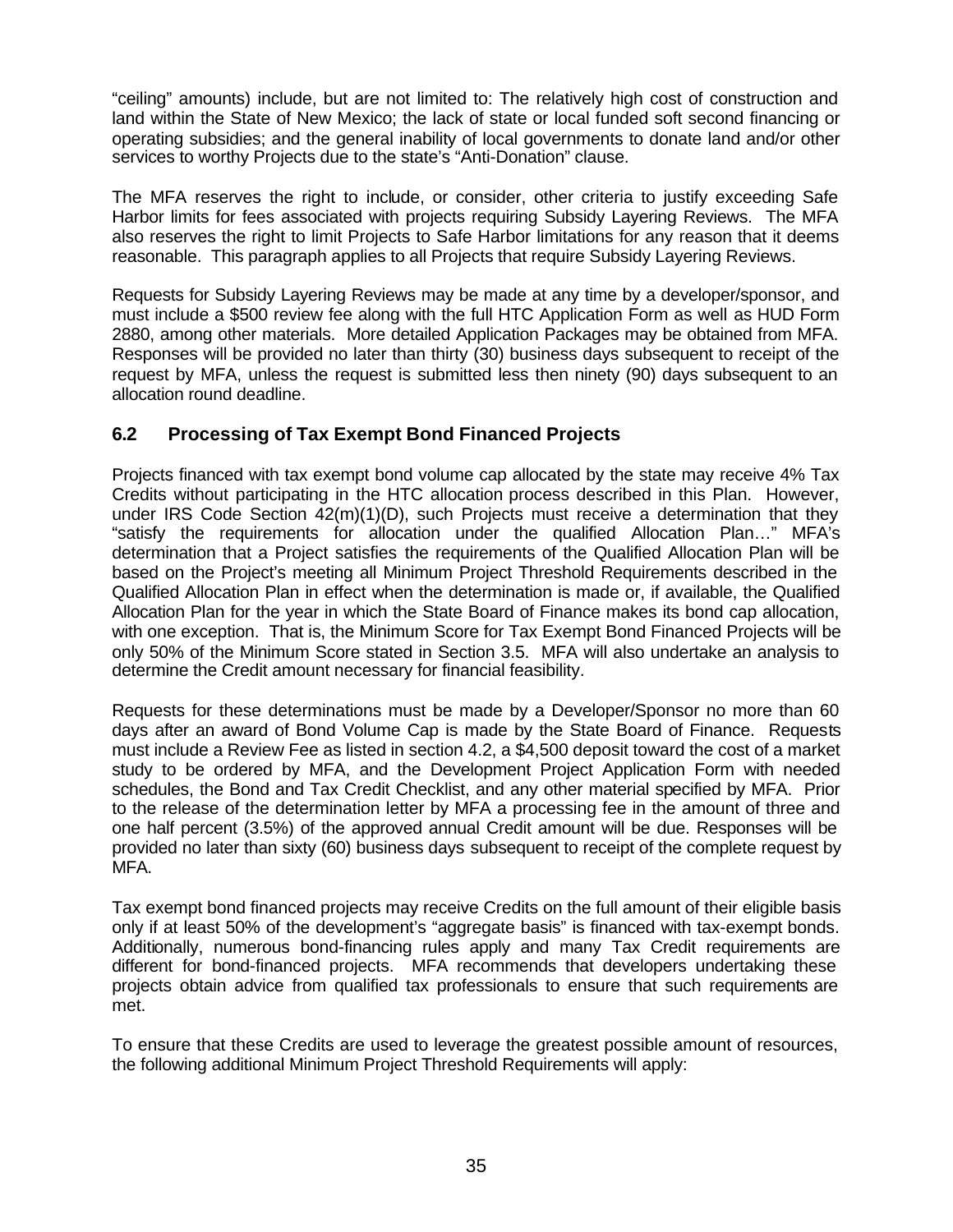"ceiling" amounts) include, but are not limited to: The relatively high cost of construction and land within the State of New Mexico; the lack of state or local funded soft second financing or operating subsidies; and the general inability of local governments to donate land and/or other services to worthy Projects due to the state's "Anti-Donation" clause.

The MFA reserves the right to include, or consider, other criteria to justify exceeding Safe Harbor limits for fees associated with projects requiring Subsidy Layering Reviews. The MFA also reserves the right to limit Projects to Safe Harbor limitations for any reason that it deems reasonable. This paragraph applies to all Projects that require Subsidy Layering Reviews.

Requests for Subsidy Layering Reviews may be made at any time by a developer/sponsor, and must include a $500 review fee along with the full HTC Application Form as well as HUD Form 2880, among other materials. More detailed Application Packages may be obtained from MFA. Responses will be provided no later than thirty (30) business days subsequent to receipt of the request by MFA, unless the request is submitted less then ninety (90) days subsequent to an allocation round deadline.

## 6.2 Processing of Tax Exempt Bond Financed Projects

Projects financed with tax exempt bond volume cap allocated by the state may receive 4% Tax Credits without participating in the HTC allocation process described in this Plan. However, under IRS Code Section 42(m)(1)(D), such Projects must receive a determination that they "satisfy the requirements for allocation under the qualified Allocation Plan…" MFA's determination that a Project satisfies the requirements of the Qualified Allocation Plan will be based on the Project's meeting all Minimum Project Threshold Requirements described in the Qualified Allocation Plan in effect when the determination is made or, if available, the Qualified Allocation Plan for the year in which the State Board of Finance makes its bond cap allocation, with one exception. That is, the Minimum Score for Tax Exempt Bond Financed Projects will be only 50% of the Minimum Score stated in Section 3.5. MFA will also undertake an analysis to determine the Credit amount necessary for financial feasibility.

Requests for these determinations must be made by a Developer/Sponsor no more than 60 days after an award of Bond Volume Cap is made by the State Board of Finance. Requests must include a Review Fee as listed in section 4.2, a $4,500 deposit toward the cost of a market study to be ordered by MFA, and the Development Project Application Form with needed schedules, the Bond and Tax Credit Checklist, and any other material specified by MFA. Prior to the release of the determination letter by MFA a processing fee in the amount of three and one half percent (3.5%) of the approved annual Credit amount will be due. Responses will be provided no later than sixty (60) business days subsequent to receipt of the complete request by MFA.

Tax exempt bond financed projects may receive Credits on the full amount of their eligible basis only if at least 50% of the development's "aggregate basis" is financed with tax-exempt bonds. Additionally, numerous bond-financing rules apply and many Tax Credit requirements are different for bond-financed projects. MFA recommends that developers undertaking these projects obtain advice from qualified tax professionals to ensure that such requirements are met.

To ensure that these Credits are used to leverage the greatest possible amount of resources, the following additional Minimum Project Threshold Requirements will apply: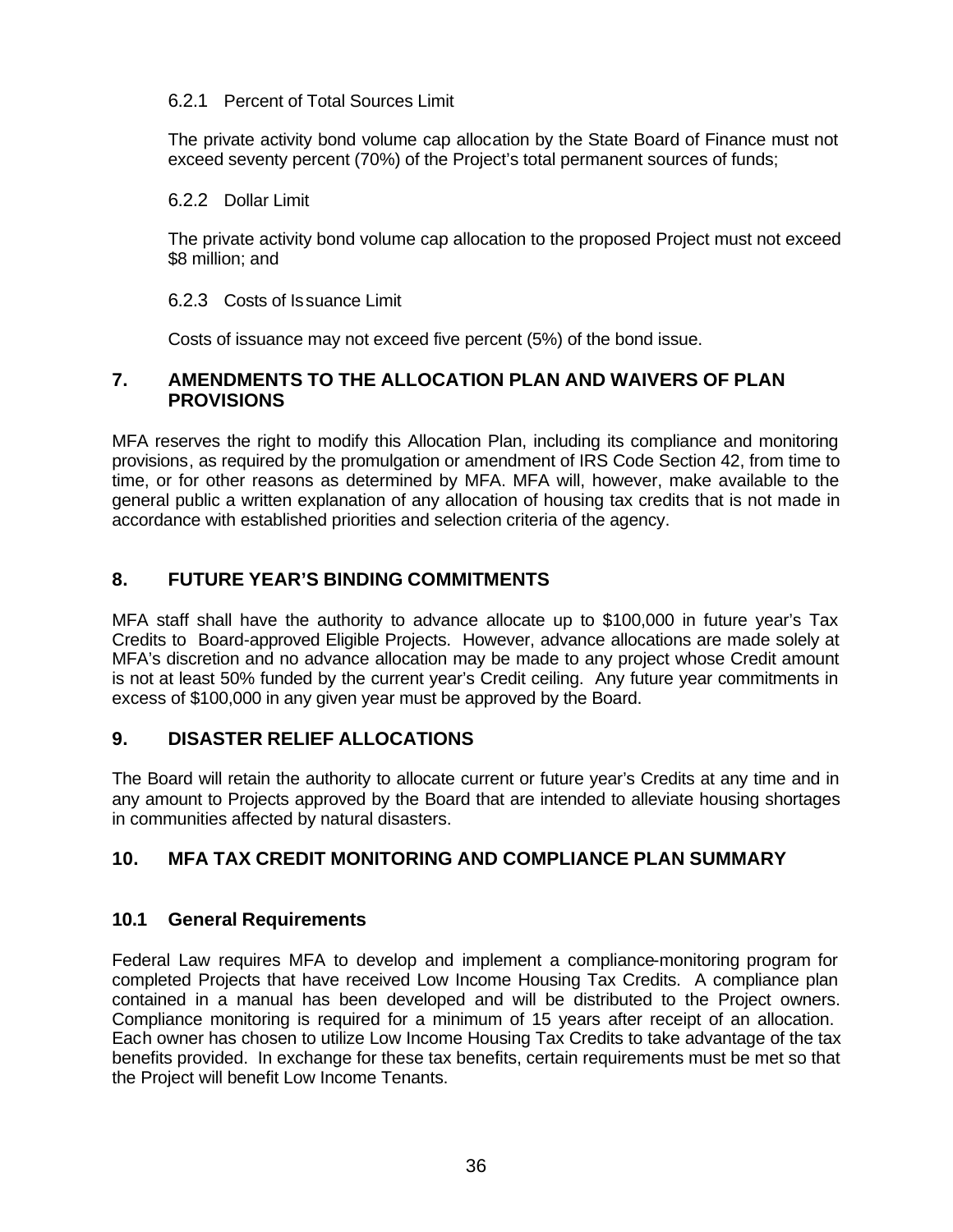#### 6.2.1 Percent of Total Sources Limit

The private activity bond volume cap allocation by the State Board of Finance must not exceed seventy percent (70%) of the Project's total permanent sources of funds;

#### 6.2.2 Dollar Limit

The private activity bond volume cap allocation to the proposed Project must not exceed $8 million; and

#### 6.2.3 Costs of Issuance Limit

Costs of issuance may not exceed five percent (5%) of the bond issue.

## 7. AMENDMENTS TO THE ALLOCATION PLAN AND WAIVERS OF PLAN PROVISIONS

MFA reserves the right to modify this Allocation Plan, including its compliance and monitoring provisions, as required by the promulgation or amendment of IRS Code Section 42, from time to time, or for other reasons as determined by MFA. MFA will, however, make available to the general public a written explanation of any allocation of housing tax credits that is not made in accordance with established priorities and selection criteria of the agency.

## 8. FUTURE YEAR'S BINDING COMMITMENTS

MFA staff shall have the authority to advance allocate up to $100,000 in future year's Tax Credits to Board-approved Eligible Projects. However, advance allocations are made solely at MFA's discretion and no advance allocation may be made to any project whose Credit amount is not at least 50% funded by the current year's Credit ceiling. Any future year commitments in excess of $100,000 in any given year must be approved by the Board.

## 9. DISASTER RELIEF ALLOCATIONS

The Board will retain the authority to allocate current or future year's Credits at any time and in any amount to Projects approved by the Board that are intended to alleviate housing shortages in communities affected by natural disasters.

## 10. MFA TAX CREDIT MONITORING AND COMPLIANCE PLAN SUMMARY

### 10.1 General Requirements

Federal Law requires MFA to develop and implement a compliance-monitoring program for completed Projects that have received Low Income Housing Tax Credits. A compliance plan contained in a manual has been developed and will be distributed to the Project owners. Compliance monitoring is required for a minimum of 15 years after receipt of an allocation. Each owner has chosen to utilize Low Income Housing Tax Credits to take advantage of the tax benefits provided. In exchange for these tax benefits, certain requirements must be met so that the Project will benefit Low Income Tenants.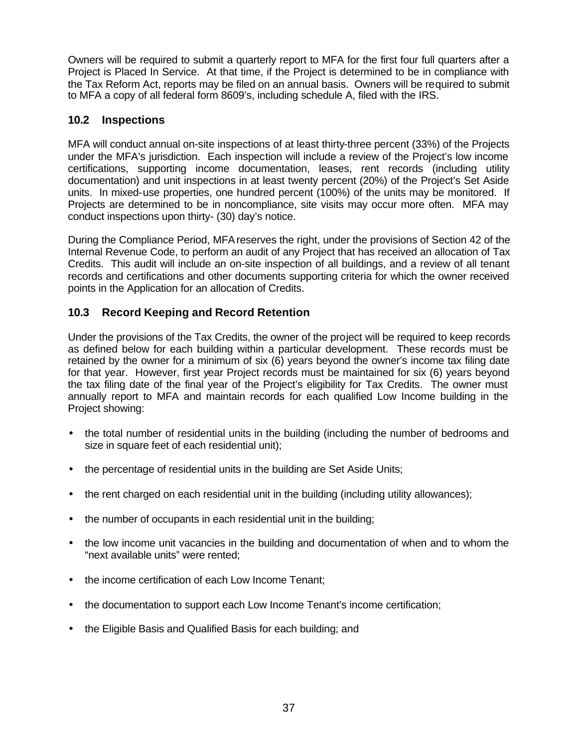Owners will be required to submit a quarterly report to MFA for the first four full quarters after a Project is Placed In Service. At that time, if the Project is determined to be in compliance with the Tax Reform Act, reports may be filed on an annual basis. Owners will be required to submit to MFA a copy of all federal form 8609's, including schedule A, filed with the IRS.

## 10.2 Inspections

MFA will conduct annual on-site inspections of at least thirty-three percent (33%) of the Projects under the MFA's jurisdiction. Each inspection will include a review of the Project's low income certifications, supporting income documentation, leases, rent records (including utility documentation) and unit inspections in at least twenty percent (20%) of the Project's Set Aside units. In mixed-use properties, one hundred percent (100%) of the units may be monitored. If Projects are determined to be in noncompliance, site visits may occur more often. MFA may conduct inspections upon thirty- (30) day's notice.

During the Compliance Period, MFA reserves the right, under the provisions of Section 42 of the Internal Revenue Code, to perform an audit of any Project that has received an allocation of Tax Credits. This audit will include an on-site inspection of all buildings, and a review of all tenant records and certifications and other documents supporting criteria for which the owner received points in the Application for an allocation of Credits.

## 10.3 Record Keeping and Record Retention

Under the provisions of the Tax Credits, the owner of the project will be required to keep records as defined below for each building within a particular development. These records must be retained by the owner for a minimum of six (6) years beyond the owner's income tax filing date for that year. However, first year Project records must be maintained for six (6) years beyond the tax filing date of the final year of the Project's eligibility for Tax Credits. The owner must annually report to MFA and maintain records for each qualified Low Income building in the Project showing:

- the total number of residential units in the building (including the number of bedrooms and size in square feet of each residential unit);
- the percentage of residential units in the building are Set Aside Units;
- the rent charged on each residential unit in the building (including utility allowances);
- the number of occupants in each residential unit in the building;
- the low income unit vacancies in the building and documentation of when and to whom the "next available units" were rented;
- the income certification of each Low Income Tenant;
- the documentation to support each Low Income Tenant's income certification;
- the Eligible Basis and Qualified Basis for each building; and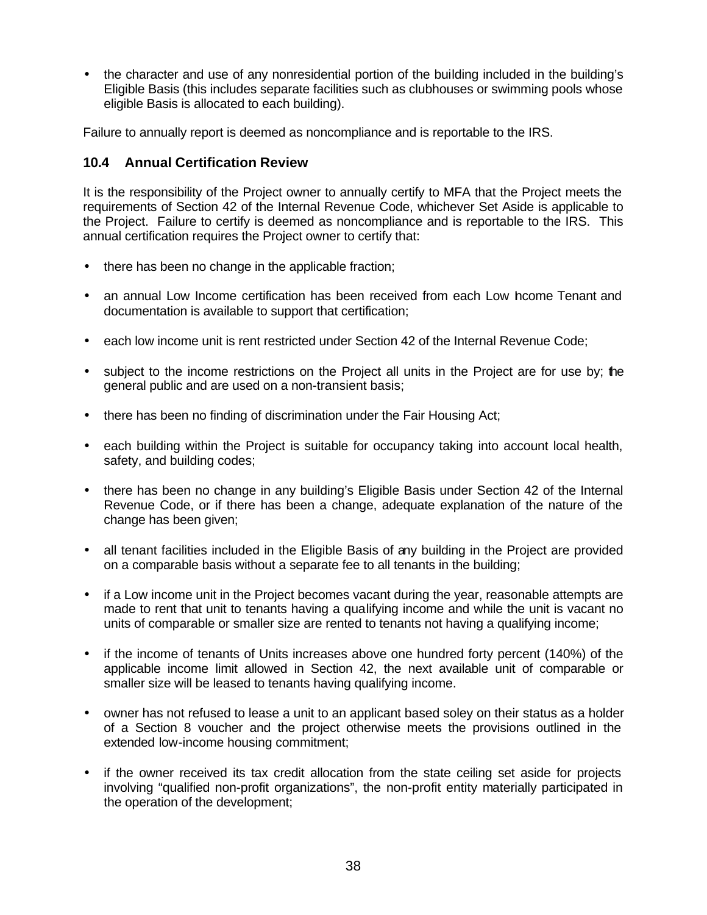- the character and use of any nonresidential portion of the building included in the building's Eligible Basis (this includes separate facilities such as clubhouses or swimming pools whose eligible Basis is allocated to each building).

Failure to annually report is deemed as noncompliance and is reportable to the IRS.

### 10.4 Annual Certification Review

It is the responsibility of the Project owner to annually certify to MFA that the Project meets the requirements of Section 42 of the Internal Revenue Code, whichever Set Aside is applicable to the Project. Failure to certify is deemed as noncompliance and is reportable to the IRS. This annual certification requires the Project owner to certify that:

- there has been no change in the applicable fraction;
- an annual Low Income certification has been received from each Low Income Tenant and documentation is available to support that certification;
- each low income unit is rent restricted under Section 42 of the Internal Revenue Code;
- subject to the income restrictions on the Project all units in the Project are for use by; the general public and are used on a non-transient basis;
- there has been no finding of discrimination under the Fair Housing Act;
- each building within the Project is suitable for occupancy taking into account local health, safety, and building codes;
- there has been no change in any building's Eligible Basis under Section 42 of the Internal Revenue Code, or if there has been a change, adequate explanation of the nature of the change has been given;
- all tenant facilities included in the Eligible Basis of any building in the Project are provided on a comparable basis without a separate fee to all tenants in the building;
- if a Low income unit in the Project becomes vacant during the year, reasonable attempts are made to rent that unit to tenants having a qualifying income and while the unit is vacant no units of comparable or smaller size are rented to tenants not having a qualifying income;
- if the income of tenants of Units increases above one hundred forty percent (140%) of the applicable income limit allowed in Section 42, the next available unit of comparable or smaller size will be leased to tenants having qualifying income.
- owner has not refused to lease a unit to an applicant based soley on their status as a holder of a Section 8 voucher and the project otherwise meets the provisions outlined in the extended low-income housing commitment;
- if the owner received its tax credit allocation from the state ceiling set aside for projects involving "qualified non-profit organizations", the non-profit entity materially participated in the operation of the development;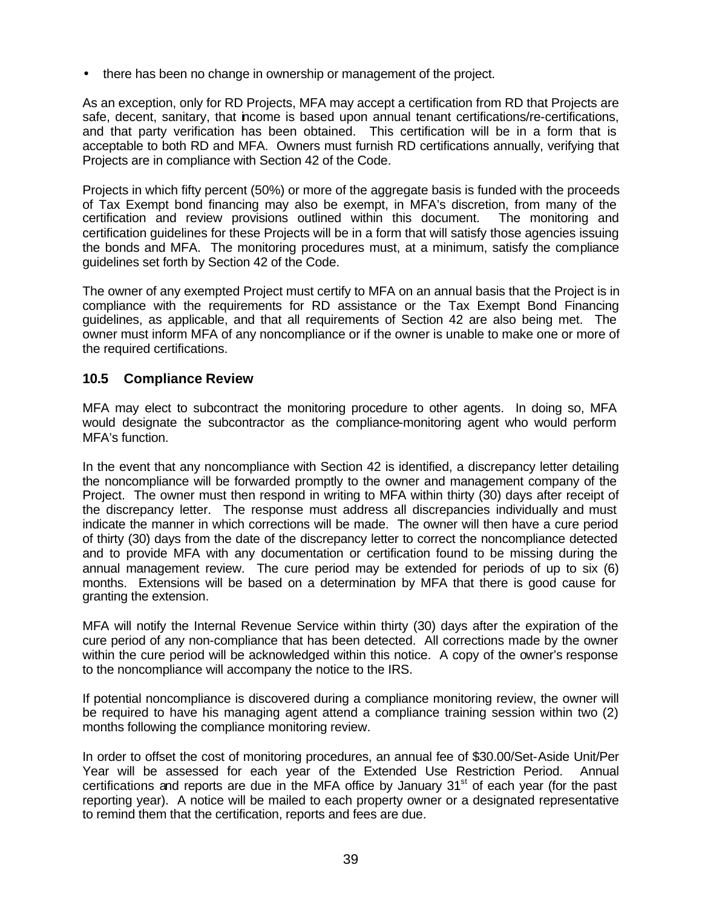- there has been no change in ownership or management of the project.

As an exception, only for RD Projects, MFA may accept a certification from RD that Projects are safe, decent, sanitary, that income is based upon annual tenant certifications/re-certifications, and that party verification has been obtained. This certification will be in a form that is acceptable to both RD and MFA. Owners must furnish RD certifications annually, verifying that Projects are in compliance with Section 42 of the Code.

Projects in which fifty percent (50%) or more of the aggregate basis is funded with the proceeds of Tax Exempt bond financing may also be exempt, in MFA's discretion, from many of the certification and review provisions outlined within this document. The monitoring and certification guidelines for these Projects will be in a form that will satisfy those agencies issuing the bonds and MFA. The monitoring procedures must, at a minimum, satisfy the compliance guidelines set forth by Section 42 of the Code.

The owner of any exempted Project must certify to MFA on an annual basis that the Project is in compliance with the requirements for RD assistance or the Tax Exempt Bond Financing guidelines, as applicable, and that all requirements of Section 42 are also being met. The owner must inform MFA of any noncompliance or if the owner is unable to make one or more of the required certifications.

## 10.5 Compliance Review

MFA may elect to subcontract the monitoring procedure to other agents. In doing so, MFA would designate the subcontractor as the compliance-monitoring agent who would perform MFA's function.

In the event that any noncompliance with Section 42 is identified, a discrepancy letter detailing the noncompliance will be forwarded promptly to the owner and management company of the Project. The owner must then respond in writing to MFA within thirty (30) days after receipt of the discrepancy letter. The response must address all discrepancies individually and must indicate the manner in which corrections will be made. The owner will then have a cure period of thirty (30) days from the date of the discrepancy letter to correct the noncompliance detected and to provide MFA with any documentation or certification found to be missing during the annual management review. The cure period may be extended for periods of up to six (6) months. Extensions will be based on a determination by MFA that there is good cause for granting the extension.

MFA will notify the Internal Revenue Service within thirty (30) days after the expiration of the cure period of any non-compliance that has been detected. All corrections made by the owner within the cure period will be acknowledged within this notice. A copy of the owner's response to the noncompliance will accompany the notice to the IRS.

If potential noncompliance is discovered during a compliance monitoring review, the owner will be required to have his managing agent attend a compliance training session within two (2) months following the compliance monitoring review.

In order to offset the cost of monitoring procedures, an annual fee of $30.00/Set-Aside Unit/Per Year will be assessed for each year of the Extended Use Restriction Period. Annual certifications and reports are due in the MFA office by January 31st of each year (for the past reporting year). A notice will be mailed to each property owner or a designated representative to remind them that the certification, reports and fees are due.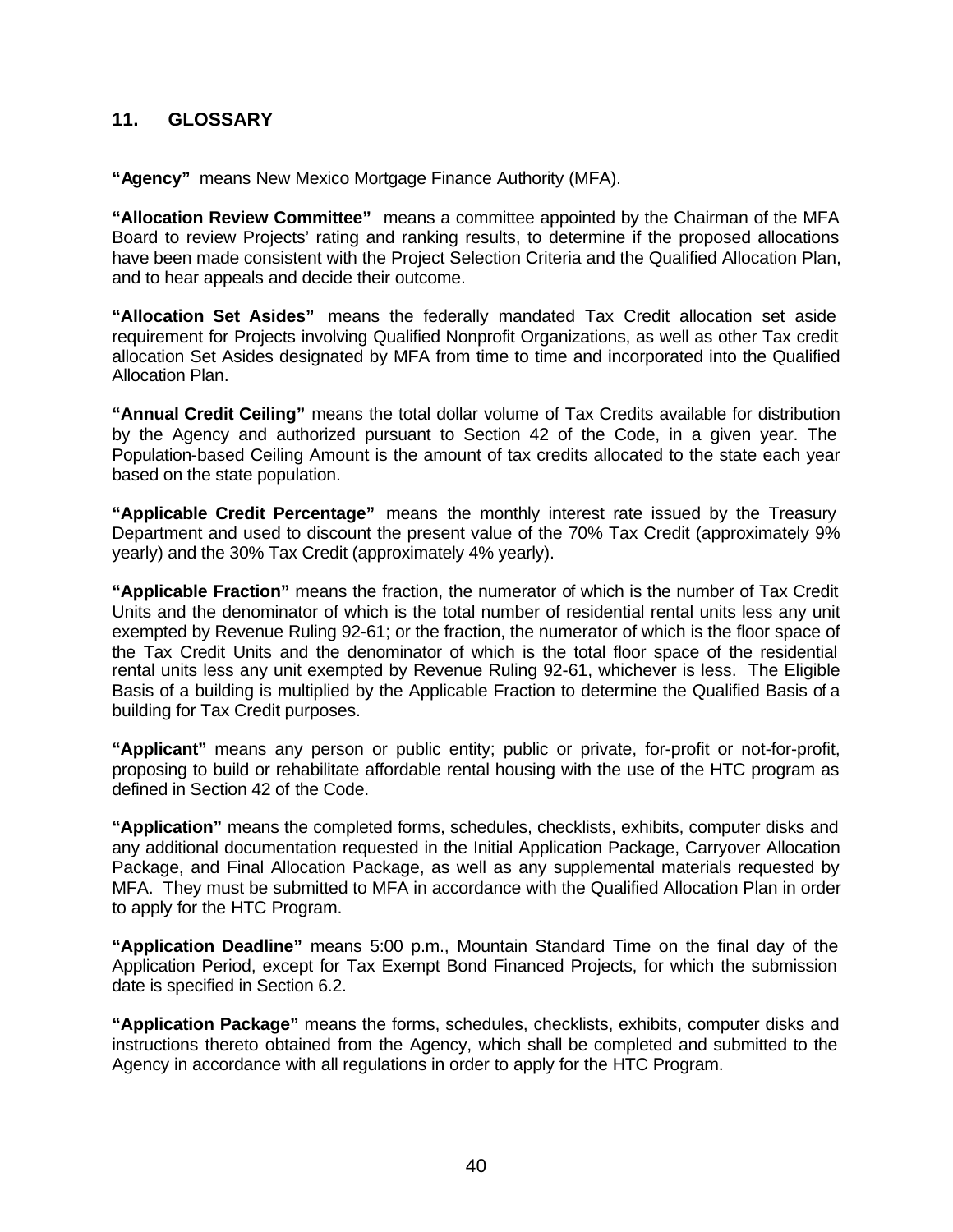## 11. GLOSSARY

**"Agency"** means New Mexico Mortgage Finance Authority (MFA).

**"Allocation Review Committee"** means a committee appointed by the Chairman of the MFA Board to review Projects' rating and ranking results, to determine if the proposed allocations have been made consistent with the Project Selection Criteria and the Qualified Allocation Plan, and to hear appeals and decide their outcome.

**"Allocation Set Asides"** means the federally mandated Tax Credit allocation set aside requirement for Projects involving Qualified Nonprofit Organizations, as well as other Tax credit allocation Set Asides designated by MFA from time to time and incorporated into the Qualified Allocation Plan.

**"Annual Credit Ceiling"** means the total dollar volume of Tax Credits available for distribution by the Agency and authorized pursuant to Section 42 of the Code, in a given year. The Population-based Ceiling Amount is the amount of tax credits allocated to the state each year based on the state population.

**"Applicable Credit Percentage"** means the monthly interest rate issued by the Treasury Department and used to discount the present value of the 70% Tax Credit (approximately 9% yearly) and the 30% Tax Credit (approximately 4% yearly).

**"Applicable Fraction"** means the fraction, the numerator of which is the number of Tax Credit Units and the denominator of which is the total number of residential rental units less any unit exempted by Revenue Ruling 92-61; or the fraction, the numerator of which is the floor space of the Tax Credit Units and the denominator of which is the total floor space of the residential rental units less any unit exempted by Revenue Ruling 92-61, whichever is less. The Eligible Basis of a building is multiplied by the Applicable Fraction to determine the Qualified Basis of a building for Tax Credit purposes.

**"Applicant"** means any person or public entity; public or private, for-profit or not-for-profit, proposing to build or rehabilitate affordable rental housing with the use of the HTC program as defined in Section 42 of the Code.

**"Application"** means the completed forms, schedules, checklists, exhibits, computer disks and any additional documentation requested in the Initial Application Package, Carryover Allocation Package, and Final Allocation Package, as well as any supplemental materials requested by MFA. They must be submitted to MFA in accordance with the Qualified Allocation Plan in order to apply for the HTC Program.

**"Application Deadline"** means 5:00 p.m., Mountain Standard Time on the final day of the Application Period, except for Tax Exempt Bond Financed Projects, for which the submission date is specified in Section 6.2.

**"Application Package"** means the forms, schedules, checklists, exhibits, computer disks and instructions thereto obtained from the Agency, which shall be completed and submitted to the Agency in accordance with all regulations in order to apply for the HTC Program.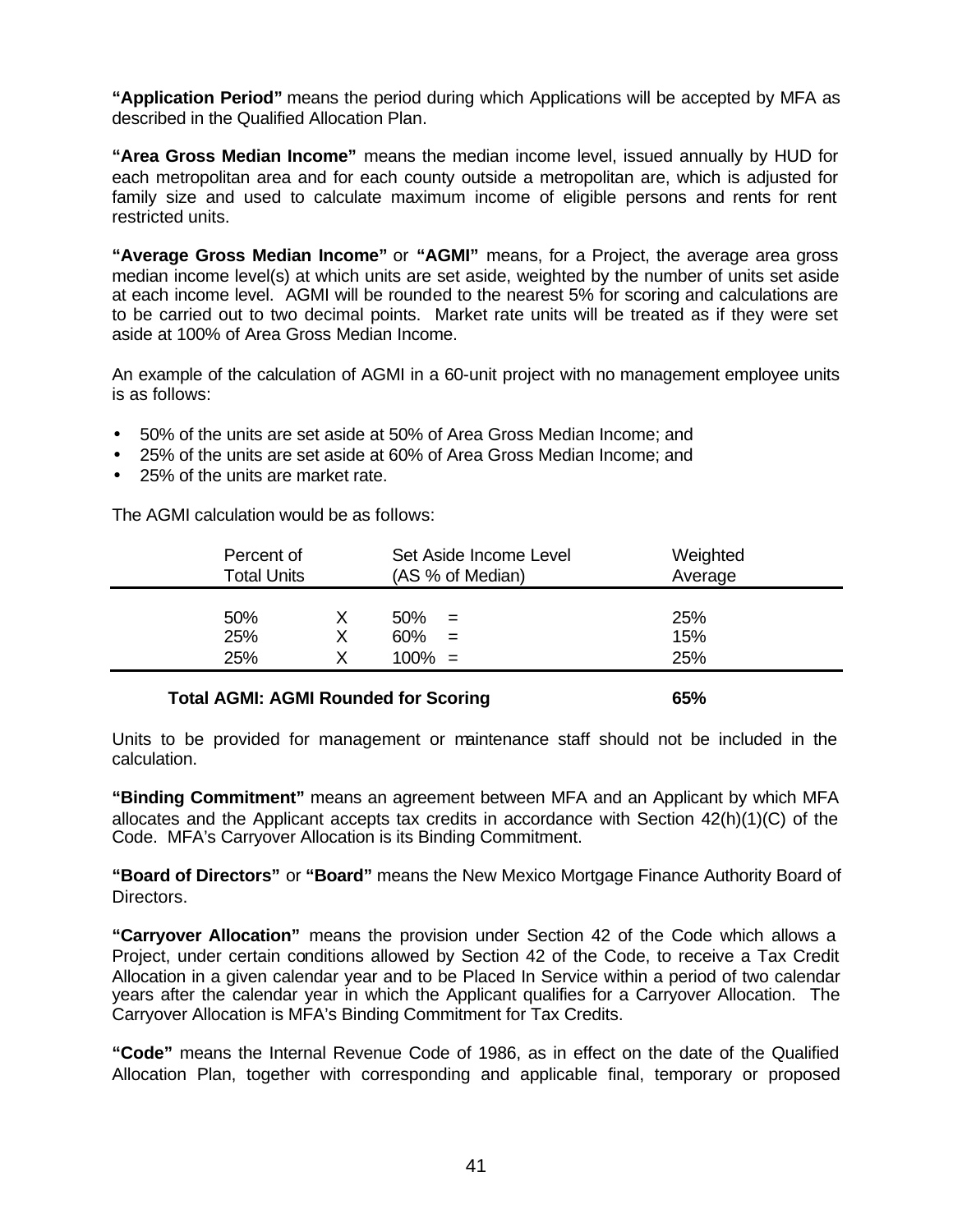**"Application Period"** means the period during which Applications will be accepted by MFA as described in the Qualified Allocation Plan.

**"Area Gross Median Income"** means the median income level, issued annually by HUD for each metropolitan area and for each county outside a metropolitan are, which is adjusted for family size and used to calculate maximum income of eligible persons and rents for rent restricted units.

**"Average Gross Median Income"** or **"AGMI"** means, for a Project, the average area gross median income level(s) at which units are set aside, weighted by the number of units set aside at each income level. AGMI will be rounded to the nearest 5% for scoring and calculations are to be carried out to two decimal points. Market rate units will be treated as if they were set aside at 100% of Area Gross Median Income.

An example of the calculation of AGMI in a 60-unit project with no management employee units is as follows:

- 50% of the units are set aside at 50% of Area Gross Median Income; and
- 25% of the units are set aside at 60% of Area Gross Median Income; and
- 25% of the units are market rate.

The AGMI calculation would be as follows:

| Percent of Total Units | | Set Aside Income Level (AS % of Median) | | Weighted Average |
|---|---|---|---|---|
| 50% | X | 50% | = | 25% |
| 25% | X | 60% | = | 15% |
| 25% | X | 100% | = | 25% |
| **Total AGMI: AGMI Rounded for Scoring** | | | | **65%** |

Units to be provided for management or maintenance staff should not be included in the calculation.

**"Binding Commitment"** means an agreement between MFA and an Applicant by which MFA allocates and the Applicant accepts tax credits in accordance with Section 42(h)(1)(C) of the Code. MFA's Carryover Allocation is its Binding Commitment.

**"Board of Directors"** or **"Board"** means the New Mexico Mortgage Finance Authority Board of Directors.

**"Carryover Allocation"** means the provision under Section 42 of the Code which allows a Project, under certain conditions allowed by Section 42 of the Code, to receive a Tax Credit Allocation in a given calendar year and to be Placed In Service within a period of two calendar years after the calendar year in which the Applicant qualifies for a Carryover Allocation. The Carryover Allocation is MFA's Binding Commitment for Tax Credits.

**"Code"** means the Internal Revenue Code of 1986, as in effect on the date of the Qualified Allocation Plan, together with corresponding and applicable final, temporary or proposed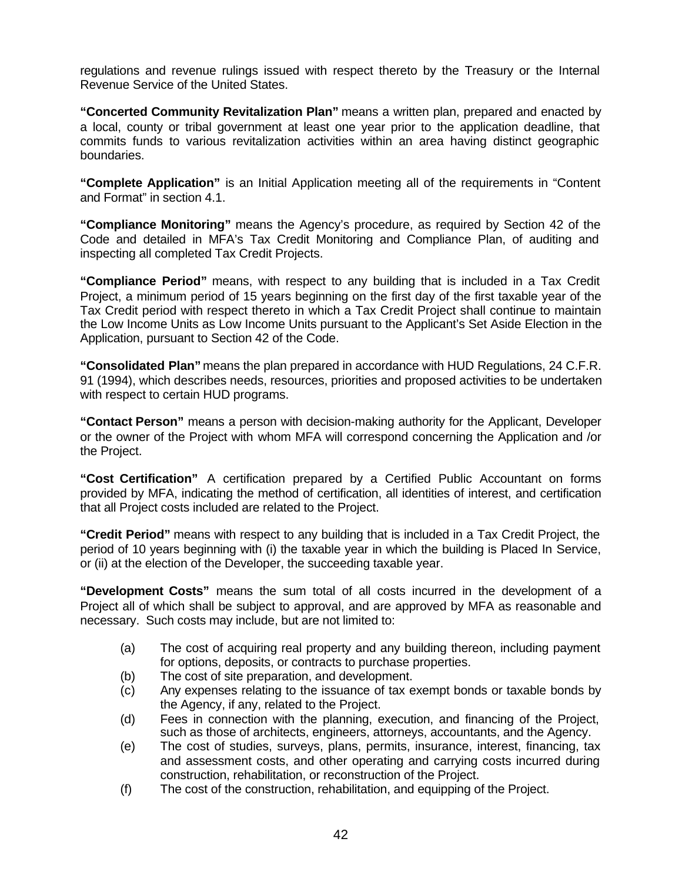regulations and revenue rulings issued with respect thereto by the Treasury or the Internal Revenue Service of the United States.

**"Concerted Community Revitalization Plan"** means a written plan, prepared and enacted by a local, county or tribal government at least one year prior to the application deadline, that commits funds to various revitalization activities within an area having distinct geographic boundaries.

**"Complete Application"** is an Initial Application meeting all of the requirements in "Content and Format" in section 4.1.

**"Compliance Monitoring"** means the Agency's procedure, as required by Section 42 of the Code and detailed in MFA's Tax Credit Monitoring and Compliance Plan, of auditing and inspecting all completed Tax Credit Projects.

**"Compliance Period"** means, with respect to any building that is included in a Tax Credit Project, a minimum period of 15 years beginning on the first day of the first taxable year of the Tax Credit period with respect thereto in which a Tax Credit Project shall continue to maintain the Low Income Units as Low Income Units pursuant to the Applicant's Set Aside Election in the Application, pursuant to Section 42 of the Code.

**"Consolidated Plan"** means the plan prepared in accordance with HUD Regulations, 24 C.F.R. 91 (1994), which describes needs, resources, priorities and proposed activities to be undertaken with respect to certain HUD programs.

**"Contact Person"** means a person with decision-making authority for the Applicant, Developer or the owner of the Project with whom MFA will correspond concerning the Application and /or the Project.

**"Cost Certification"** A certification prepared by a Certified Public Accountant on forms provided by MFA, indicating the method of certification, all identities of interest, and certification that all Project costs included are related to the Project.

**"Credit Period"** means with respect to any building that is included in a Tax Credit Project, the period of 10 years beginning with (i) the taxable year in which the building is Placed In Service, or (ii) at the election of the Developer, the succeeding taxable year.

**"Development Costs"** means the sum total of all costs incurred in the development of a Project all of which shall be subject to approval, and are approved by MFA as reasonable and necessary. Such costs may include, but are not limited to:

(a) The cost of acquiring real property and any building thereon, including payment for options, deposits, or contracts to purchase properties.
(b) The cost of site preparation, and development.
(c) Any expenses relating to the issuance of tax exempt bonds or taxable bonds by the Agency, if any, related to the Project.
(d) Fees in connection with the planning, execution, and financing of the Project, such as those of architects, engineers, attorneys, accountants, and the Agency.
(e) The cost of studies, surveys, plans, permits, insurance, interest, financing, tax and assessment costs, and other operating and carrying costs incurred during construction, rehabilitation, or reconstruction of the Project.
(f) The cost of the construction, rehabilitation, and equipping of the Project.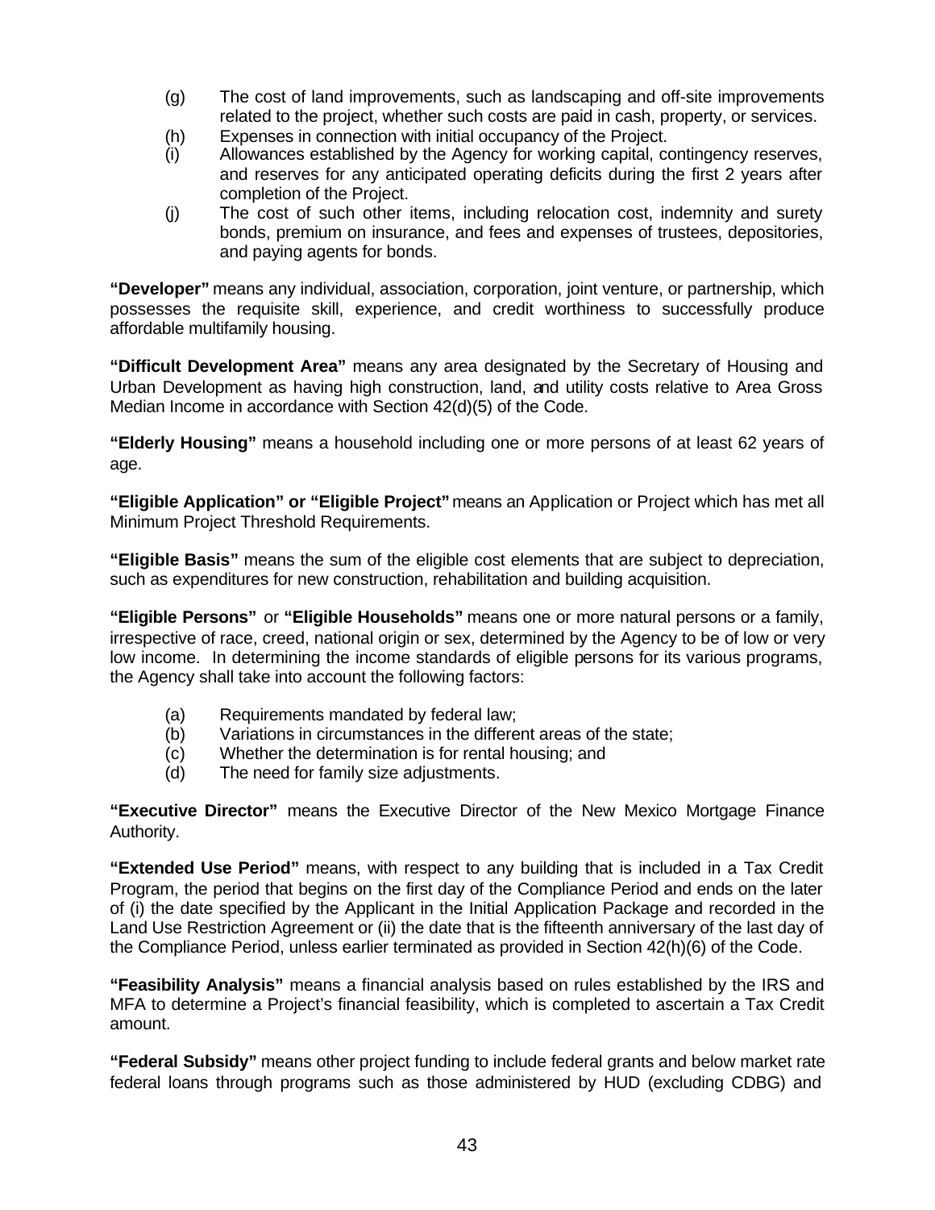(g) The cost of land improvements, such as landscaping and off-site improvements related to the project, whether such costs are paid in cash, property, or services.

(h) Expenses in connection with initial occupancy of the Project.

(i) Allowances established by the Agency for working capital, contingency reserves, and reserves for any anticipated operating deficits during the first 2 years after completion of the Project.

(j) The cost of such other items, including relocation cost, indemnity and surety bonds, premium on insurance, and fees and expenses of trustees, depositories, and paying agents for bonds.

**"Developer"** means any individual, association, corporation, joint venture, or partnership, which possesses the requisite skill, experience, and credit worthiness to successfully produce affordable multifamily housing.

**"Difficult Development Area"** means any area designated by the Secretary of Housing and Urban Development as having high construction, land, and utility costs relative to Area Gross Median Income in accordance with Section 42(d)(5) of the Code.

**"Elderly Housing"** means a household including one or more persons of at least 62 years of age.

**"Eligible Application" or "Eligible Project"** means an Application or Project which has met all Minimum Project Threshold Requirements.

**"Eligible Basis"** means the sum of the eligible cost elements that are subject to depreciation, such as expenditures for new construction, rehabilitation and building acquisition.

**"Eligible Persons"** or **"Eligible Households"** means one or more natural persons or a family, irrespective of race, creed, national origin or sex, determined by the Agency to be of low or very low income. In determining the income standards of eligible persons for its various programs, the Agency shall take into account the following factors:

(a) Requirements mandated by federal law;

(b) Variations in circumstances in the different areas of the state;

(c) Whether the determination is for rental housing; and

(d) The need for family size adjustments.

**"Executive Director"** means the Executive Director of the New Mexico Mortgage Finance Authority.

**"Extended Use Period"** means, with respect to any building that is included in a Tax Credit Program, the period that begins on the first day of the Compliance Period and ends on the later of (i) the date specified by the Applicant in the Initial Application Package and recorded in the Land Use Restriction Agreement or (ii) the date that is the fifteenth anniversary of the last day of the Compliance Period, unless earlier terminated as provided in Section 42(h)(6) of the Code.

**"Feasibility Analysis"** means a financial analysis based on rules established by the IRS and MFA to determine a Project's financial feasibility, which is completed to ascertain a Tax Credit amount.

**"Federal Subsidy"** means other project funding to include federal grants and below market rate federal loans through programs such as those administered by HUD (excluding CDBG) and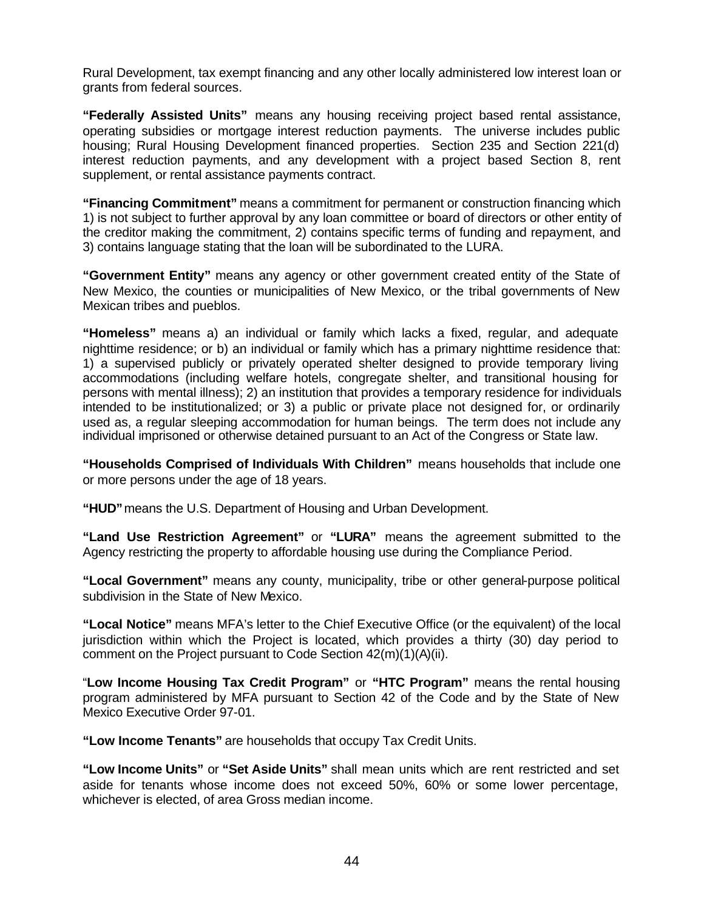Rural Development, tax exempt financing and any other locally administered low interest loan or grants from federal sources.

**"Federally Assisted Units"** means any housing receiving project based rental assistance, operating subsidies or mortgage interest reduction payments. The universe includes public housing; Rural Housing Development financed properties. Section 235 and Section 221(d) interest reduction payments, and any development with a project based Section 8, rent supplement, or rental assistance payments contract.

**"Financing Commitment"** means a commitment for permanent or construction financing which 1) is not subject to further approval by any loan committee or board of directors or other entity of the creditor making the commitment, 2) contains specific terms of funding and repayment, and 3) contains language stating that the loan will be subordinated to the LURA.

**"Government Entity"** means any agency or other government created entity of the State of New Mexico, the counties or municipalities of New Mexico, or the tribal governments of New Mexican tribes and pueblos.

**"Homeless"** means a) an individual or family which lacks a fixed, regular, and adequate nighttime residence; or b) an individual or family which has a primary nighttime residence that: 1) a supervised publicly or privately operated shelter designed to provide temporary living accommodations (including welfare hotels, congregate shelter, and transitional housing for persons with mental illness); 2) an institution that provides a temporary residence for individuals intended to be institutionalized; or 3) a public or private place not designed for, or ordinarily used as, a regular sleeping accommodation for human beings. The term does not include any individual imprisoned or otherwise detained pursuant to an Act of the Congress or State law.

**"Households Comprised of Individuals With Children"** means households that include one or more persons under the age of 18 years.

**"HUD"** means the U.S. Department of Housing and Urban Development.

**"Land Use Restriction Agreement"** or **"LURA"** means the agreement submitted to the Agency restricting the property to affordable housing use during the Compliance Period.

**"Local Government"** means any county, municipality, tribe or other general-purpose political subdivision in the State of New Mexico.

**"Local Notice"** means MFA's letter to the Chief Executive Office (or the equivalent) of the local jurisdiction within which the Project is located, which provides a thirty (30) day period to comment on the Project pursuant to Code Section 42(m)(1)(A)(ii).

"**Low Income Housing Tax Credit Program"** or **"HTC Program"** means the rental housing program administered by MFA pursuant to Section 42 of the Code and by the State of New Mexico Executive Order 97-01.

**"Low Income Tenants"** are households that occupy Tax Credit Units.

**"Low Income Units"** or **"Set Aside Units"** shall mean units which are rent restricted and set aside for tenants whose income does not exceed 50%, 60% or some lower percentage, whichever is elected, of area Gross median income.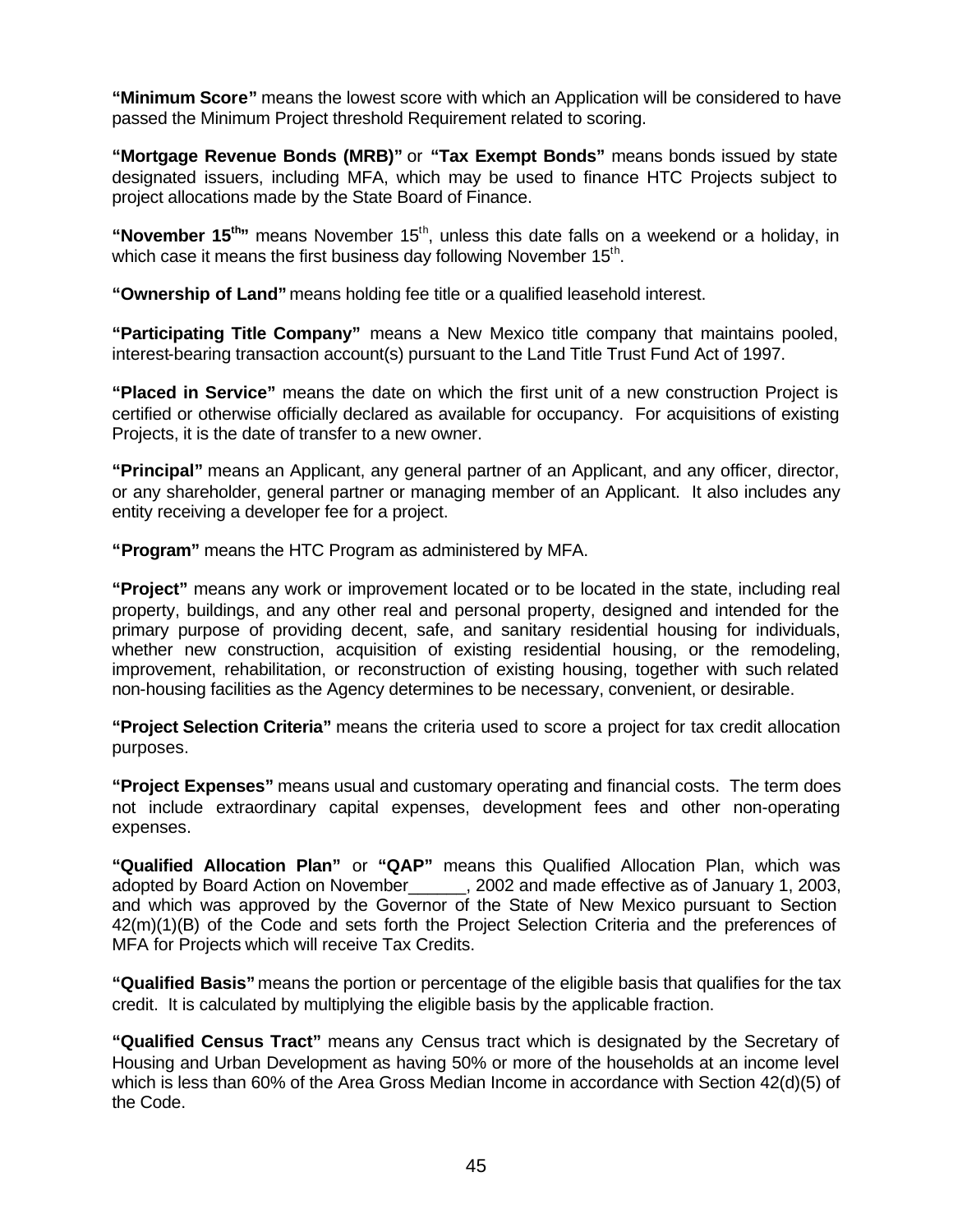**"Minimum Score"** means the lowest score with which an Application will be considered to have passed the Minimum Project threshold Requirement related to scoring.

**"Mortgage Revenue Bonds (MRB)"** or **"Tax Exempt Bonds"** means bonds issued by state designated issuers, including MFA, which may be used to finance HTC Projects subject to project allocations made by the State Board of Finance.

**"November 15th"** means November 15th, unless this date falls on a weekend or a holiday, in which case it means the first business day following November 15th.

**"Ownership of Land"** means holding fee title or a qualified leasehold interest.

**"Participating Title Company"** means a New Mexico title company that maintains pooled, interest-bearing transaction account(s) pursuant to the Land Title Trust Fund Act of 1997.

**"Placed in Service"** means the date on which the first unit of a new construction Project is certified or otherwise officially declared as available for occupancy. For acquisitions of existing Projects, it is the date of transfer to a new owner.

**"Principal"** means an Applicant, any general partner of an Applicant, and any officer, director, or any shareholder, general partner or managing member of an Applicant. It also includes any entity receiving a developer fee for a project.

**"Program"** means the HTC Program as administered by MFA.

**"Project"** means any work or improvement located or to be located in the state, including real property, buildings, and any other real and personal property, designed and intended for the primary purpose of providing decent, safe, and sanitary residential housing for individuals, whether new construction, acquisition of existing residential housing, or the remodeling, improvement, rehabilitation, or reconstruction of existing housing, together with such related non-housing facilities as the Agency determines to be necessary, convenient, or desirable.

**"Project Selection Criteria"** means the criteria used to score a project for tax credit allocation purposes.

**"Project Expenses"** means usual and customary operating and financial costs. The term does not include extraordinary capital expenses, development fees and other non-operating expenses.

**"Qualified Allocation Plan"** or **"QAP"** means this Qualified Allocation Plan, which was adopted by Board Action on November______, 2002 and made effective as of January 1, 2003, and which was approved by the Governor of the State of New Mexico pursuant to Section 42(m)(1)(B) of the Code and sets forth the Project Selection Criteria and the preferences of MFA for Projects which will receive Tax Credits.

**"Qualified Basis"** means the portion or percentage of the eligible basis that qualifies for the tax credit. It is calculated by multiplying the eligible basis by the applicable fraction.

**"Qualified Census Tract"** means any Census tract which is designated by the Secretary of Housing and Urban Development as having 50% or more of the households at an income level which is less than 60% of the Area Gross Median Income in accordance with Section 42(d)(5) of the Code.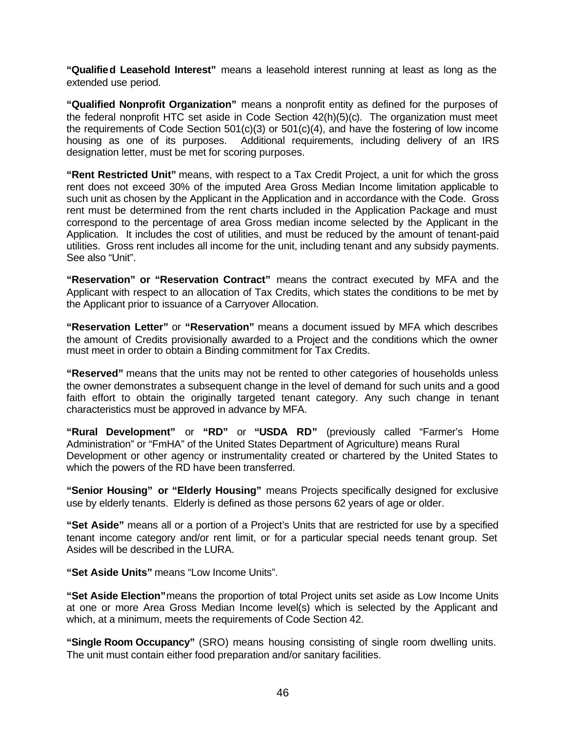**"Qualified Leasehold Interest"** means a leasehold interest running at least as long as the extended use period.

**"Qualified Nonprofit Organization"** means a nonprofit entity as defined for the purposes of the federal nonprofit HTC set aside in Code Section 42(h)(5)(c). The organization must meet the requirements of Code Section 501(c)(3) or 501(c)(4), and have the fostering of low income housing as one of its purposes. Additional requirements, including delivery of an IRS designation letter, must be met for scoring purposes.

**"Rent Restricted Unit"** means, with respect to a Tax Credit Project, a unit for which the gross rent does not exceed 30% of the imputed Area Gross Median Income limitation applicable to such unit as chosen by the Applicant in the Application and in accordance with the Code. Gross rent must be determined from the rent charts included in the Application Package and must correspond to the percentage of area Gross median income selected by the Applicant in the Application. It includes the cost of utilities, and must be reduced by the amount of tenant-paid utilities. Gross rent includes all income for the unit, including tenant and any subsidy payments. See also "Unit".

**"Reservation" or "Reservation Contract"** means the contract executed by MFA and the Applicant with respect to an allocation of Tax Credits, which states the conditions to be met by the Applicant prior to issuance of a Carryover Allocation.

**"Reservation Letter"** or **"Reservation"** means a document issued by MFA which describes the amount of Credits provisionally awarded to a Project and the conditions which the owner must meet in order to obtain a Binding commitment for Tax Credits.

**"Reserved"** means that the units may not be rented to other categories of households unless the owner demonstrates a subsequent change in the level of demand for such units and a good faith effort to obtain the originally targeted tenant category. Any such change in tenant characteristics must be approved in advance by MFA.

**"Rural Development"** or **"RD"** or **"USDA RD"** (previously called "Farmer's Home Administration" or "FmHA" of the United States Department of Agriculture) means Rural Development or other agency or instrumentality created or chartered by the United States to which the powers of the RD have been transferred.

**"Senior Housing" or "Elderly Housing"** means Projects specifically designed for exclusive use by elderly tenants. Elderly is defined as those persons 62 years of age or older.

**"Set Aside"** means all or a portion of a Project's Units that are restricted for use by a specified tenant income category and/or rent limit, or for a particular special needs tenant group. Set Asides will be described in the LURA.

**"Set Aside Units"** means "Low Income Units".

**"Set Aside Election"** means the proportion of total Project units set aside as Low Income Units at one or more Area Gross Median Income level(s) which is selected by the Applicant and which, at a minimum, meets the requirements of Code Section 42.

**"Single Room Occupancy"** (SRO) means housing consisting of single room dwelling units. The unit must contain either food preparation and/or sanitary facilities.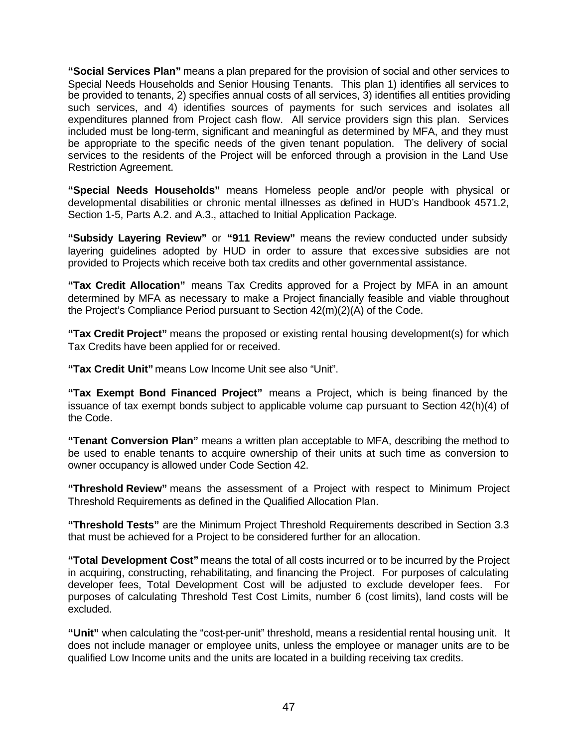**"Social Services Plan"** means a plan prepared for the provision of social and other services to Special Needs Households and Senior Housing Tenants. This plan 1) identifies all services to be provided to tenants, 2) specifies annual costs of all services, 3) identifies all entities providing such services, and 4) identifies sources of payments for such services and isolates all expenditures planned from Project cash flow. All service providers sign this plan. Services included must be long-term, significant and meaningful as determined by MFA, and they must be appropriate to the specific needs of the given tenant population. The delivery of social services to the residents of the Project will be enforced through a provision in the Land Use Restriction Agreement.

**"Special Needs Households"** means Homeless people and/or people with physical or developmental disabilities or chronic mental illnesses as defined in HUD's Handbook 4571.2, Section 1-5, Parts A.2. and A.3., attached to Initial Application Package.

**"Subsidy Layering Review"** or **"911 Review"** means the review conducted under subsidy layering guidelines adopted by HUD in order to assure that excessive subsidies are not provided to Projects which receive both tax credits and other governmental assistance.

**"Tax Credit Allocation"** means Tax Credits approved for a Project by MFA in an amount determined by MFA as necessary to make a Project financially feasible and viable throughout the Project's Compliance Period pursuant to Section 42(m)(2)(A) of the Code.

**"Tax Credit Project"** means the proposed or existing rental housing development(s) for which Tax Credits have been applied for or received.

**"Tax Credit Unit"** means Low Income Unit see also "Unit".

**"Tax Exempt Bond Financed Project"** means a Project, which is being financed by the issuance of tax exempt bonds subject to applicable volume cap pursuant to Section 42(h)(4) of the Code.

**"Tenant Conversion Plan"** means a written plan acceptable to MFA, describing the method to be used to enable tenants to acquire ownership of their units at such time as conversion to owner occupancy is allowed under Code Section 42.

**"Threshold Review"** means the assessment of a Project with respect to Minimum Project Threshold Requirements as defined in the Qualified Allocation Plan.

**"Threshold Tests"** are the Minimum Project Threshold Requirements described in Section 3.3 that must be achieved for a Project to be considered further for an allocation.

**"Total Development Cost"** means the total of all costs incurred or to be incurred by the Project in acquiring, constructing, rehabilitating, and financing the Project. For purposes of calculating developer fees, Total Development Cost will be adjusted to exclude developer fees. For purposes of calculating Threshold Test Cost Limits, number 6 (cost limits), land costs will be excluded.

**"Unit"** when calculating the "cost-per-unit" threshold, means a residential rental housing unit. It does not include manager or employee units, unless the employee or manager units are to be qualified Low Income units and the units are located in a building receiving tax credits.